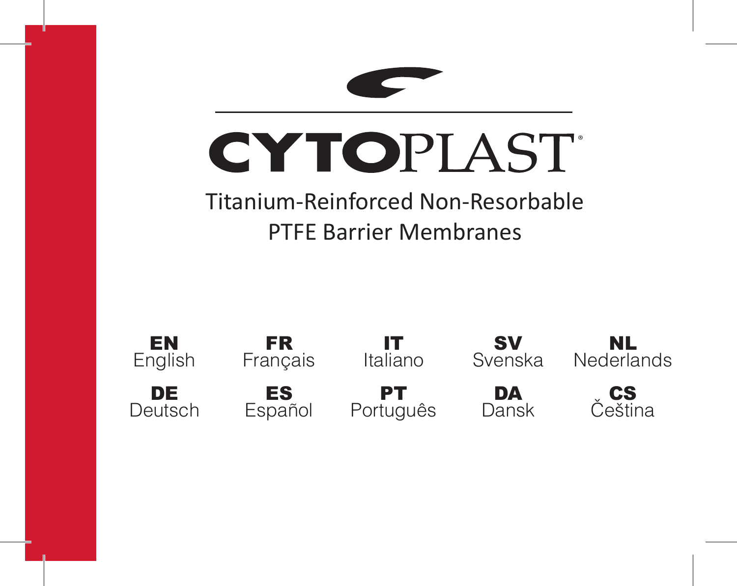# CYTOPLAST®

## Titanium-Reinforced Non-Resorbable PTFE Barrier Membranes

| | | | | |
|---|---|---|---|---|
| **EN** English | **FR** Français | **IT** Italiano | **SV** Svenska | **NL** Nederlands |
| **DE** Deutsch | **ES** Español | **PT** Português | **DA** Dansk | **CS** Čeština |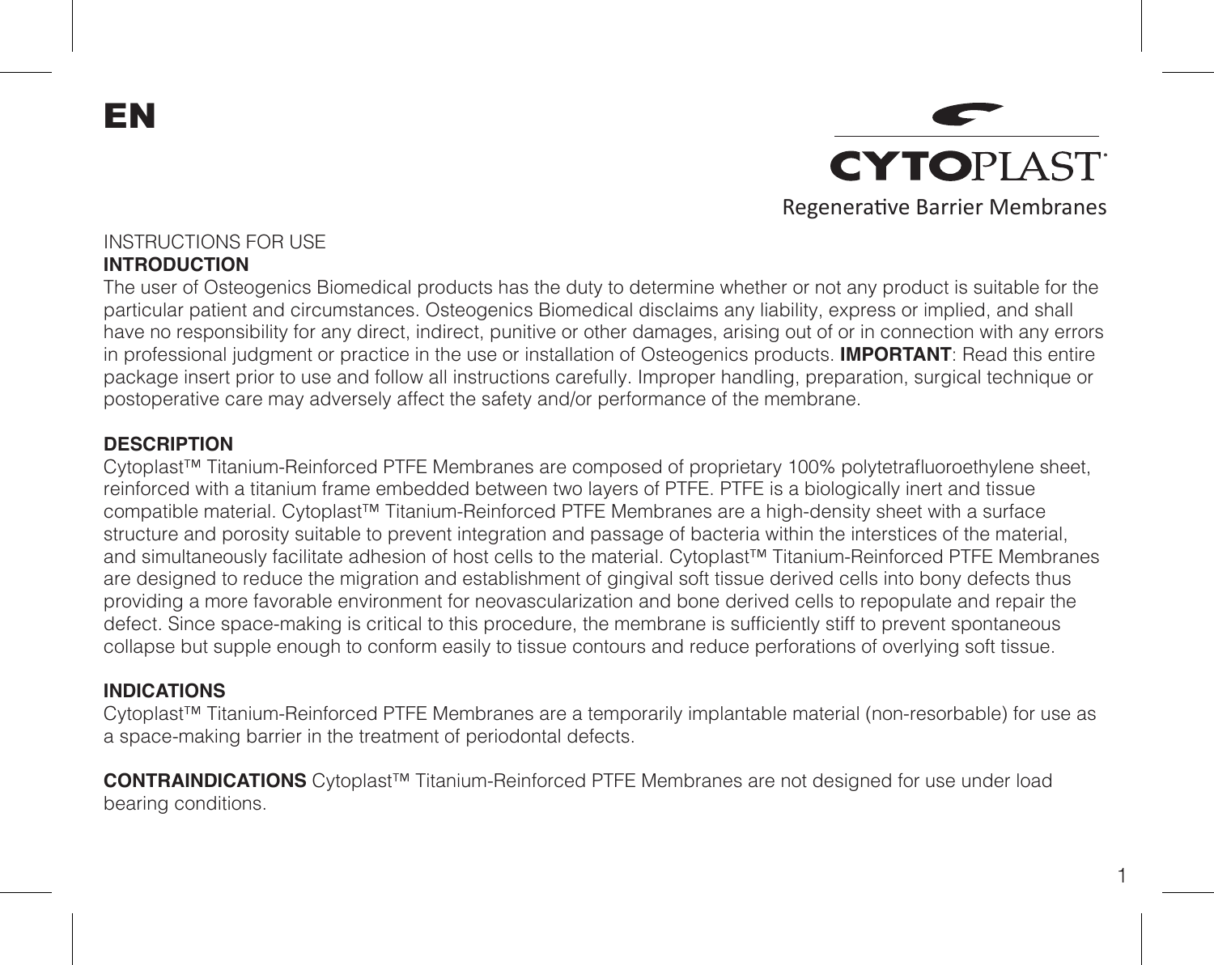EN

**CYTOPLAST**

Regenerative Barrier Membranes

INSTRUCTIONS FOR USE

**INTRODUCTION**

The user of Osteogenics Biomedical products has the duty to determine whether or not any product is suitable for the particular patient and circumstances. Osteogenics Biomedical disclaims any liability, express or implied, and shall have no responsibility for any direct, indirect, punitive or other damages, arising out of or in connection with any errors in professional judgment or practice in the use or installation of Osteogenics products. **IMPORTANT**: Read this entire package insert prior to use and follow all instructions carefully. Improper handling, preparation, surgical technique or postoperative care may adversely affect the safety and/or performance of the membrane.

**DESCRIPTION**

Cytoplast™ Titanium-Reinforced PTFE Membranes are composed of proprietary 100% polytetrafluoroethylene sheet, reinforced with a titanium frame embedded between two layers of PTFE. PTFE is a biologically inert and tissue compatible material. Cytoplast™ Titanium-Reinforced PTFE Membranes are a high-density sheet with a surface structure and porosity suitable to prevent integration and passage of bacteria within the interstices of the material, and simultaneously facilitate adhesion of host cells to the material. Cytoplast™ Titanium-Reinforced PTFE Membranes are designed to reduce the migration and establishment of gingival soft tissue derived cells into bony defects thus providing a more favorable environment for neovascularization and bone derived cells to repopulate and repair the defect. Since space-making is critical to this procedure, the membrane is sufficiently stiff to prevent spontaneous collapse but supple enough to conform easily to tissue contours and reduce perforations of overlying soft tissue.

**INDICATIONS**

Cytoplast™ Titanium-Reinforced PTFE Membranes are a temporarily implantable material (non-resorbable) for use as a space-making barrier in the treatment of periodontal defects.

**CONTRAINDICATIONS** Cytoplast™ Titanium-Reinforced PTFE Membranes are not designed for use under load bearing conditions.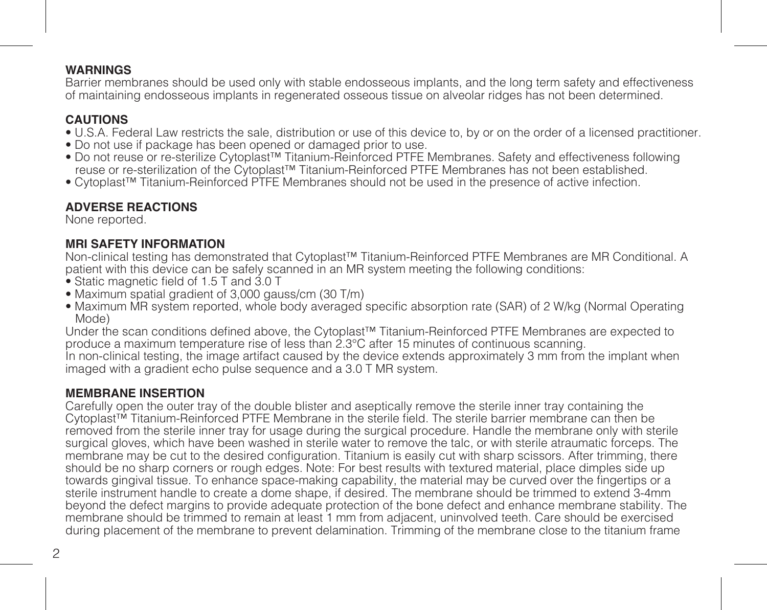## WARNINGS

Barrier membranes should be used only with stable endosseous implants, and the long term safety and effectiveness of maintaining endosseous implants in regenerated osseous tissue on alveolar ridges has not been determined.

## CAUTIONS

- U.S.A. Federal Law restricts the sale, distribution or use of this device to, by or on the order of a licensed practitioner.
- Do not use if package has been opened or damaged prior to use.
- Do not reuse or re-sterilize Cytoplast™ Titanium-Reinforced PTFE Membranes. Safety and effectiveness following reuse or re-sterilization of the Cytoplast™ Titanium-Reinforced PTFE Membranes has not been established.
- Cytoplast™ Titanium-Reinforced PTFE Membranes should not be used in the presence of active infection.

## ADVERSE REACTIONS

None reported.

## MRI SAFETY INFORMATION

Non-clinical testing has demonstrated that Cytoplast™ Titanium-Reinforced PTFE Membranes are MR Conditional. A patient with this device can be safely scanned in an MR system meeting the following conditions:

- Static magnetic field of 1.5 T and 3.0 T
- Maximum spatial gradient of 3,000 gauss/cm (30 T/m)
- Maximum MR system reported, whole body averaged specific absorption rate (SAR) of 2 W/kg (Normal Operating Mode)

Under the scan conditions defined above, the Cytoplast™ Titanium-Reinforced PTFE Membranes are expected to produce a maximum temperature rise of less than 2.3°C after 15 minutes of continuous scanning.
In non-clinical testing, the image artifact caused by the device extends approximately 3 mm from the implant when imaged with a gradient echo pulse sequence and a 3.0 T MR system.

## MEMBRANE INSERTION

Carefully open the outer tray of the double blister and aseptically remove the sterile inner tray containing the Cytoplast™ Titanium-Reinforced PTFE Membrane in the sterile field. The sterile barrier membrane can then be removed from the sterile inner tray for usage during the surgical procedure. Handle the membrane only with sterile surgical gloves, which have been washed in sterile water to remove the talc, or with sterile atraumatic forceps. The membrane may be cut to the desired configuration. Titanium is easily cut with sharp scissors. After trimming, there should be no sharp corners or rough edges. Note: For best results with textured material, place dimples side up towards gingival tissue. To enhance space-making capability, the material may be curved over the fingertips or a sterile instrument handle to create a dome shape, if desired. The membrane should be trimmed to extend 3-4mm beyond the defect margins to provide adequate protection of the bone defect and enhance membrane stability. The membrane should be trimmed to remain at least 1 mm from adjacent, uninvolved teeth. Care should be exercised during placement of the membrane to prevent delamination. Trimming of the membrane close to the titanium frame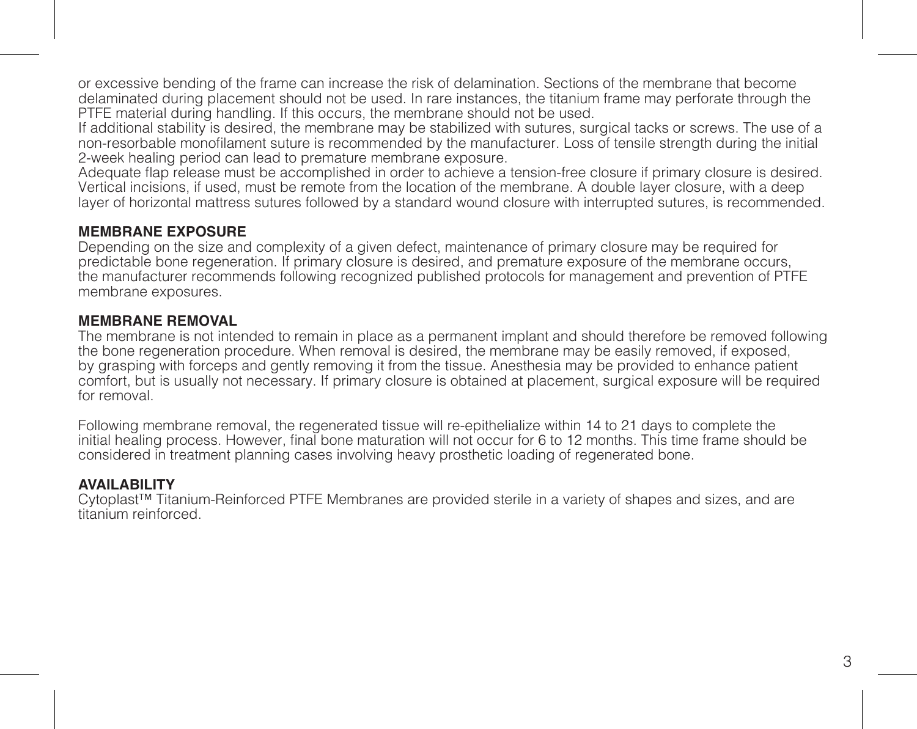or excessive bending of the frame can increase the risk of delamination. Sections of the membrane that become delaminated during placement should not be used. In rare instances, the titanium frame may perforate through the PTFE material during handling. If this occurs, the membrane should not be used.

If additional stability is desired, the membrane may be stabilized with sutures, surgical tacks or screws. The use of a non-resorbable monofilament suture is recommended by the manufacturer. Loss of tensile strength during the initial 2-week healing period can lead to premature membrane exposure.

Adequate flap release must be accomplished in order to achieve a tension-free closure if primary closure is desired. Vertical incisions, if used, must be remote from the location of the membrane. A double layer closure, with a deep layer of horizontal mattress sutures followed by a standard wound closure with interrupted sutures, is recommended.

**MEMBRANE EXPOSURE**

Depending on the size and complexity of a given defect, maintenance of primary closure may be required for predictable bone regeneration. If primary closure is desired, and premature exposure of the membrane occurs, the manufacturer recommends following recognized published protocols for management and prevention of PTFE membrane exposures.

**MEMBRANE REMOVAL**

The membrane is not intended to remain in place as a permanent implant and should therefore be removed following the bone regeneration procedure. When removal is desired, the membrane may be easily removed, if exposed, by grasping with forceps and gently removing it from the tissue. Anesthesia may be provided to enhance patient comfort, but is usually not necessary. If primary closure is obtained at placement, surgical exposure will be required for removal.

Following membrane removal, the regenerated tissue will re-epithelialize within 14 to 21 days to complete the initial healing process. However, final bone maturation will not occur for 6 to 12 months. This time frame should be considered in treatment planning cases involving heavy prosthetic loading of regenerated bone.

**AVAILABILITY**

Cytoplast™ Titanium-Reinforced PTFE Membranes are provided sterile in a variety of shapes and sizes, and are titanium reinforced.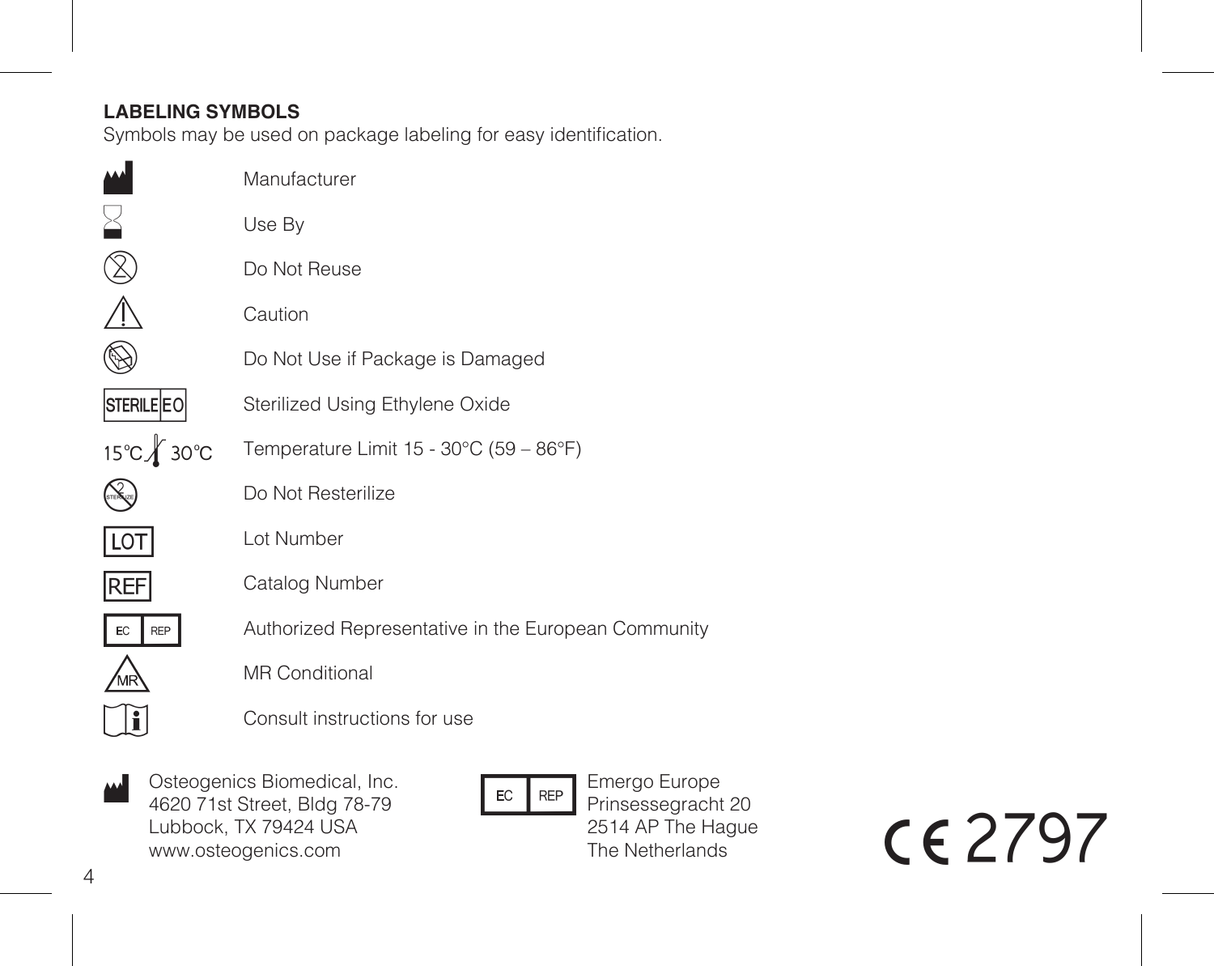**LABELING SYMBOLS**

Symbols may be used on package labeling for easy identification.

| Symbol | Meaning |
| --- | --- |
| | Manufacturer |
| | Use By |
| | Do Not Reuse |
| | Caution |
| | Do Not Use if Package is Damaged |
| STERILE EO | Sterilized Using Ethylene Oxide |
| 15°C 30°C | Temperature Limit 15 - 30°C (59 – 86°F) |
| STERILIZE | Do Not Resterilize |
| LOT | Lot Number |
| REF | Catalog Number |
| EC REP | Authorized Representative in the European Community |
| MR | MR Conditional |
| | Consult instructions for use |

Osteogenics Biomedical, Inc.
4620 71st Street, Bldg 78-79
Lubbock, TX 79424 USA
www.osteogenics.com

EC REP
Emergo Europe
Prinsessegracht 20
2514 AP The Hague
The Netherlands

CE 2797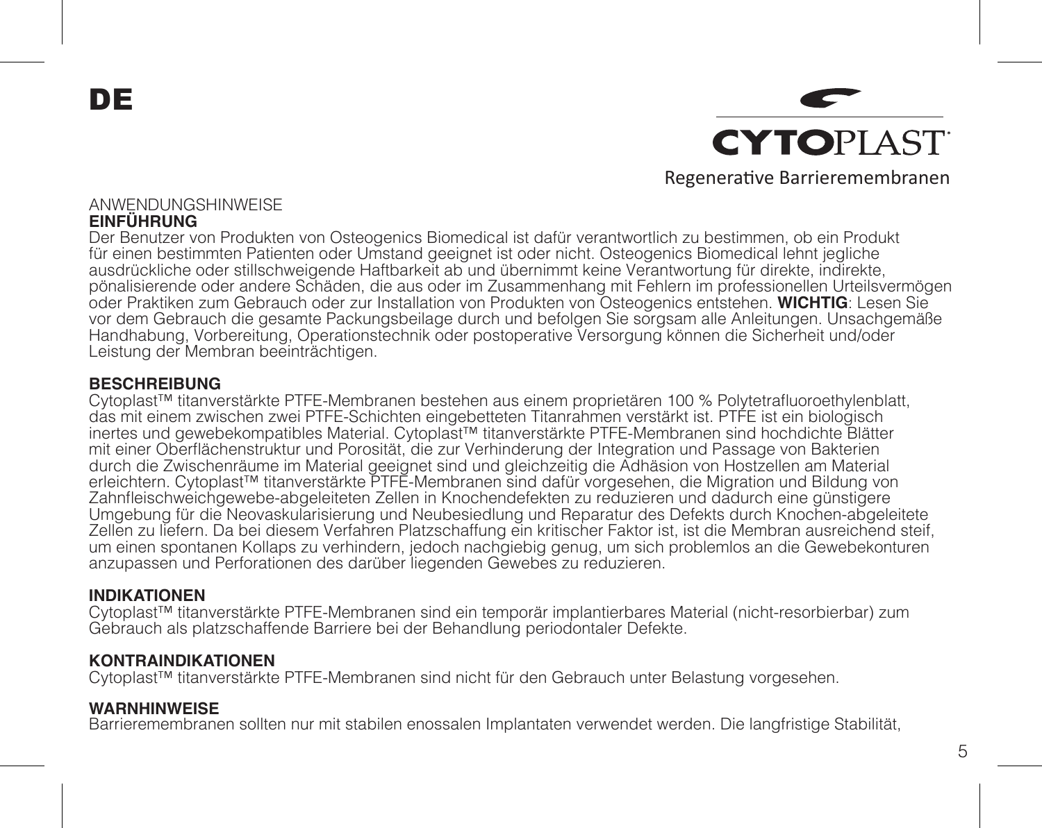# DE

CYTOPLAST®

Regenerative Barrieremembranen

ANWENDUNGSHINWEISE

**EINFÜHRUNG**

Der Benutzer von Produkten von Osteogenics Biomedical ist dafür verantwortlich zu bestimmen, ob ein Produkt für einen bestimmten Patienten oder Umstand geeignet ist oder nicht. Osteogenics Biomedical lehnt jegliche ausdrückliche oder stillschweigende Haftbarkeit ab und übernimmt keine Verantwortung für direkte, indirekte, pönalisierende oder andere Schäden, die aus oder im Zusammenhang mit Fehlern im professionellen Urteilsvermögen oder Praktiken zum Gebrauch oder zur Installation von Produkten von Osteogenics entstehen. **WICHTIG**: Lesen Sie vor dem Gebrauch die gesamte Packungsbeilage durch und befolgen Sie sorgsam alle Anleitungen. Unsachgemäße Handhabung, Vorbereitung, Operationstechnik oder postoperative Versorgung können die Sicherheit und/oder Leistung der Membran beeinträchtigen.

**BESCHREIBUNG**

Cytoplast™ titanverstärkte PTFE-Membranen bestehen aus einem proprietären 100 % Polytetrafluoroethylenblatt, das mit einem zwischen zwei PTFE-Schichten eingebetteten Titanrahmen verstärkt ist. PTFE ist ein biologisch inertes und gewebekompatibles Material. Cytoplast™ titanverstärkte PTFE-Membranen sind hochdichte Blätter mit einer Oberflächenstruktur und Porosität, die zur Verhinderung der Integration und Passage von Bakterien durch die Zwischenräume im Material geeignet sind und gleichzeitig die Adhäsion von Hostzellen am Material erleichtern. Cytoplast™ titanverstärkte PTFE-Membranen sind dafür vorgesehen, die Migration und Bildung von Zahnfleischweichgewebe-abgeleiteten Zellen in Knochendefekten zu reduzieren und dadurch eine günstigere Umgebung für die Neovaskularisierung und Neubesiedlung und Reparatur des Defekts durch Knochen-abgeleitete Zellen zu liefern. Da bei diesem Verfahren Platzschaffung ein kritischer Faktor ist, ist die Membran ausreichend steif, um einen spontanen Kollaps zu verhindern, jedoch nachgiebig genug, um sich problemlos an die Gewebekonturen anzupassen und Perforationen des darüber liegenden Gewebes zu reduzieren.

**INDIKATIONEN**

Cytoplast™ titanverstärkte PTFE-Membranen sind ein temporär implantierbares Material (nicht-resorbierbar) zum Gebrauch als platzschaffende Barriere bei der Behandlung periodontaler Defekte.

**KONTRAINDIKATIONEN**

Cytoplast™ titanverstärkte PTFE-Membranen sind nicht für den Gebrauch unter Belastung vorgesehen.

**WARNHINWEISE**

Barrieremembranen sollten nur mit stabilen enossalen Implantaten verwendet werden. Die langfristige Stabilität,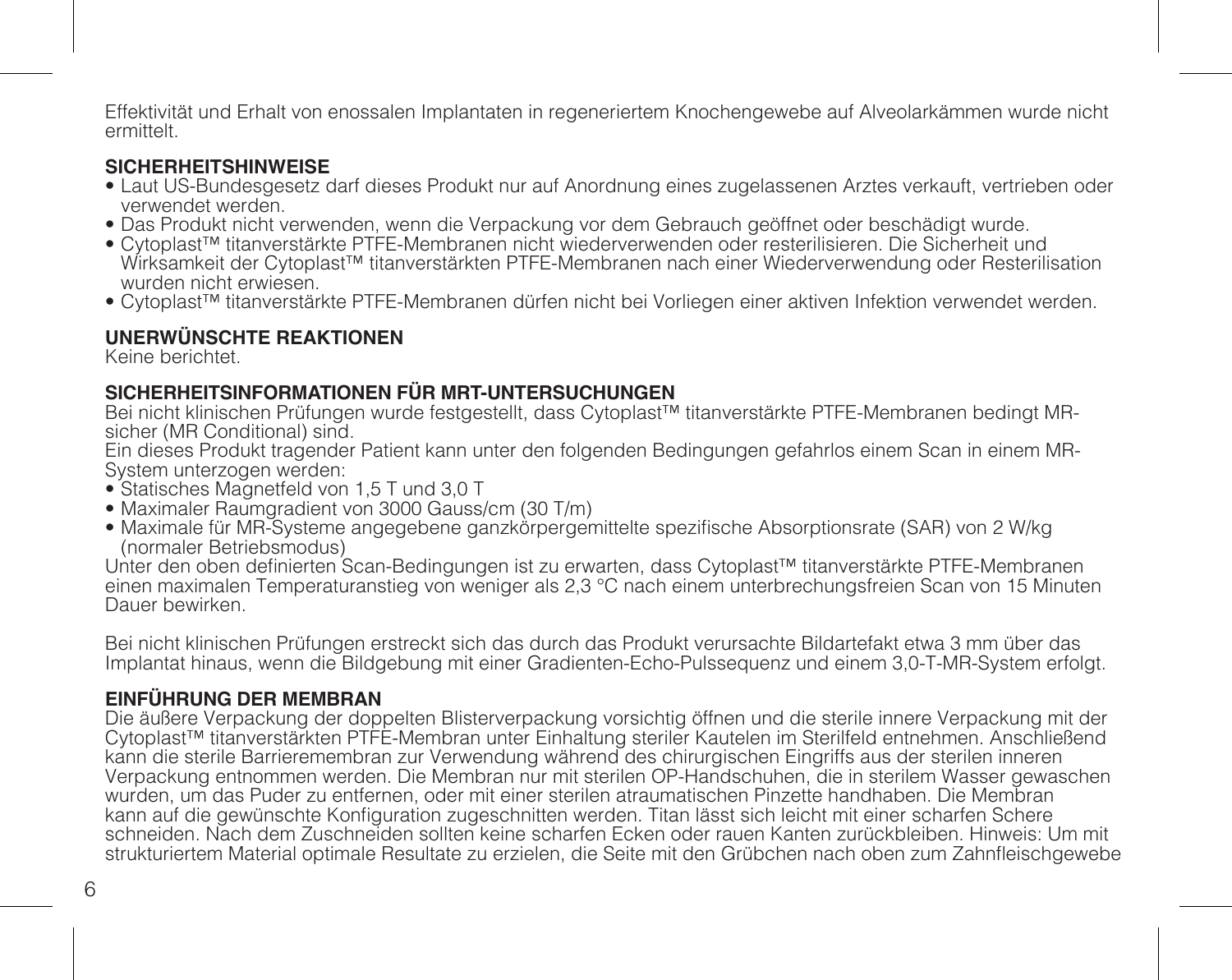Effektivität und Erhalt von enossalen Implantaten in regeneriertem Knochengewebe auf Alveolarkämmen wurde nicht ermittelt.

**SICHERHEITSHINWEISE**

- Laut US-Bundesgesetz darf dieses Produkt nur auf Anordnung eines zugelassenen Arztes verkauft, vertrieben oder verwendet werden.
- Das Produkt nicht verwenden, wenn die Verpackung vor dem Gebrauch geöffnet oder beschädigt wurde.
- Cytoplast™ titanverstärkte PTFE-Membranen nicht wiederverwenden oder resterilisieren. Die Sicherheit und Wirksamkeit der Cytoplast™ titanverstärkten PTFE-Membranen nach einer Wiederverwendung oder Resterilisation wurden nicht erwiesen.
- Cytoplast™ titanverstärkte PTFE-Membranen dürfen nicht bei Vorliegen einer aktiven Infektion verwendet werden.

**UNERWÜNSCHTE REAKTIONEN**

Keine berichtet.

**SICHERHEITSINFORMATIONEN FÜR MRT-UNTERSUCHUNGEN**

Bei nicht klinischen Prüfungen wurde festgestellt, dass Cytoplast™ titanverstärkte PTFE-Membranen bedingt MR-sicher (MR Conditional) sind.

Ein dieses Produkt tragender Patient kann unter den folgenden Bedingungen gefahrlos einem Scan in einem MR-System unterzogen werden:

- Statisches Magnetfeld von 1,5 T und 3,0 T
- Maximaler Raumgradient von 3000 Gauss/cm (30 T/m)
- Maximale für MR-Systeme angegebene ganzkörpergemittelte spezifische Absorptionsrate (SAR) von 2 W/kg (normaler Betriebsmodus)

Unter den oben definierten Scan-Bedingungen ist zu erwarten, dass Cytoplast™ titanverstärkte PTFE-Membranen einen maximalen Temperaturanstieg von weniger als 2,3 °C nach einem unterbrechungsfreien Scan von 15 Minuten Dauer bewirken.

Bei nicht klinischen Prüfungen erstreckt sich das durch das Produkt verursachte Bildartefakt etwa 3 mm über das Implantat hinaus, wenn die Bildgebung mit einer Gradienten-Echo-Pulssequenz und einem 3,0-T-MR-System erfolgt.

**EINFÜHRUNG DER MEMBRAN**

Die äußere Verpackung der doppelten Blisterverpackung vorsichtig öffnen und die sterile innere Verpackung mit der Cytoplast™ titanverstärkten PTFE-Membran unter Einhaltung steriler Kautelen im Sterilfeld entnehmen. Anschließend kann die sterile Barrieremembran zur Verwendung während des chirurgischen Eingriffs aus der sterilen inneren Verpackung entnommen werden. Die Membran nur mit sterilen OP-Handschuhen, die in sterilem Wasser gewaschen wurden, um das Puder zu entfernen, oder mit einer sterilen atraumatischen Pinzette handhaben. Die Membran kann auf die gewünschte Konfiguration zugeschnitten werden. Titan lässt sich leicht mit einer scharfen Schere schneiden. Nach dem Zuschneiden sollten keine scharfen Ecken oder rauen Kanten zurückbleiben. Hinweis: Um mit strukturiertem Material optimale Resultate zu erzielen, die Seite mit den Grübchen nach oben zum Zahnfleischgewebe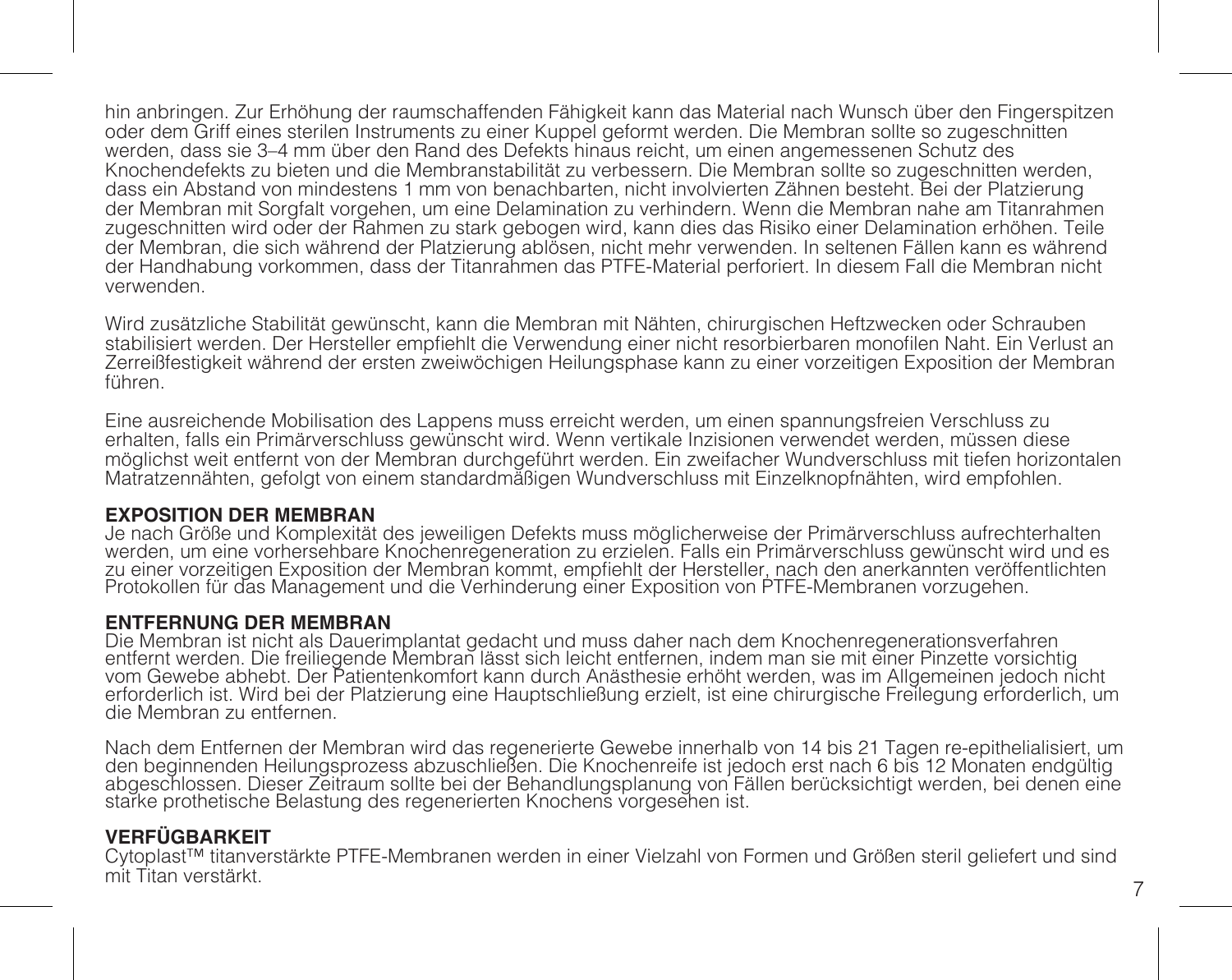hin anbringen. Zur Erhöhung der raumschaffenden Fähigkeit kann das Material nach Wunsch über den Fingerspitzen oder dem Griff eines sterilen Instruments zu einer Kuppel geformt werden. Die Membran sollte so zugeschnitten werden, dass sie 3–4 mm über den Rand des Defekts hinaus reicht, um einen angemessenen Schutz des Knochendefekts zu bieten und die Membranstabilität zu verbessern. Die Membran sollte so zugeschnitten werden, dass ein Abstand von mindestens 1 mm von benachbarten, nicht involvierten Zähnen besteht. Bei der Platzierung der Membran mit Sorgfalt vorgehen, um eine Delamination zu verhindern. Wenn die Membran nahe am Titanrahmen zugeschnitten wird oder der Rahmen zu stark gebogen wird, kann dies das Risiko einer Delamination erhöhen. Teile der Membran, die sich während der Platzierung ablösen, nicht mehr verwenden. In seltenen Fällen kann es während der Handhabung vorkommen, dass der Titanrahmen das PTFE-Material perforiert. In diesem Fall die Membran nicht verwenden.

Wird zusätzliche Stabilität gewünscht, kann die Membran mit Nähten, chirurgischen Heftzwecken oder Schrauben stabilisiert werden. Der Hersteller empfiehlt die Verwendung einer nicht resorbierbaren monofilen Naht. Ein Verlust an Zerreißfestigkeit während der ersten zweiwöchigen Heilungsphase kann zu einer vorzeitigen Exposition der Membran führen.

Eine ausreichende Mobilisation des Lappens muss erreicht werden, um einen spannungsfreien Verschluss zu erhalten, falls ein Primärverschluss gewünscht wird. Wenn vertikale Inzisionen verwendet werden, müssen diese möglichst weit entfernt von der Membran durchgeführt werden. Ein zweifacher Wundverschluss mit tiefen horizontalen Matratzennähten, gefolgt von einem standardmäßigen Wundverschluss mit Einzelknopfnähten, wird empfohlen.

**EXPOSITION DER MEMBRAN**
Je nach Größe und Komplexität des jeweiligen Defekts muss möglicherweise der Primärverschluss aufrechterhalten werden, um eine vorhersehbare Knochenregeneration zu erzielen. Falls ein Primärverschluss gewünscht wird und es zu einer vorzeitigen Exposition der Membran kommt, empfiehlt der Hersteller, nach den anerkannten veröffentlichten Protokollen für das Management und die Verhinderung einer Exposition von PTFE-Membranen vorzugehen.

**ENTFERNUNG DER MEMBRAN**
Die Membran ist nicht als Dauerimplantat gedacht und muss daher nach dem Knochenregenerationsverfahren entfernt werden. Die freiliegende Membran lässt sich leicht entfernen, indem man sie mit einer Pinzette vorsichtig vom Gewebe abhebt. Der Patientenkomfort kann durch Anästhesie erhöht werden, was im Allgemeinen jedoch nicht erforderlich ist. Wird bei der Platzierung eine Hauptschließung erzielt, ist eine chirurgische Freilegung erforderlich, um die Membran zu entfernen.

Nach dem Entfernen der Membran wird das regenerierte Gewebe innerhalb von 14 bis 21 Tagen re-epithelialisiert, um den beginnenden Heilungsprozess abzuschließen. Die Knochenreife ist jedoch erst nach 6 bis 12 Monaten endgültig abgeschlossen. Dieser Zeitraum sollte bei der Behandlungsplanung von Fällen berücksichtigt werden, bei denen eine starke prothetische Belastung des regenerierten Knochens vorgesehen ist.

**VERFÜGBARKEIT**
Cytoplast™ titanverstärkte PTFE-Membranen werden in einer Vielzahl von Formen und Größen steril geliefert und sind mit Titan verstärkt.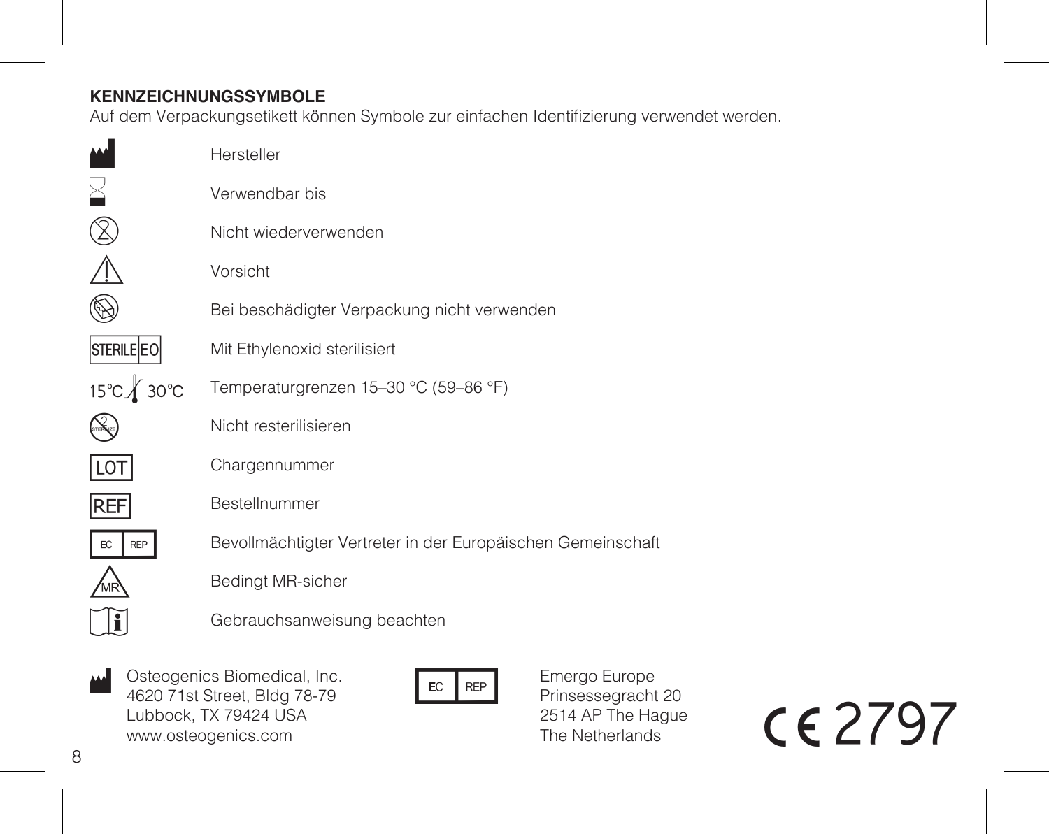**KENNZEICHNUNGSSYMBOLE**

Auf dem Verpackungsetikett können Symbole zur einfachen Identifizierung verwendet werden.

| Symbol | Bedeutung |
|---|---|
| | Hersteller |
| | Verwendbar bis |
| | Nicht wiederverwenden |
| | Vorsicht |
| | Bei beschädigter Verpackung nicht verwenden |
| STERILE EO | Mit Ethylenoxid sterilisiert |
| 15 °C – 30 °C | Temperaturgrenzen 15–30 °C (59–86 °F) |
| STERILIZE | Nicht resterilisieren |
| LOT | Chargennummer |
| REF | Bestellnummer |
| EC REP | Bevollmächtigter Vertreter in der Europäischen Gemeinschaft |
| MR | Bedingt MR-sicher |
| i | Gebrauchsanweisung beachten |

Osteogenics Biomedical, Inc.
4620 71st Street, Bldg 78-79
Lubbock, TX 79424 USA
www.osteogenics.com

EC REP

Emergo Europe
Prinsessegracht 20
2514 AP The Hague
The Netherlands

CE 2797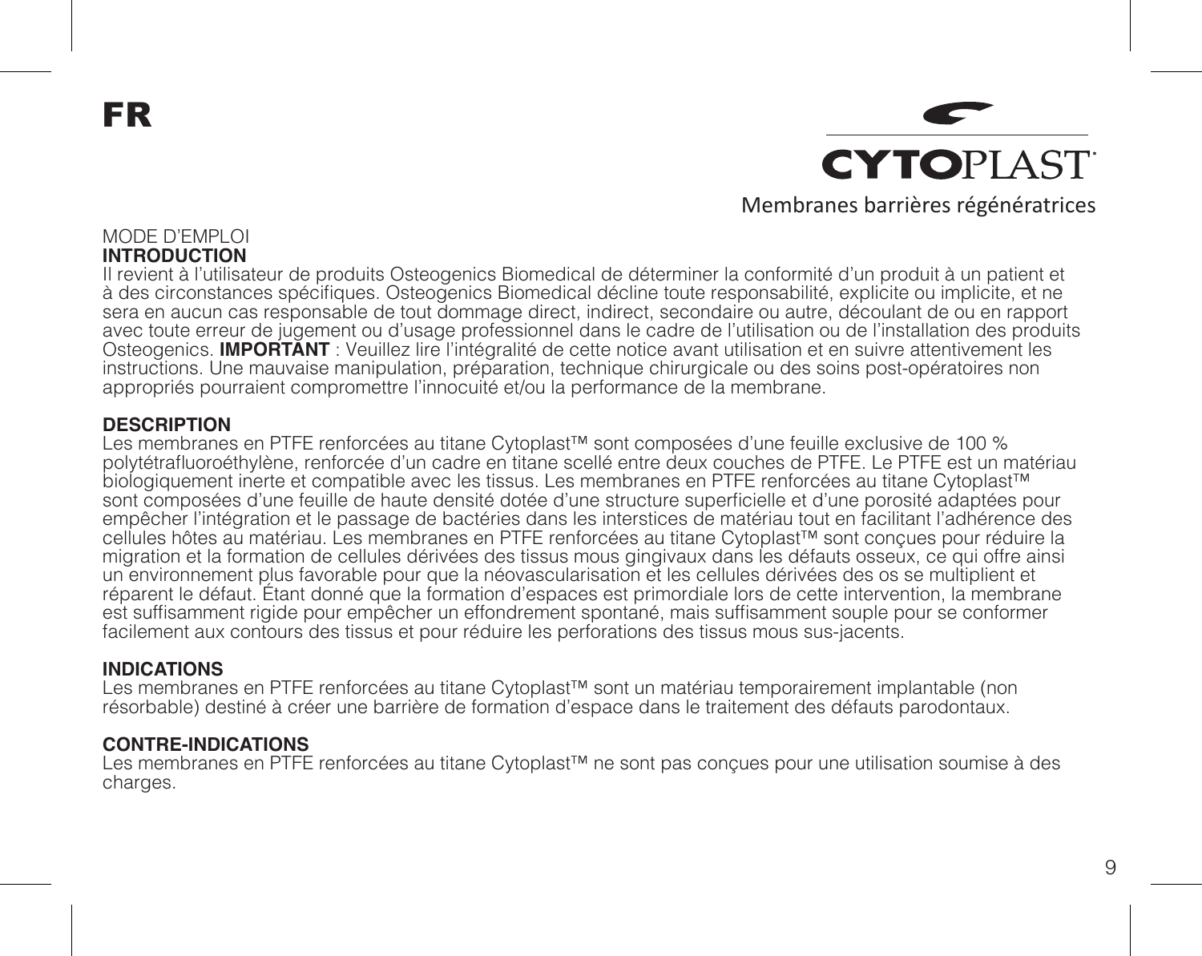# FR

**CYTOPLAST**

Membranes barrières régénératrices

MODE D'EMPLOI

## INTRODUCTION

Il revient à l'utilisateur de produits Osteogenics Biomedical de déterminer la conformité d'un produit à un patient et à des circonstances spécifiques. Osteogenics Biomedical décline toute responsabilité, explicite ou implicite, et ne sera en aucun cas responsable de tout dommage direct, indirect, secondaire ou autre, découlant de ou en rapport avec toute erreur de jugement ou d'usage professionnel dans le cadre de l'utilisation ou de l'installation des produits Osteogenics. **IMPORTANT** : Veuillez lire l'intégralité de cette notice avant utilisation et en suivre attentivement les instructions. Une mauvaise manipulation, préparation, technique chirurgicale ou des soins post-opératoires non appropriés pourraient compromettre l'innocuité et/ou la performance de la membrane.

## DESCRIPTION

Les membranes en PTFE renforcées au titane Cytoplast™ sont composées d'une feuille exclusive de 100 % polytétrafluoroéthylène, renforcée d'un cadre en titane scellé entre deux couches de PTFE. Le PTFE est un matériau biologiquement inerte et compatible avec les tissus. Les membranes en PTFE renforcées au titane Cytoplast™ sont composées d'une feuille de haute densité dotée d'une structure superficielle et d'une porosité adaptées pour empêcher l'intégration et le passage de bactéries dans les interstices de matériau tout en facilitant l'adhérence des cellules hôtes au matériau. Les membranes en PTFE renforcées au titane Cytoplast™ sont conçues pour réduire la migration et la formation de cellules dérivées des tissus mous gingivaux dans les défauts osseux, ce qui offre ainsi un environnement plus favorable pour que la néovascularisation et les cellules dérivées des os se multiplient et réparent le défaut. Étant donné que la formation d'espaces est primordiale lors de cette intervention, la membrane est suffisamment rigide pour empêcher un effondrement spontané, mais suffisamment souple pour se conformer facilement aux contours des tissus et pour réduire les perforations des tissus mous sus-jacents.

## INDICATIONS

Les membranes en PTFE renforcées au titane Cytoplast™ sont un matériau temporairement implantable (non résorbable) destiné à créer une barrière de formation d'espace dans le traitement des défauts parodontaux.

## CONTRE-INDICATIONS

Les membranes en PTFE renforcées au titane Cytoplast™ ne sont pas conçues pour une utilisation soumise à des charges.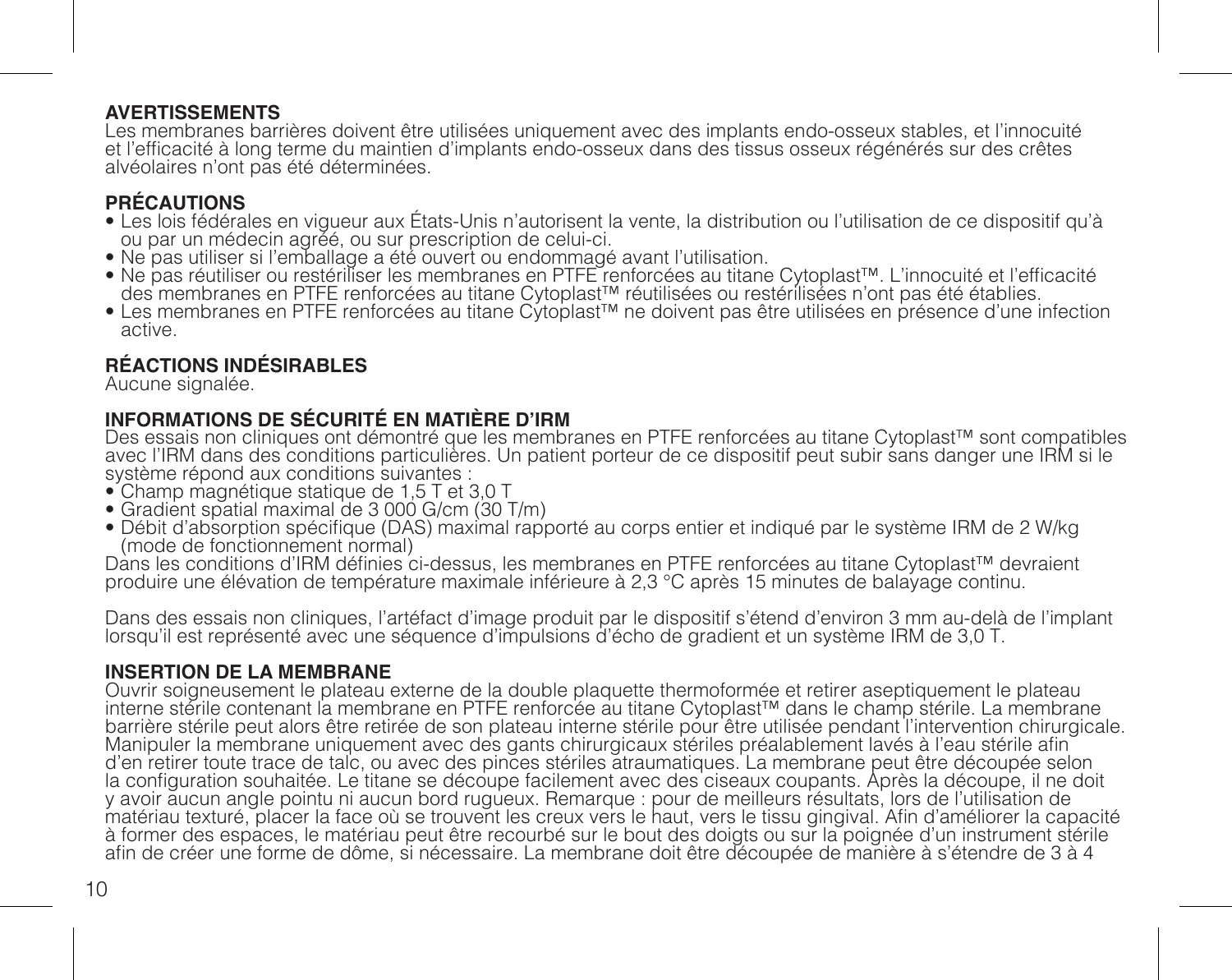**AVERTISSEMENTS**

Les membranes barrières doivent être utilisées uniquement avec des implants endo-osseux stables, et l'innocuité et l'efficacité à long terme du maintien d'implants endo-osseux dans des tissus osseux régénérés sur des crêtes alvéolaires n'ont pas été déterminées.

**PRÉCAUTIONS**

- Les lois fédérales en vigueur aux États-Unis n'autorisent la vente, la distribution ou l'utilisation de ce dispositif qu'à ou par un médecin agréé, ou sur prescription de celui-ci.
- Ne pas utiliser si l'emballage a été ouvert ou endommagé avant l'utilisation.
- Ne pas réutiliser ou restériliser les membranes en PTFE renforcées au titane Cytoplast™. L'innocuité et l'efficacité des membranes en PTFE renforcées au titane Cytoplast™ réutilisées ou restérilisées n'ont pas été établies.
- Les membranes en PTFE renforcées au titane Cytoplast™ ne doivent pas être utilisées en présence d'une infection active.

**RÉACTIONS INDÉSIRABLES**

Aucune signalée.

**INFORMATIONS DE SÉCURITÉ EN MATIÈRE D'IRM**

Des essais non cliniques ont démontré que les membranes en PTFE renforcées au titane Cytoplast™ sont compatibles avec l'IRM dans des conditions particulières. Un patient porteur de ce dispositif peut subir sans danger une IRM si le système répond aux conditions suivantes :

- Champ magnétique statique de 1,5 T et 3,0 T
- Gradient spatial maximal de 3 000 G/cm (30 T/m)
- Débit d'absorption spécifique (DAS) maximal rapporté au corps entier et indiqué par le système IRM de 2 W/kg (mode de fonctionnement normal)

Dans les conditions d'IRM définies ci-dessus, les membranes en PTFE renforcées au titane Cytoplast™ devraient produire une élévation de température maximale inférieure à 2,3 °C après 15 minutes de balayage continu.

Dans des essais non cliniques, l'artéfact d'image produit par le dispositif s'étend d'environ 3 mm au-delà de l'implant lorsqu'il est représenté avec une séquence d'impulsions d'écho de gradient et un système IRM de 3,0 T.

**INSERTION DE LA MEMBRANE**

Ouvrir soigneusement le plateau externe de la double plaquette thermoformée et retirer aseptiquement le plateau interne stérile contenant la membrane en PTFE renforcée au titane Cytoplast™ dans le champ stérile. La membrane barrière stérile peut alors être retirée de son plateau interne stérile pour être utilisée pendant l'intervention chirurgicale. Manipuler la membrane uniquement avec des gants chirurgicaux stériles préalablement lavés à l'eau stérile afin d'en retirer toute trace de talc, ou avec des pinces stériles atraumatiques. La membrane peut être découpée selon la configuration souhaitée. Le titane se découpe facilement avec des ciseaux coupants. Après la découpe, il ne doit y avoir aucun angle pointu ni aucun bord rugueux. Remarque : pour de meilleurs résultats, lors de l'utilisation de matériau texturé, placer la face où se trouvent les creux vers le haut, vers le tissu gingival. Afin d'améliorer la capacité à former des espaces, le matériau peut être recourbé sur le bout des doigts ou sur la poignée d'un instrument stérile afin de créer une forme de dôme, si nécessaire. La membrane doit être découpée de manière à s'étendre de 3 à 4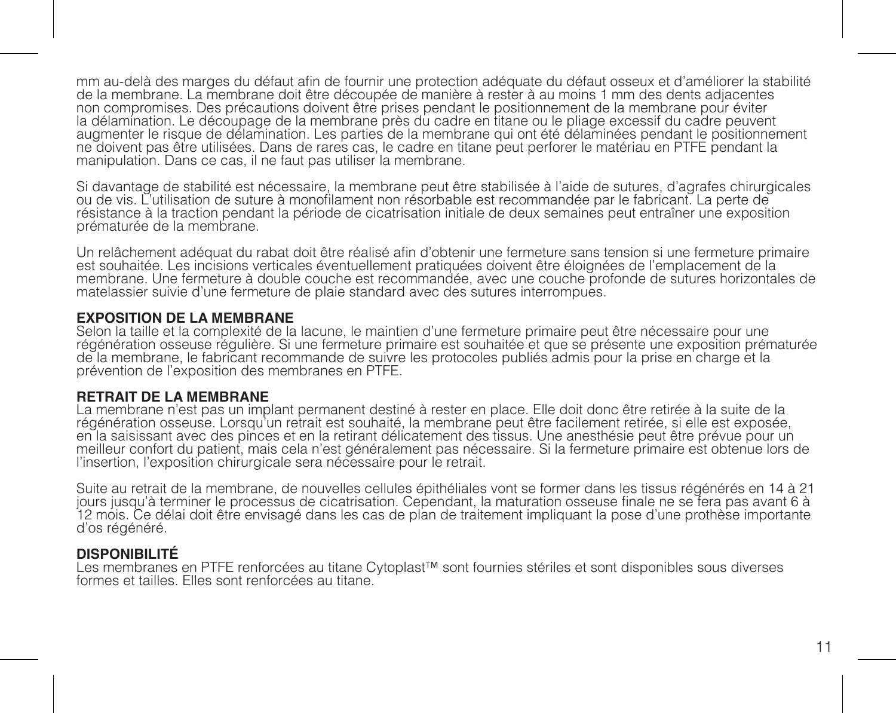mm au-delà des marges du défaut afin de fournir une protection adéquate du défaut osseux et d'améliorer la stabilité de la membrane. La membrane doit être découpée de manière à rester à au moins 1 mm des dents adjacentes non compromises. Des précautions doivent être prises pendant le positionnement de la membrane pour éviter la délamination. Le découpage de la membrane près du cadre en titane ou le pliage excessif du cadre peuvent augmenter le risque de délamination. Les parties de la membrane qui ont été délaminées pendant le positionnement ne doivent pas être utilisées. Dans de rares cas, le cadre en titane peut perforer le matériau en PTFE pendant la manipulation. Dans ce cas, il ne faut pas utiliser la membrane.

Si davantage de stabilité est nécessaire, la membrane peut être stabilisée à l'aide de sutures, d'agrafes chirurgicales ou de vis. L'utilisation de suture à monofilament non résorbable est recommandée par le fabricant. La perte de résistance à la traction pendant la période de cicatrisation initiale de deux semaines peut entraîner une exposition prématurée de la membrane.

Un relâchement adéquat du rabat doit être réalisé afin d'obtenir une fermeture sans tension si une fermeture primaire est souhaitée. Les incisions verticales éventuellement pratiquées doivent être éloignées de l'emplacement de la membrane. Une fermeture à double couche est recommandée, avec une couche profonde de sutures horizontales de matelassier suivie d'une fermeture de plaie standard avec des sutures interrompues.

**EXPOSITION DE LA MEMBRANE**
Selon la taille et la complexité de la lacune, le maintien d'une fermeture primaire peut être nécessaire pour une régénération osseuse régulière. Si une fermeture primaire est souhaitée et que se présente une exposition prématurée de la membrane, le fabricant recommande de suivre les protocoles publiés admis pour la prise en charge et la prévention de l'exposition des membranes en PTFE.

**RETRAIT DE LA MEMBRANE**
La membrane n'est pas un implant permanent destiné à rester en place. Elle doit donc être retirée à la suite de la régénération osseuse. Lorsqu'un retrait est souhaité, la membrane peut être facilement retirée, si elle est exposée, en la saisissant avec des pinces et en la retirant délicatement des tissus. Une anesthésie peut être prévue pour un meilleur confort du patient, mais cela n'est généralement pas nécessaire. Si la fermeture primaire est obtenue lors de l'insertion, l'exposition chirurgicale sera nécessaire pour le retrait.

Suite au retrait de la membrane, de nouvelles cellules épithéliales vont se former dans les tissus régénérés en 14 à 21 jours jusqu'à terminer le processus de cicatrisation. Cependant, la maturation osseuse finale ne se fera pas avant 6 à 12 mois. Ce délai doit être envisagé dans les cas de plan de traitement impliquant la pose d'une prothèse importante d'os régénéré.

**DISPONIBILITÉ**
Les membranes en PTFE renforcées au titane Cytoplast™ sont fournies stériles et sont disponibles sous diverses formes et tailles. Elles sont renforcées au titane.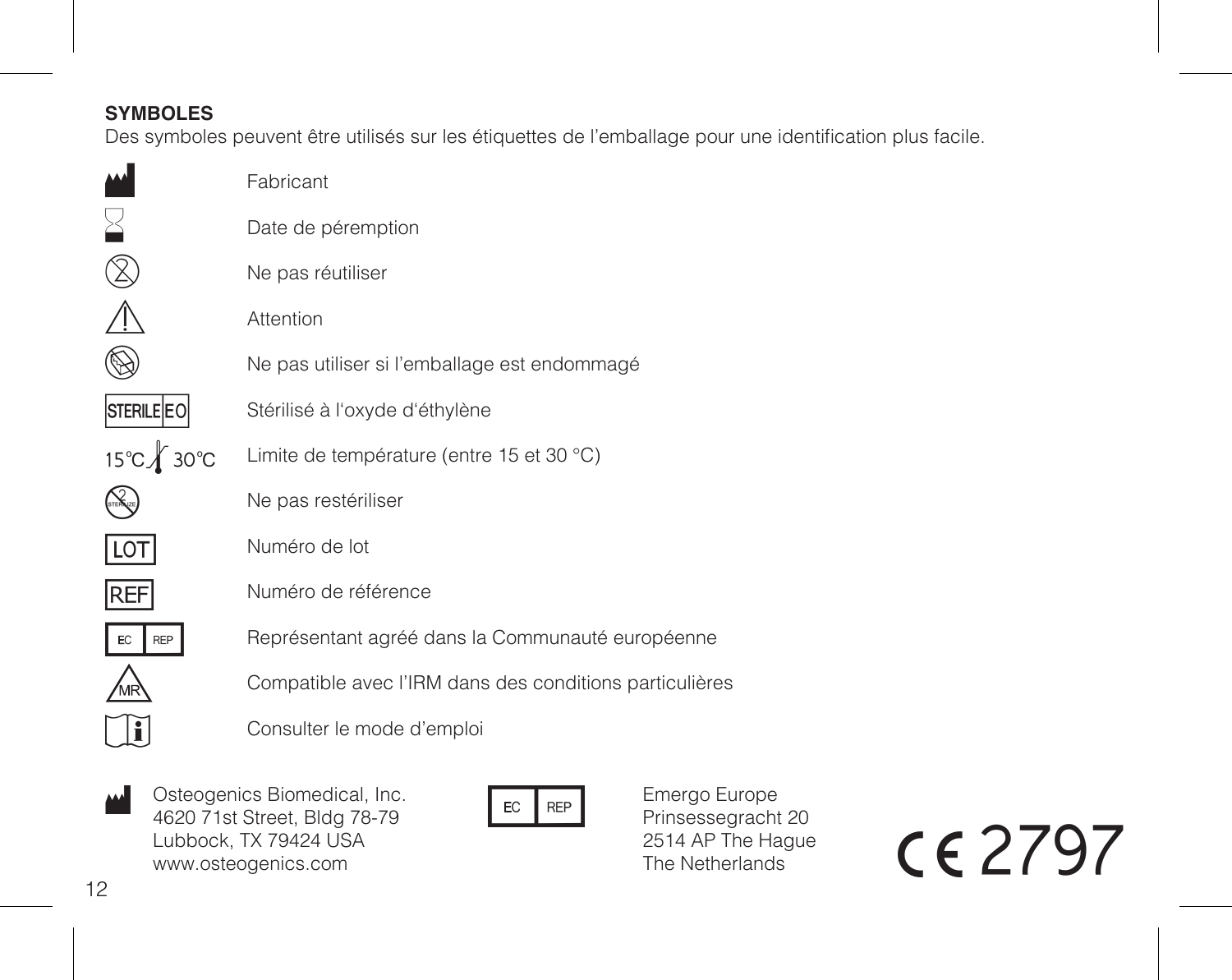## SYMBOLES

Des symboles peuvent être utilisés sur les étiquettes de l'emballage pour une identification plus facile.

| Symbole | Signification |
| --- | --- |
| | Fabricant |
| | Date de péremption |
| | Ne pas réutiliser |
| | Attention |
| | Ne pas utiliser si l'emballage est endommagé |
| STERILE EO | Stérilisé à l'oxyde d'éthylène |
| 15°C 30°C | Limite de température (entre 15 et 30 °C) |
| STERILIZE | Ne pas restériliser |
| LOT | Numéro de lot |
| REF | Numéro de référence |
| EC REP | Représentant agréé dans la Communauté européenne |
| MR | Compatible avec l'IRM dans des conditions particulières |
| | Consulter le mode d'emploi |

Osteogenics Biomedical, Inc.
4620 71st Street, Bldg 78-79
Lubbock, TX 79424 USA
www.osteogenics.com

EC REP

Emergo Europe
Prinsessegracht 20
2514 AP The Hague
The Netherlands

CE 2797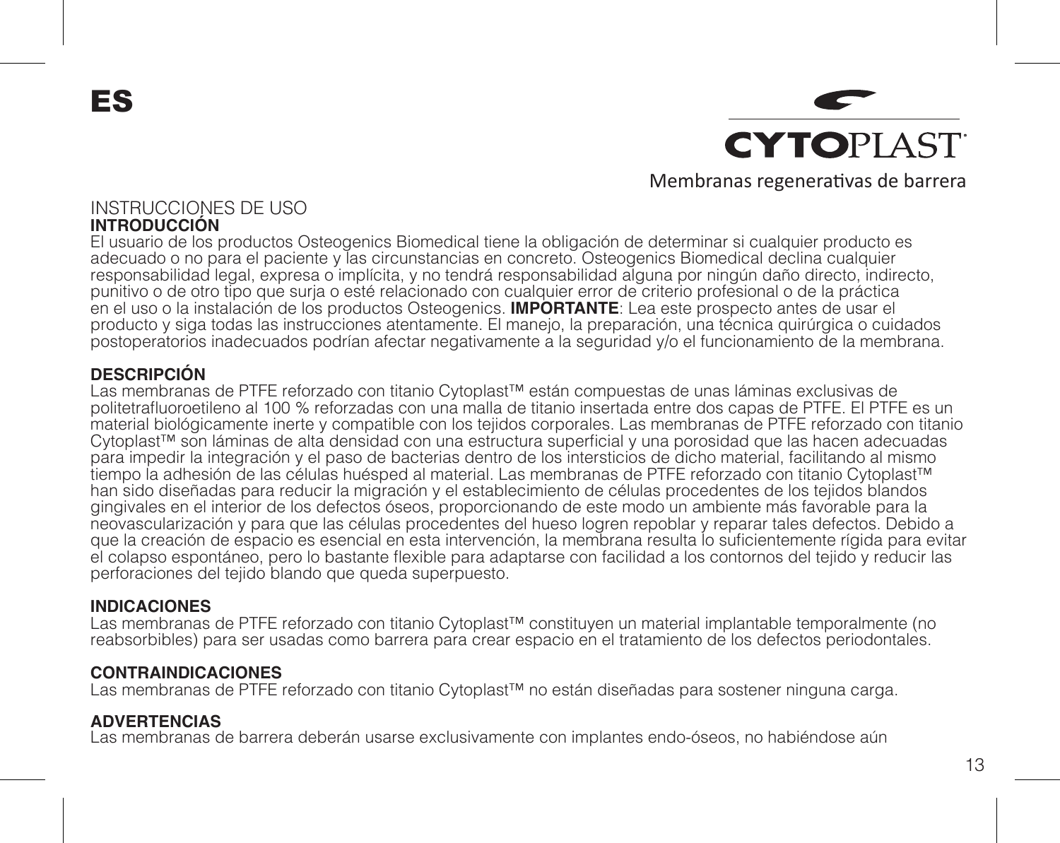ES

CYTOPLAST

Membranas regenerativas de barrera

INSTRUCCIONES DE USO

**INTRODUCCIÓN**

El usuario de los productos Osteogenics Biomedical tiene la obligación de determinar si cualquier producto es adecuado o no para el paciente y las circunstancias en concreto. Osteogenics Biomedical declina cualquier responsabilidad legal, expresa o implícita, y no tendrá responsabilidad alguna por ningún daño directo, indirecto, punitivo o de otro tipo que surja o esté relacionado con cualquier error de criterio profesional o de la práctica en el uso o la instalación de los productos Osteogenics. **IMPORTANTE**: Lea este prospecto antes de usar el producto y siga todas las instrucciones atentamente. El manejo, la preparación, una técnica quirúrgica o cuidados postoperatorios inadecuados podrían afectar negativamente a la seguridad y/o el funcionamiento de la membrana.

**DESCRIPCIÓN**

Las membranas de PTFE reforzado con titanio Cytoplast™ están compuestas de unas láminas exclusivas de politetrafluoroetileno al 100 % reforzadas con una malla de titanio insertada entre dos capas de PTFE. El PTFE es un material biológicamente inerte y compatible con los tejidos corporales. Las membranas de PTFE reforzado con titanio Cytoplast™ son láminas de alta densidad con una estructura superficial y una porosidad que las hacen adecuadas para impedir la integración y el paso de bacterias dentro de los intersticios de dicho material, facilitando al mismo tiempo la adhesión de las células huésped al material. Las membranas de PTFE reforzado con titanio Cytoplast™ han sido diseñadas para reducir la migración y el establecimiento de células procedentes de los tejidos blandos gingivales en el interior de los defectos óseos, proporcionando de este modo un ambiente más favorable para la neovascularización y para que las células procedentes del hueso logren repoblar y reparar tales defectos. Debido a que la creación de espacio es esencial en esta intervención, la membrana resulta lo suficientemente rígida para evitar el colapso espontáneo, pero lo bastante flexible para adaptarse con facilidad a los contornos del tejido y reducir las perforaciones del tejido blando que queda superpuesto.

**INDICACIONES**

Las membranas de PTFE reforzado con titanio Cytoplast™ constituyen un material implantable temporalmente (no reabsorbibles) para ser usadas como barrera para crear espacio en el tratamiento de los defectos periodontales.

**CONTRAINDICACIONES**

Las membranas de PTFE reforzado con titanio Cytoplast™ no están diseñadas para sostener ninguna carga.

**ADVERTENCIAS**

Las membranas de barrera deberán usarse exclusivamente con implantes endo-óseos, no habiéndose aún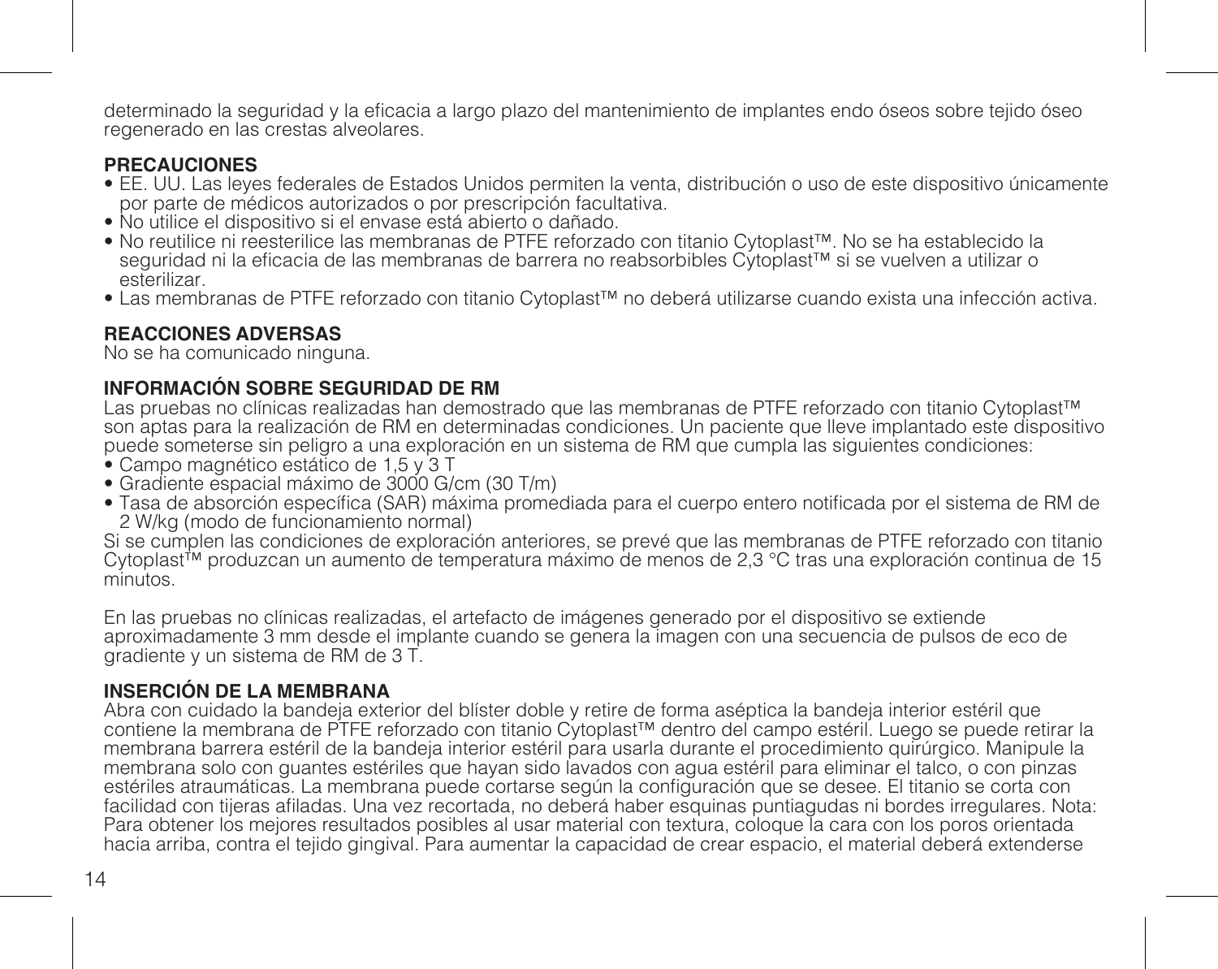determinado la seguridad y la eficacia a largo plazo del mantenimiento de implantes endo óseos sobre tejido óseo regenerado en las crestas alveolares.

**PRECAUCIONES**

- EE. UU. Las leyes federales de Estados Unidos permiten la venta, distribución o uso de este dispositivo únicamente por parte de médicos autorizados o por prescripción facultativa.
- No utilice el dispositivo si el envase está abierto o dañado.
- No reutilice ni reesterilice las membranas de PTFE reforzado con titanio Cytoplast™. No se ha establecido la seguridad ni la eficacia de las membranas de barrera no reabsorbibles Cytoplast™ si se vuelven a utilizar o esterilizar.
- Las membranas de PTFE reforzado con titanio Cytoplast™ no deberá utilizarse cuando exista una infección activa.

**REACCIONES ADVERSAS**

No se ha comunicado ninguna.

**INFORMACIÓN SOBRE SEGURIDAD DE RM**

Las pruebas no clínicas realizadas han demostrado que las membranas de PTFE reforzado con titanio Cytoplast™ son aptas para la realización de RM en determinadas condiciones. Un paciente que lleve implantado este dispositivo puede someterse sin peligro a una exploración en un sistema de RM que cumpla las siguientes condiciones:

- Campo magnético estático de 1,5 y 3 T
- Gradiente espacial máximo de 3000 G/cm (30 T/m)
- Tasa de absorción específica (SAR) máxima promediada para el cuerpo entero notificada por el sistema de RM de 2 W/kg (modo de funcionamiento normal)

Si se cumplen las condiciones de exploración anteriores, se prevé que las membranas de PTFE reforzado con titanio Cytoplast™ produzcan un aumento de temperatura máximo de menos de 2,3 °C tras una exploración continua de 15 minutos.

En las pruebas no clínicas realizadas, el artefacto de imágenes generado por el dispositivo se extiende aproximadamente 3 mm desde el implante cuando se genera la imagen con una secuencia de pulsos de eco de gradiente y un sistema de RM de 3 T.

**INSERCIÓN DE LA MEMBRANA**

Abra con cuidado la bandeja exterior del blíster doble y retire de forma aséptica la bandeja interior estéril que contiene la membrana de PTFE reforzado con titanio Cytoplast™ dentro del campo estéril. Luego se puede retirar la membrana barrera estéril de la bandeja interior estéril para usarla durante el procedimiento quirúrgico. Manipule la membrana solo con guantes estériles que hayan sido lavados con agua estéril para eliminar el talco, o con pinzas estériles atraumáticas. La membrana puede cortarse según la configuración que se desee. El titanio se corta con facilidad con tijeras afiladas. Una vez recortada, no deberá haber esquinas puntiagudas ni bordes irregulares. Nota: Para obtener los mejores resultados posibles al usar material con textura, coloque la cara con los poros orientada hacia arriba, contra el tejido gingival. Para aumentar la capacidad de crear espacio, el material deberá extenderse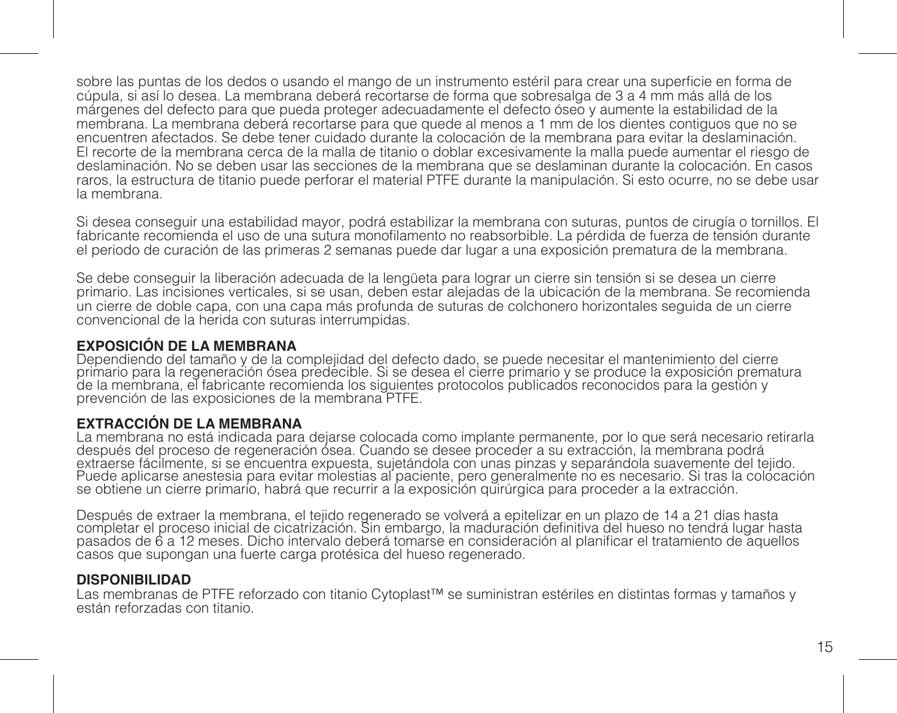sobre las puntas de los dedos o usando el mango de un instrumento estéril para crear una superficie en forma de cúpula, si así lo desea. La membrana deberá recortarse de forma que sobresalga de 3 a 4 mm más allá de los márgenes del defecto para que pueda proteger adecuadamente el defecto óseo y aumente la estabilidad de la membrana. La membrana deberá recortarse para que quede al menos a 1 mm de los dientes contiguos que no se encuentren afectados. Se debe tener cuidado durante la colocación de la membrana para evitar la deslaminación. El recorte de la membrana cerca de la malla de titanio o doblar excesivamente la malla puede aumentar el riesgo de deslaminación. No se deben usar las secciones de la membrana que se deslaminan durante la colocación. En casos raros, la estructura de titanio puede perforar el material PTFE durante la manipulación. Si esto ocurre, no se debe usar la membrana.

Si desea conseguir una estabilidad mayor, podrá estabilizar la membrana con suturas, puntos de cirugía o tornillos. El fabricante recomienda el uso de una sutura monofilamento no reabsorbible. La pérdida de fuerza de tensión durante el periodo de curación de las primeras 2 semanas puede dar lugar a una exposición prematura de la membrana.

Se debe conseguir la liberación adecuada de la lengüeta para lograr un cierre sin tensión si se desea un cierre primario. Las incisiones verticales, si se usan, deben estar alejadas de la ubicación de la membrana. Se recomienda un cierre de doble capa, con una capa más profunda de suturas de colchonero horizontales seguida de un cierre convencional de la herida con suturas interrumpidas.

**EXPOSICIÓN DE LA MEMBRANA**
Dependiendo del tamaño y de la complejidad del defecto dado, se puede necesitar el mantenimiento del cierre primario para la regeneración ósea predecible. Si se desea el cierre primario y se produce la exposición prematura de la membrana, el fabricante recomienda los siguientes protocolos publicados reconocidos para la gestión y prevención de las exposiciones de la membrana PTFE.

**EXTRACCIÓN DE LA MEMBRANA**
La membrana no está indicada para dejarse colocada como implante permanente, por lo que será necesario retirarla después del proceso de regeneración ósea. Cuando se desee proceder a su extracción, la membrana podrá extraerse fácilmente, si se encuentra expuesta, sujetándola con unas pinzas y separándola suavemente del tejido. Puede aplicarse anestesia para evitar molestias al paciente, pero generalmente no es necesario. Si tras la colocación se obtiene un cierre primario, habrá que recurrir a la exposición quirúrgica para proceder a la extracción.

Después de extraer la membrana, el tejido regenerado se volverá a epitelizar en un plazo de 14 a 21 días hasta completar el proceso inicial de cicatrización. Sin embargo, la maduración definitiva del hueso no tendrá lugar hasta pasados de 6 a 12 meses. Dicho intervalo deberá tomarse en consideración al planificar el tratamiento de aquellos casos que supongan una fuerte carga protésica del hueso regenerado.

**DISPONIBILIDAD**
Las membranas de PTFE reforzado con titanio Cytoplast™ se suministran estériles en distintas formas y tamaños y están reforzadas con titanio.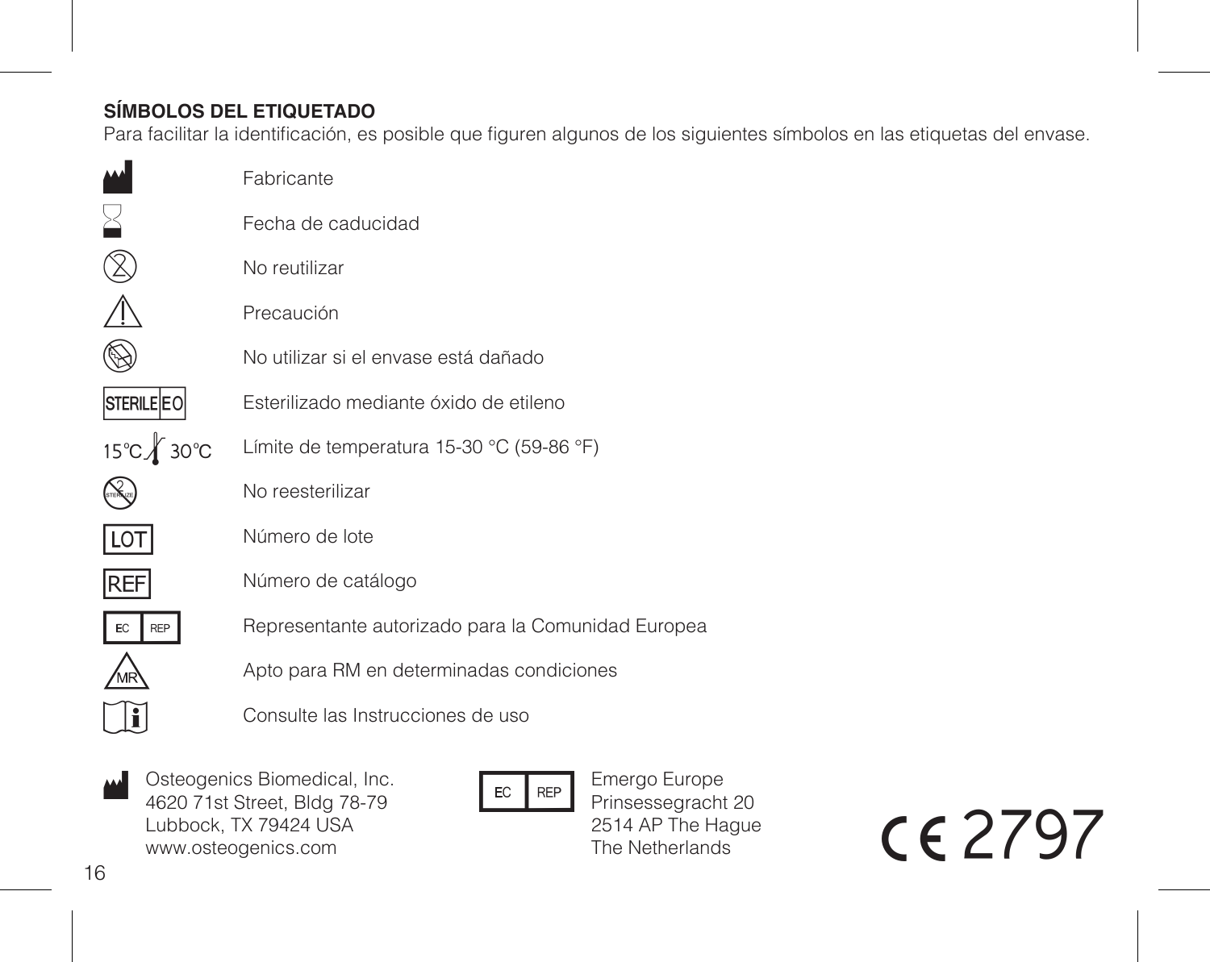**SÍMBOLOS DEL ETIQUETADO**

Para facilitar la identificación, es posible que figuren algunos de los siguientes símbolos en las etiquetas del envase.

| Símbolo | Significado |
| --- | --- |
| | Fabricante |
| | Fecha de caducidad |
| | No reutilizar |
| | Precaución |
| | No utilizar si el envase está dañado |
| STERILE EO | Esterilizado mediante óxido de etileno |
| 15°C 30°C | Límite de temperatura 15-30 °C (59-86 °F) |
| STERILIZE | No reesterilizar |
| LOT | Número de lote |
| REF | Número de catálogo |
| EC REP | Representante autorizado para la Comunidad Europea |
| MR | Apto para RM en determinadas condiciones |
| | Consulte las Instrucciones de uso |

Osteogenics Biomedical, Inc.
4620 71st Street, Bldg 78-79
Lubbock, TX 79424 USA
www.osteogenics.com

EC REP

Emergo Europe
Prinsessegracht 20
2514 AP The Hague
The Netherlands

CE 2797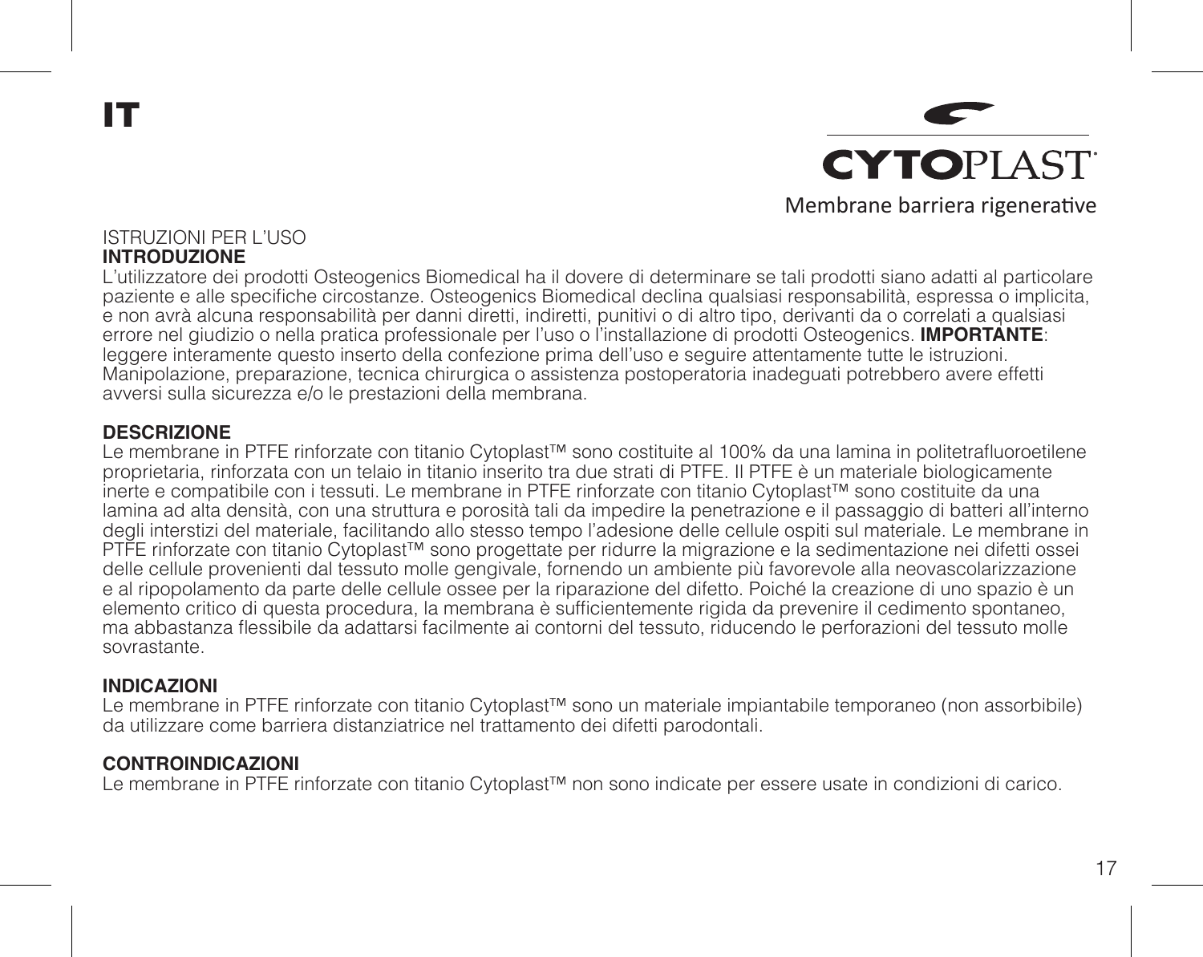# IT

**CYTOPLAST**

Membrane barriera rigenerative

ISTRUZIONI PER L'USO

**INTRODUZIONE**

L'utilizzatore dei prodotti Osteogenics Biomedical ha il dovere di determinare se tali prodotti siano adatti al particolare paziente e alle specifiche circostanze. Osteogenics Biomedical declina qualsiasi responsabilità, espressa o implicita, e non avrà alcuna responsabilità per danni diretti, indiretti, punitivi o di altro tipo, derivanti da o correlati a qualsiasi errore nel giudizio o nella pratica professionale per l'uso o l'installazione di prodotti Osteogenics. **IMPORTANTE**: leggere interamente questo inserto della confezione prima dell'uso e seguire attentamente tutte le istruzioni. Manipolazione, preparazione, tecnica chirurgica o assistenza postoperatoria inadeguati potrebbero avere effetti avversi sulla sicurezza e/o le prestazioni della membrana.

**DESCRIZIONE**

Le membrane in PTFE rinforzate con titanio Cytoplast™ sono costituite al 100% da una lamina in politetrafluoroetilene proprietaria, rinforzata con un telaio in titanio inserito tra due strati di PTFE. Il PTFE è un materiale biologicamente inerte e compatibile con i tessuti. Le membrane in PTFE rinforzate con titanio Cytoplast™ sono costituite da una lamina ad alta densità, con una struttura e porosità tali da impedire la penetrazione e il passaggio di batteri all'interno degli interstizi del materiale, facilitando allo stesso tempo l'adesione delle cellule ospiti sul materiale. Le membrane in PTFE rinforzate con titanio Cytoplast™ sono progettate per ridurre la migrazione e la sedimentazione nei difetti ossei delle cellule provenienti dal tessuto molle gengivale, fornendo un ambiente più favorevole alla neovascolarizzazione e al ripopolamento da parte delle cellule ossee per la riparazione del difetto. Poiché la creazione di uno spazio è un elemento critico di questa procedura, la membrana è sufficientemente rigida da prevenire il cedimento spontaneo, ma abbastanza flessibile da adattarsi facilmente ai contorni del tessuto, riducendo le perforazioni del tessuto molle sovrastante.

**INDICAZIONI**

Le membrane in PTFE rinforzate con titanio Cytoplast™ sono un materiale impiantabile temporaneo (non assorbibile) da utilizzare come barriera distanziatrice nel trattamento dei difetti parodontali.

**CONTROINDICAZIONI**

Le membrane in PTFE rinforzate con titanio Cytoplast™ non sono indicate per essere usate in condizioni di carico.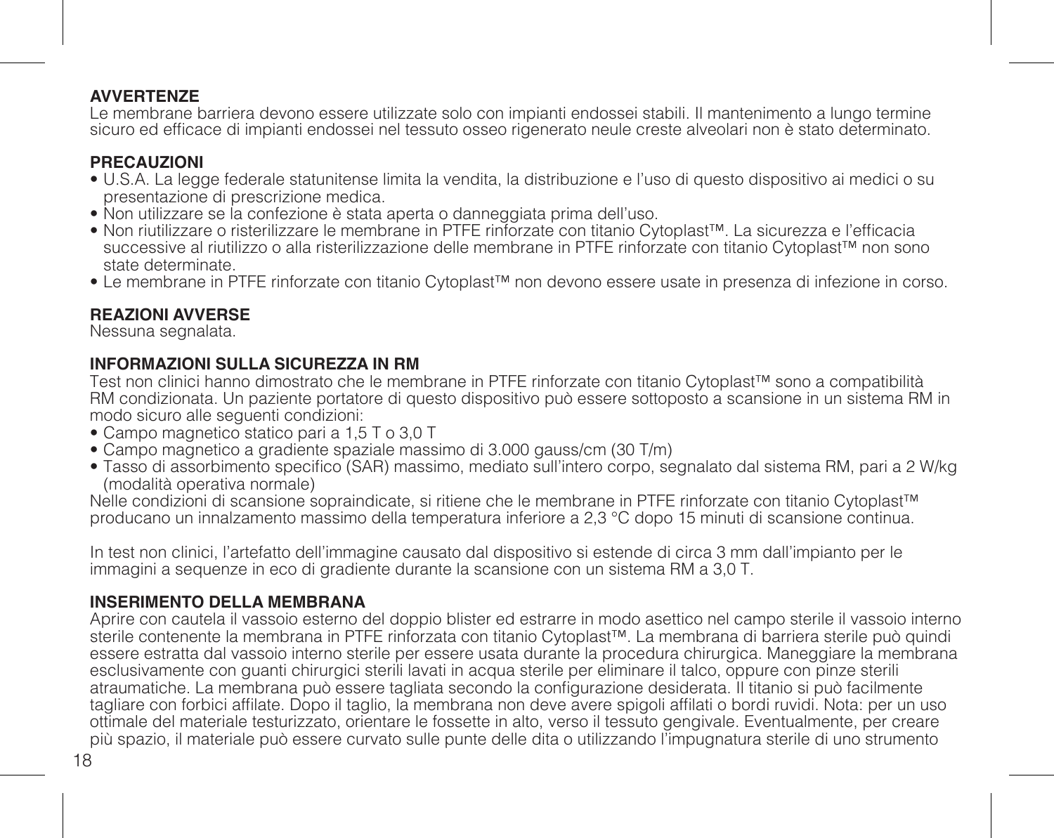**AVVERTENZE**

Le membrane barriera devono essere utilizzate solo con impianti endossei stabili. Il mantenimento a lungo termine sicuro ed efficace di impianti endossei nel tessuto osseo rigenerato neule creste alveolari non è stato determinato.

**PRECAUZIONI**

- U.S.A. La legge federale statunitense limita la vendita, la distribuzione e l'uso di questo dispositivo ai medici o su presentazione di prescrizione medica.
- Non utilizzare se la confezione è stata aperta o danneggiata prima dell'uso.
- Non riutilizzare o risterilizzare le membrane in PTFE rinforzate con titanio Cytoplast™. La sicurezza e l'efficacia successive al riutilizzo o alla risterilizzazione delle membrane in PTFE rinforzate con titanio Cytoplast™ non sono state determinate.
- Le membrane in PTFE rinforzate con titanio Cytoplast™ non devono essere usate in presenza di infezione in corso.

**REAZIONI AVVERSE**

Nessuna segnalata.

**INFORMAZIONI SULLA SICUREZZA IN RM**

Test non clinici hanno dimostrato che le membrane in PTFE rinforzate con titanio Cytoplast™ sono a compatibilità RM condizionata. Un paziente portatore di questo dispositivo può essere sottoposto a scansione in un sistema RM in modo sicuro alle seguenti condizioni:

- Campo magnetico statico pari a 1,5 T o 3,0 T
- Campo magnetico a gradiente spaziale massimo di 3.000 gauss/cm (30 T/m)
- Tasso di assorbimento specifico (SAR) massimo, mediato sull'intero corpo, segnalato dal sistema RM, pari a 2 W/kg (modalità operativa normale)

Nelle condizioni di scansione sopraindicate, si ritiene che le membrane in PTFE rinforzate con titanio Cytoplast™ producano un innalzamento massimo della temperatura inferiore a 2,3 °C dopo 15 minuti di scansione continua.

In test non clinici, l'artefatto dell'immagine causato dal dispositivo si estende di circa 3 mm dall'impianto per le immagini a sequenze in eco di gradiente durante la scansione con un sistema RM a 3,0 T.

**INSERIMENTO DELLA MEMBRANA**

Aprire con cautela il vassoio esterno del doppio blister ed estrarre in modo asettico nel campo sterile il vassoio interno sterile contenente la membrana in PTFE rinforzata con titanio Cytoplast™. La membrana di barriera sterile può quindi essere estratta dal vassoio interno sterile per essere usata durante la procedura chirurgica. Maneggiare la membrana esclusivamente con guanti chirurgici sterili lavati in acqua sterile per eliminare il talco, oppure con pinze sterili atraumatiche. La membrana può essere tagliata secondo la configurazione desiderata. Il titanio si può facilmente tagliare con forbici affilate. Dopo il taglio, la membrana non deve avere spigoli affilati o bordi ruvidi. Nota: per un uso ottimale del materiale testurizzato, orientare le fossette in alto, verso il tessuto gengivale. Eventualmente, per creare più spazio, il materiale può essere curvato sulle punte delle dita o utilizzando l'impugnatura sterile di uno strumento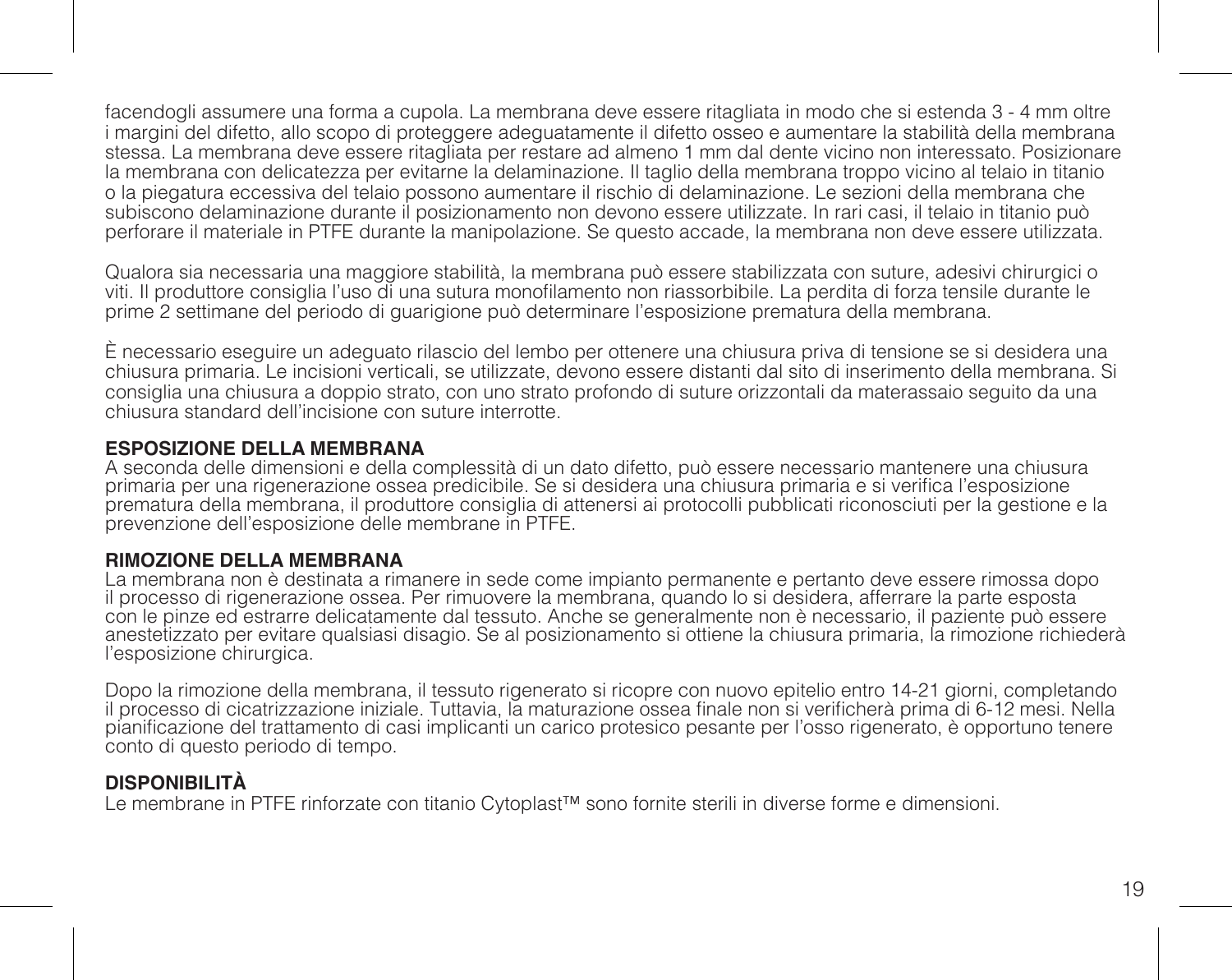facendogli assumere una forma a cupola. La membrana deve essere ritagliata in modo che si estenda 3 - 4 mm oltre i margini del difetto, allo scopo di proteggere adeguatamente il difetto osseo e aumentare la stabilità della membrana stessa. La membrana deve essere ritagliata per restare ad almeno 1 mm dal dente vicino non interessato. Posizionare la membrana con delicatezza per evitarne la delaminazione. Il taglio della membrana troppo vicino al telaio in titanio o la piegatura eccessiva del telaio possono aumentare il rischio di delaminazione. Le sezioni della membrana che subiscono delaminazione durante il posizionamento non devono essere utilizzate. In rari casi, il telaio in titanio può perforare il materiale in PTFE durante la manipolazione. Se questo accade, la membrana non deve essere utilizzata.

Qualora sia necessaria una maggiore stabilità, la membrana può essere stabilizzata con suture, adesivi chirurgici o viti. Il produttore consiglia l'uso di una sutura monofilamento non riassorbibile. La perdita di forza tensile durante le prime 2 settimane del periodo di guarigione può determinare l'esposizione prematura della membrana.

È necessario eseguire un adeguato rilascio del lembo per ottenere una chiusura priva di tensione se si desidera una chiusura primaria. Le incisioni verticali, se utilizzate, devono essere distanti dal sito di inserimento della membrana. Si consiglia una chiusura a doppio strato, con uno strato profondo di suture orizzontali da materassaio seguito da una chiusura standard dell'incisione con suture interrotte.

**ESPOSIZIONE DELLA MEMBRANA**
A seconda delle dimensioni e della complessità di un dato difetto, può essere necessario mantenere una chiusura primaria per una rigenerazione ossea predicibile. Se si desidera una chiusura primaria e si verifica l'esposizione prematura della membrana, il produttore consiglia di attenersi ai protocolli pubblicati riconosciuti per la gestione e la prevenzione dell'esposizione delle membrane in PTFE.

**RIMOZIONE DELLA MEMBRANA**
La membrana non è destinata a rimanere in sede come impianto permanente e pertanto deve essere rimossa dopo il processo di rigenerazione ossea. Per rimuovere la membrana, quando lo si desidera, afferrare la parte esposta con le pinze ed estrarre delicatamente dal tessuto. Anche se generalmente non è necessario, il paziente può essere anestetizzato per evitare qualsiasi disagio. Se al posizionamento si ottiene la chiusura primaria, la rimozione richiederà l'esposizione chirurgica.

Dopo la rimozione della membrana, il tessuto rigenerato si ricopre con nuovo epitelio entro 14-21 giorni, completando il processo di cicatrizzazione iniziale. Tuttavia, la maturazione ossea finale non si verificherà prima di 6-12 mesi. Nella pianificazione del trattamento di casi implicanti un carico protesico pesante per l'osso rigenerato, è opportuno tenere conto di questo periodo di tempo.

**DISPONIBILITÀ**
Le membrane in PTFE rinforzate con titanio Cytoplast™ sono fornite sterili in diverse forme e dimensioni.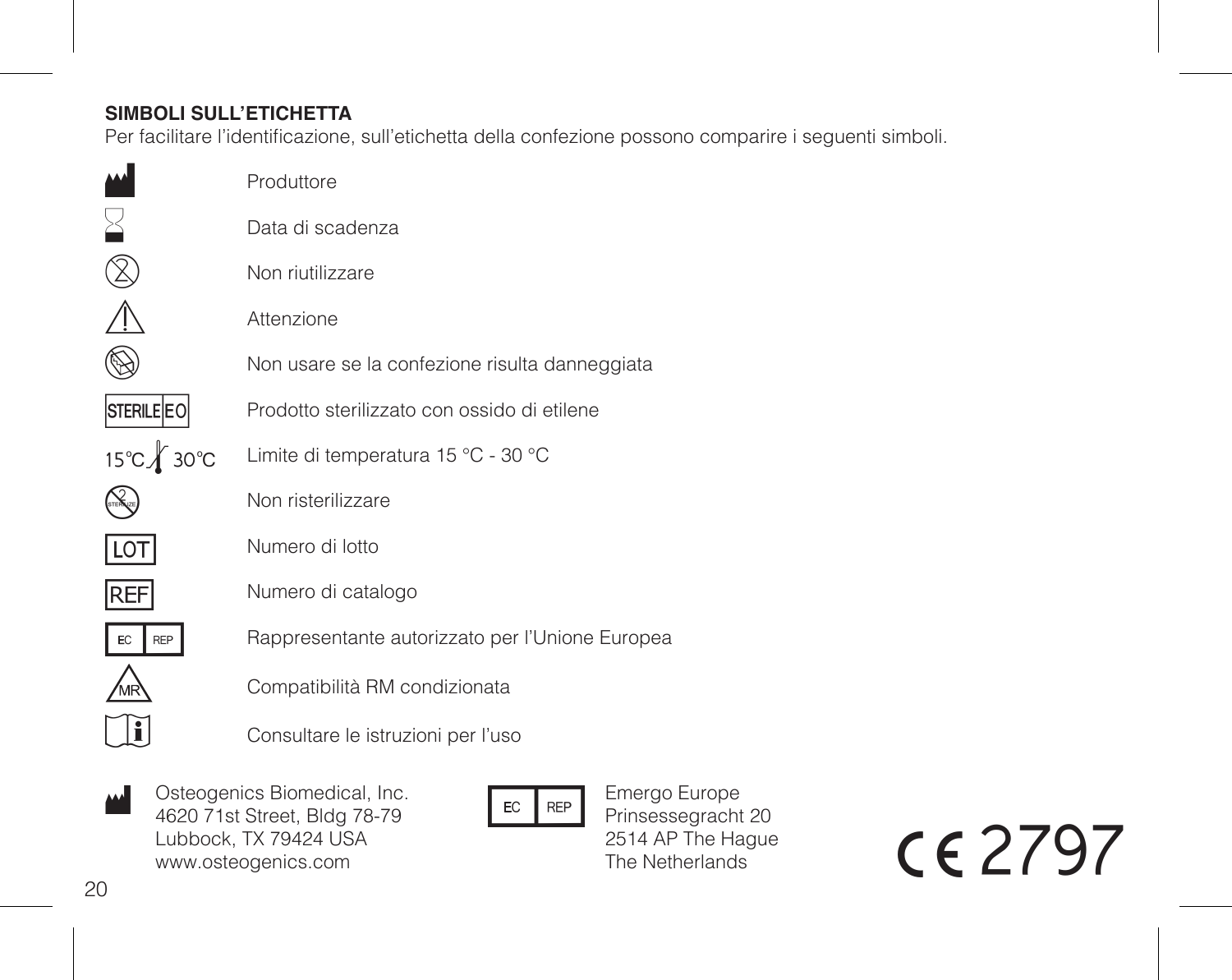**SIMBOLI SULL'ETICHETTA**

Per facilitare l'identificazione, sull'etichetta della confezione possono comparire i seguenti simboli.

| Simbolo | Descrizione |
|---|---|
| | Produttore |
| | Data di scadenza |
| | Non riutilizzare |
| | Attenzione |
| | Non usare se la confezione risulta danneggiata |
| STERILE EO | Prodotto sterilizzato con ossido di etilene |
| 15℃ 30℃ | Limite di temperatura 15 °C - 30 °C |
| | Non risterilizzare |
| LOT | Numero di lotto |
| REF | Numero di catalogo |
| EC REP | Rappresentante autorizzato per l'Unione Europea |
| MR | Compatibilità RM condizionata |
| | Consultare le istruzioni per l'uso |

Osteogenics Biomedical, Inc.
4620 71st Street, Bldg 78-79
Lubbock, TX 79424 USA
www.osteogenics.com

EC REP
Emergo Europe
Prinsessegracht 20
2514 AP The Hague
The Netherlands

CE 2797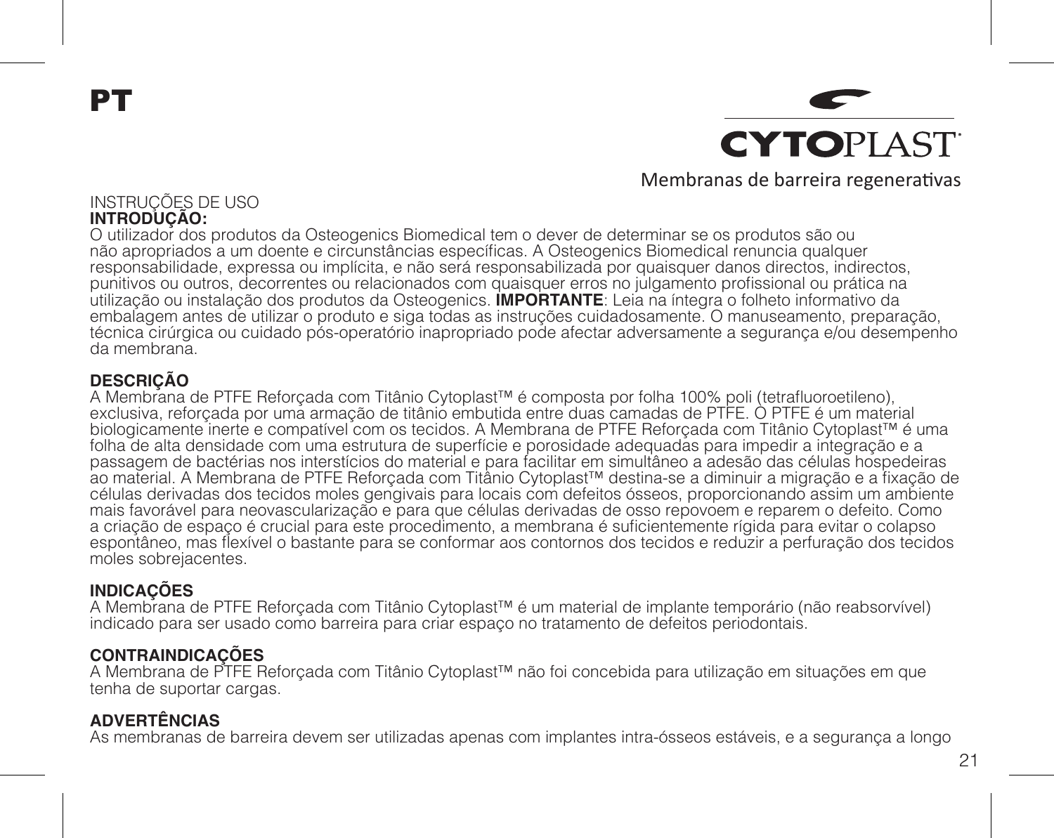# PT

**CYTOPLAST**®

Membranas de barreira regenerativas

INSTRUÇÕES DE USO

**INTRODUÇÃO:**

O utilizador dos produtos da Osteogenics Biomedical tem o dever de determinar se os produtos são ou não apropriados a um doente e circunstâncias específicas. A Osteogenics Biomedical renuncia qualquer responsabilidade, expressa ou implícita, e não será responsabilizada por quaisquer danos directos, indirectos, punitivos ou outros, decorrentes ou relacionados com quaisquer erros no julgamento profissional ou prática na utilização ou instalação dos produtos da Osteogenics. **IMPORTANTE**: Leia na íntegra o folheto informativo da embalagem antes de utilizar o produto e siga todas as instruções cuidadosamente. O manuseamento, preparação, técnica cirúrgica ou cuidado pós-operatório inapropriado pode afectar adversamente a segurança e/ou desempenho da membrana.

**DESCRIÇÃO**

A Membrana de PTFE Reforçada com Titânio Cytoplast™ é composta por folha 100% poli (tetrafluoroetileno), exclusiva, reforçada por uma armação de titânio embutida entre duas camadas de PTFE. O PTFE é um material biologicamente inerte e compatível com os tecidos. A Membrana de PTFE Reforçada com Titânio Cytoplast™ é uma folha de alta densidade com uma estrutura de superfície e porosidade adequadas para impedir a integração e a passagem de bactérias nos interstícios do material e para facilitar em simultâneo a adesão das células hospedeiras ao material. A Membrana de PTFE Reforçada com Titânio Cytoplast™ destina-se a diminuir a migração e a fixação de células derivadas dos tecidos moles gengivais para locais com defeitos ósseos, proporcionando assim um ambiente mais favorável para neovascularização e para que células derivadas de osso repovoem e reparem o defeito. Como a criação de espaço é crucial para este procedimento, a membrana é suficientemente rígida para evitar o colapso espontâneo, mas flexível o bastante para se conformar aos contornos dos tecidos e reduzir a perfuração dos tecidos moles sobrejacentes.

**INDICAÇÕES**

A Membrana de PTFE Reforçada com Titânio Cytoplast™ é um material de implante temporário (não reabsorvível) indicado para ser usado como barreira para criar espaço no tratamento de defeitos periodontais.

**CONTRAINDICAÇÕES**

A Membrana de PTFE Reforçada com Titânio Cytoplast™ não foi concebida para utilização em situações em que tenha de suportar cargas.

**ADVERTÊNCIAS**

As membranas de barreira devem ser utilizadas apenas com implantes intra-ósseos estáveis, e a segurança a longo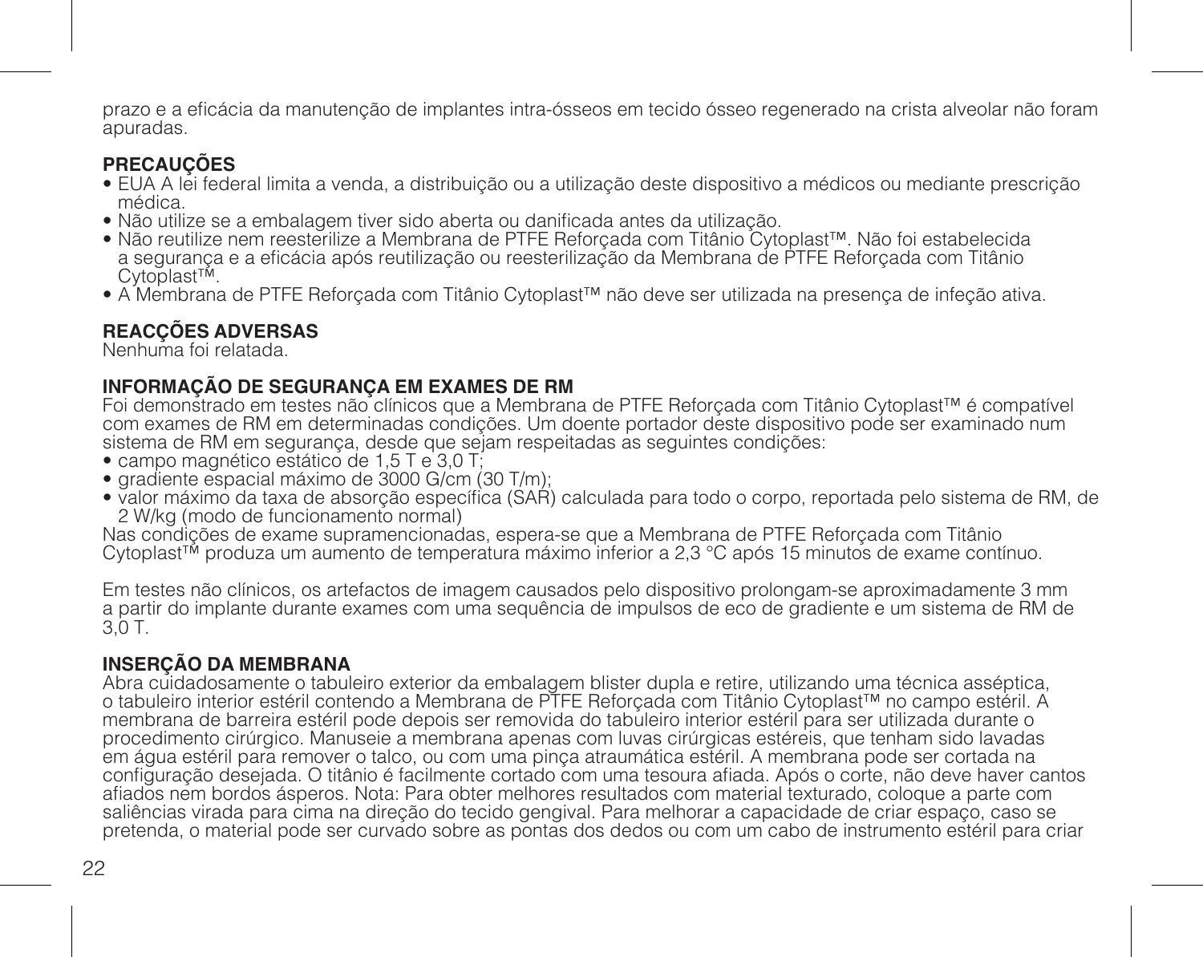prazo e a eficácia da manutenção de implantes intra-ósseos em tecido ósseo regenerado na crista alveolar não foram apuradas.

## PRECAUÇÕES

- EUA A lei federal limita a venda, a distribuição ou a utilização deste dispositivo a médicos ou mediante prescrição médica.
- Não utilize se a embalagem tiver sido aberta ou danificada antes da utilização.
- Não reutilize nem reesterilize a Membrana de PTFE Reforçada com Titânio Cytoplast™. Não foi estabelecida a segurança e a eficácia após reutilização ou reesterilização da Membrana de PTFE Reforçada com Titânio Cytoplast™.
- A Membrana de PTFE Reforçada com Titânio Cytoplast™ não deve ser utilizada na presença de infeção ativa.

## REACÇÕES ADVERSAS

Nenhuma foi relatada.

## INFORMAÇÃO DE SEGURANÇA EM EXAMES DE RM

Foi demonstrado em testes não clínicos que a Membrana de PTFE Reforçada com Titânio Cytoplast™ é compatível com exames de RM em determinadas condições. Um doente portador deste dispositivo pode ser examinado num sistema de RM em segurança, desde que sejam respeitadas as seguintes condições:

- campo magnético estático de 1,5 T e 3,0 T;
- gradiente espacial máximo de 3000 G/cm (30 T/m);
- valor máximo da taxa de absorção específica (SAR) calculada para todo o corpo, reportada pelo sistema de RM, de 2 W/kg (modo de funcionamento normal)

Nas condições de exame supramencionadas, espera-se que a Membrana de PTFE Reforçada com Titânio Cytoplast™ produza um aumento de temperatura máximo inferior a 2,3 °C após 15 minutos de exame contínuo.

Em testes não clínicos, os artefactos de imagem causados pelo dispositivo prolongam-se aproximadamente 3 mm a partir do implante durante exames com uma sequência de impulsos de eco de gradiente e um sistema de RM de 3,0 T.

## INSERÇÃO DA MEMBRANA

Abra cuidadosamente o tabuleiro exterior da embalagem blister dupla e retire, utilizando uma técnica asséptica, o tabuleiro interior estéril contendo a Membrana de PTFE Reforçada com Titânio Cytoplast™ no campo estéril. A membrana de barreira estéril pode depois ser removida do tabuleiro interior estéril para ser utilizada durante o procedimento cirúrgico. Manuseie a membrana apenas com luvas cirúrgicas estéreis, que tenham sido lavadas em água estéril para remover o talco, ou com uma pinça atraumática estéril. A membrana pode ser cortada na configuração desejada. O titânio é facilmente cortado com uma tesoura afiada. Após o corte, não deve haver cantos afiados nem bordos ásperos. Nota: Para obter melhores resultados com material texturado, coloque a parte com saliências virada para cima na direção do tecido gengival. Para melhorar a capacidade de criar espaço, caso se pretenda, o material pode ser curvado sobre as pontas dos dedos ou com um cabo de instrumento estéril para criar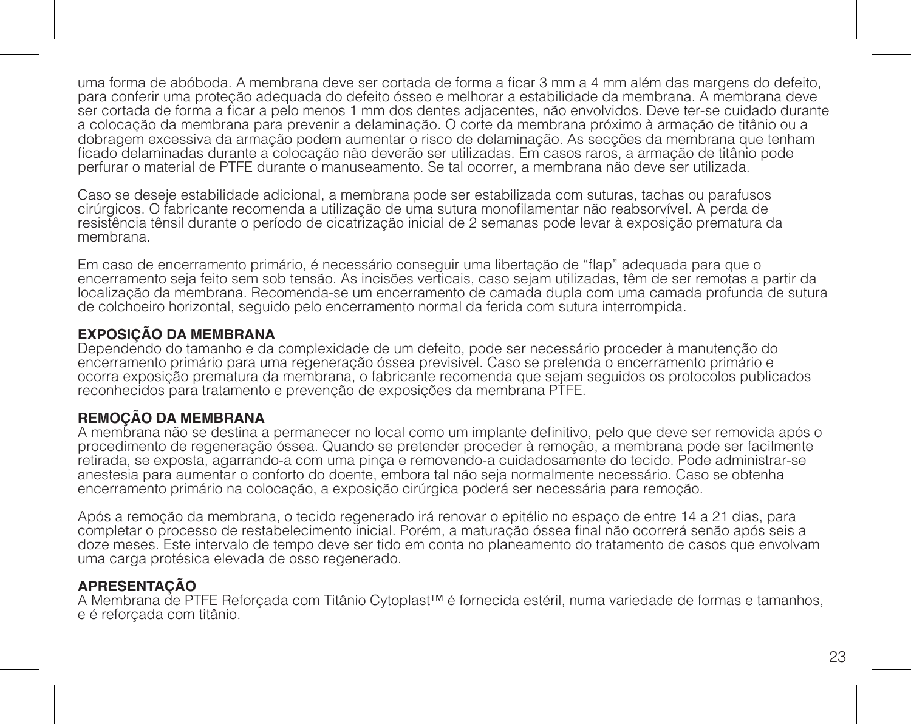uma forma de abóboda. A membrana deve ser cortada de forma a ficar 3 mm a 4 mm além das margens do defeito, para conferir uma proteção adequada do defeito ósseo e melhorar a estabilidade da membrana. A membrana deve ser cortada de forma a ficar a pelo menos 1 mm dos dentes adjacentes, não envolvidos. Deve ter-se cuidado durante a colocação da membrana para prevenir a delaminação. O corte da membrana próximo à armação de titânio ou a dobragem excessiva da armação podem aumentar o risco de delaminação. As secções da membrana que tenham ficado delaminadas durante a colocação não deverão ser utilizadas. Em casos raros, a armação de titânio pode perfurar o material de PTFE durante o manuseamento. Se tal ocorrer, a membrana não deve ser utilizada.

Caso se deseje estabilidade adicional, a membrana pode ser estabilizada com suturas, tachas ou parafusos cirúrgicos. O fabricante recomenda a utilização de uma sutura monofilamentar não reabsorvível. A perda de resistência tênsil durante o período de cicatrização inicial de 2 semanas pode levar à exposição prematura da membrana.

Em caso de encerramento primário, é necessário conseguir uma libertação de "flap" adequada para que o encerramento seja feito sem sob tensão. As incisões verticais, caso sejam utilizadas, têm de ser remotas a partir da localização da membrana. Recomenda-se um encerramento de camada dupla com uma camada profunda de sutura de colchoeiro horizontal, seguido pelo encerramento normal da ferida com sutura interrompida.

**EXPOSIÇÃO DA MEMBRANA**
Dependendo do tamanho e da complexidade de um defeito, pode ser necessário proceder à manutenção do encerramento primário para uma regeneração óssea previsível. Caso se pretenda o encerramento primário e ocorra exposição prematura da membrana, o fabricante recomenda que sejam seguidos os protocolos publicados reconhecidos para tratamento e prevenção de exposições da membrana PTFE.

**REMOÇÃO DA MEMBRANA**
A membrana não se destina a permanecer no local como um implante definitivo, pelo que deve ser removida após o procedimento de regeneração óssea. Quando se pretender proceder à remoção, a membrana pode ser facilmente retirada, se exposta, agarrando-a com uma pinça e removendo-a cuidadosamente do tecido. Pode administrar-se anestesia para aumentar o conforto do doente, embora tal não seja normalmente necessário. Caso se obtenha encerramento primário na colocação, a exposição cirúrgica poderá ser necessária para remoção.

Após a remoção da membrana, o tecido regenerado irá renovar o epitélio no espaço de entre 14 a 21 dias, para completar o processo de restabelecimento inicial. Porém, a maturação óssea final não ocorrerá senão após seis a doze meses. Este intervalo de tempo deve ser tido em conta no planeamento do tratamento de casos que envolvam uma carga protésica elevada de osso regenerado.

**APRESENTAÇÃO**
A Membrana de PTFE Reforçada com Titânio Cytoplast™ é fornecida estéril, numa variedade de formas e tamanhos, e é reforçada com titânio.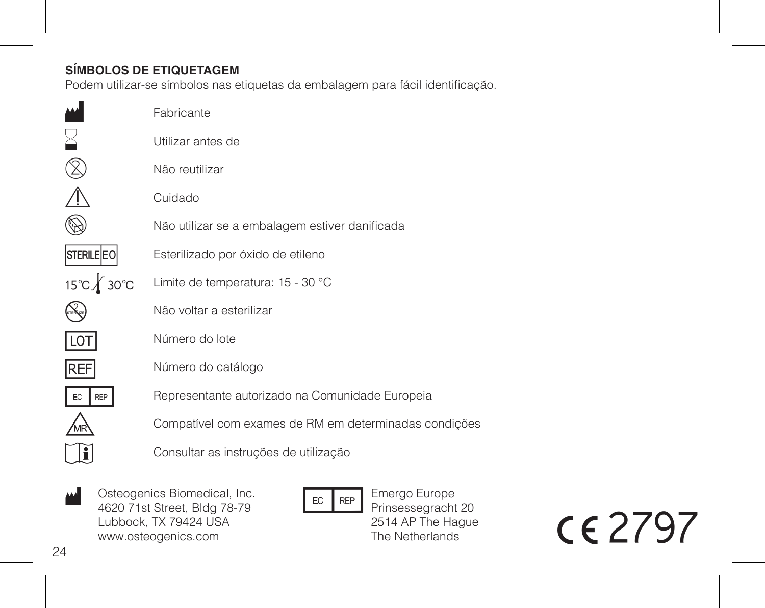**SÍMBOLOS DE ETIQUETAGEM**

Podem utilizar-se símbolos nas etiquetas da embalagem para fácil identificação.

| Símbolo | Significado |
|---|---|
| | Fabricante |
| | Utilizar antes de |
| | Não reutilizar |
| | Cuidado |
| | Não utilizar se a embalagem estiver danificada |
| STERILE EO | Esterilizado por óxido de etileno |
| 15 °C 30 °C | Limite de temperatura: 15 - 30 °C |
| STERILIZE | Não voltar a esterilizar |
| LOT | Número do lote |
| REF | Número do catálogo |
| EC REP | Representante autorizado na Comunidade Europeia |
| MR | Compatível com exames de RM em determinadas condições |
| | Consultar as instruções de utilização |

Osteogenics Biomedical, Inc.
4620 71st Street, Bldg 78-79
Lubbock, TX 79424 USA
www.osteogenics.com

EC REP
Emergo Europe
Prinsessegracht 20
2514 AP The Hague
The Netherlands

CE 2797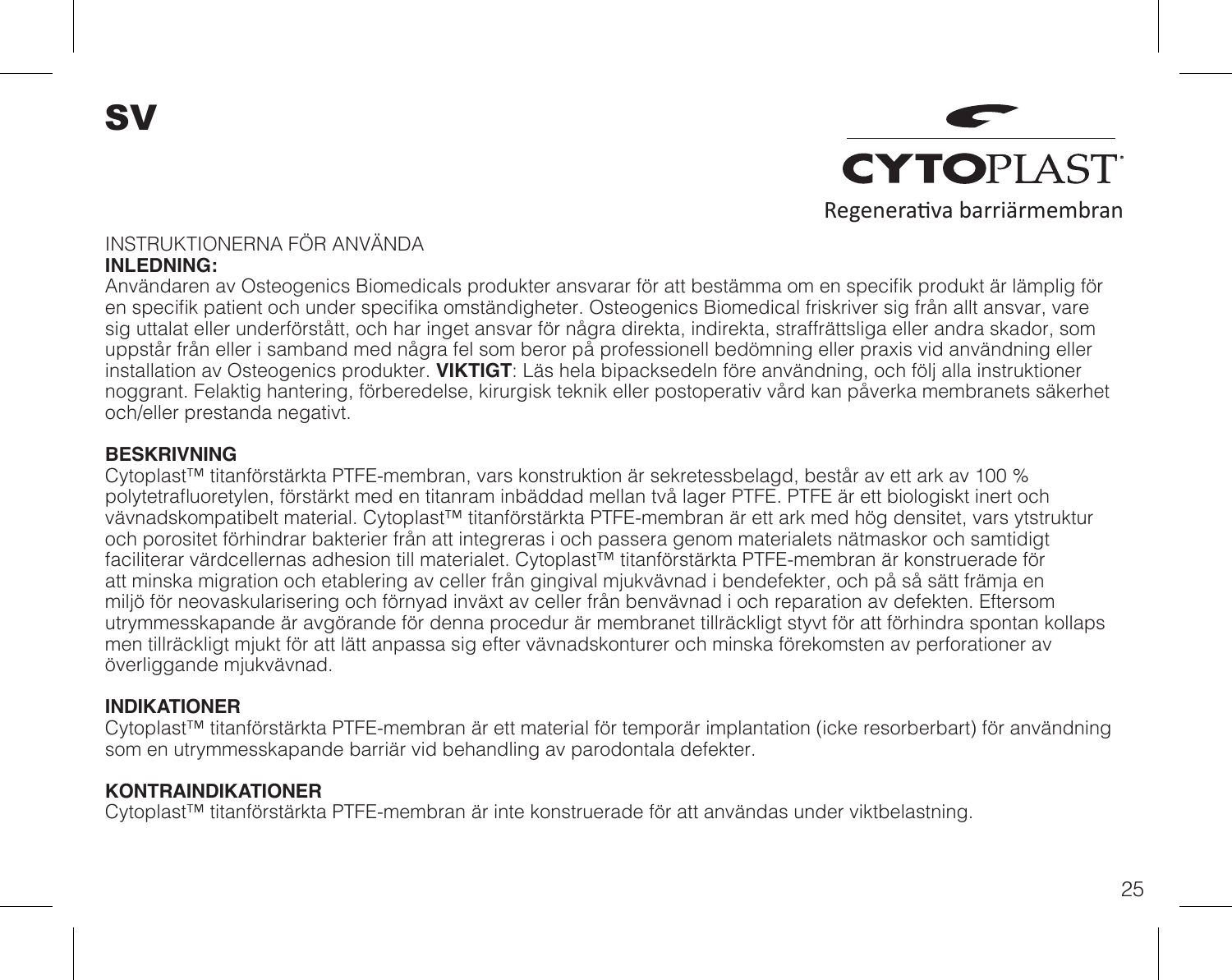# SV

**CYTOPLAST**®

Regenerativa barriärmembran

INSTRUKTIONERNA FÖR ANVÄNDA

**INLEDNING:**

Användaren av Osteogenics Biomedicals produkter ansvarar för att bestämma om en specifik produkt är lämplig för en specifik patient och under specifika omständigheter. Osteogenics Biomedical friskriver sig från allt ansvar, vare sig uttalat eller underförstått, och har inget ansvar för några direkta, indirekta, straffrättsliga eller andra skador, som uppstår från eller i samband med några fel som beror på professionell bedömning eller praxis vid användning eller installation av Osteogenics produkter. **VIKTIGT**: Läs hela bipacksedeln före användning, och följ alla instruktioner noggrant. Felaktig hantering, förberedelse, kirurgisk teknik eller postoperativ vård kan påverka membranets säkerhet och/eller prestanda negativt.

**BESKRIVNING**

Cytoplast™ titanförstärkta PTFE-membran, vars konstruktion är sekretessbelagd, består av ett ark av 100 % polytetrafluoretylen, förstärkt med en titanram inbäddad mellan två lager PTFE. PTFE är ett biologiskt inert och vävnadskompatibelt material. Cytoplast™ titanförstärkta PTFE-membran är ett ark med hög densitet, vars ytstruktur och porositet förhindrar bakterier från att integreras i och passera genom materialets nätmaskor och samtidigt faciliterar värdcellernas adhesion till materialet. Cytoplast™ titanförstärkta PTFE-membran är konstruerade för att minska migration och etablering av celler från gingival mjukvävnad i bendefekter, och på så sätt främja en miljö för neovaskularisering och förnyad inväxt av celler från benvävnad i och reparation av defekten. Eftersom utrymmesskapande är avgörande för denna procedur är membranet tillräckligt styvt för att förhindra spontan kollaps men tillräckligt mjukt för att lätt anpassa sig efter vävnadskonturer och minska förekomsten av perforationer av överliggande mjukvävnad.

**INDIKATIONER**

Cytoplast™ titanförstärkta PTFE-membran är ett material för temporär implantation (icke resorberbart) för användning som en utrymmesskapande barriär vid behandling av parodontala defekter.

**KONTRAINDIKATIONER**

Cytoplast™ titanförstärkta PTFE-membran är inte konstruerade för att användas under viktbelastning.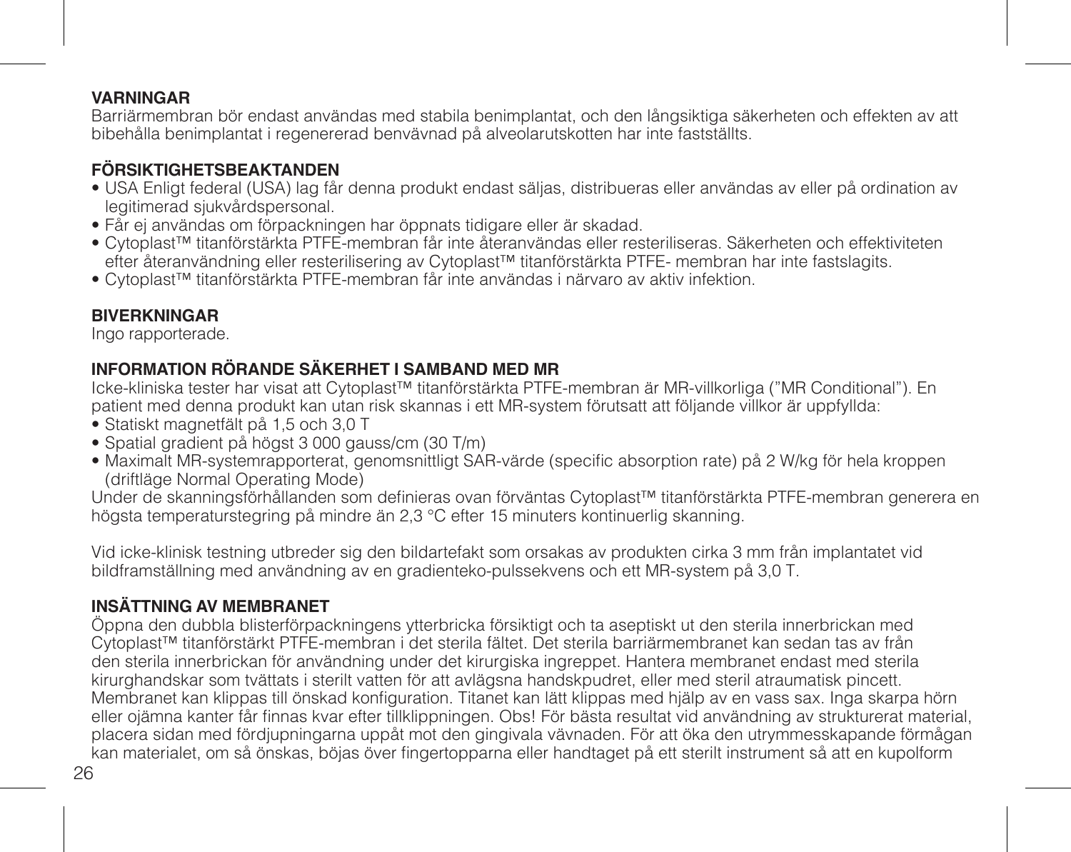**VARNINGAR**
Barriärmembran bör endast användas med stabila benimplantat, och den långsiktiga säkerheten och effekten av att bibehålla benimplantat i regenererad benvävnad på alveolarutskotten har inte fastställts.

**FÖRSIKTIGHETSBEAKTANDEN**

- USA Enligt federal (USA) lag får denna produkt endast säljas, distribueras eller användas av eller på ordination av legitimerad sjukvårdspersonal.
- Får ej användas om förpackningen har öppnats tidigare eller är skadad.
- Cytoplast™ titanförstärkta PTFE-membran får inte återanvändas eller resteriliseras. Säkerheten och effektiviteten efter återanvändning eller resterilisering av Cytoplast™ titanförstärkta PTFE- membran har inte fastslagits.
- Cytoplast™ titanförstärkta PTFE-membran får inte användas i närvaro av aktiv infektion.

**BIVERKNINGAR**
Ingo rapporterade.

**INFORMATION RÖRANDE SÄKERHET I SAMBAND MED MR**
Icke-kliniska tester har visat att Cytoplast™ titanförstärkta PTFE-membran är MR-villkorliga (”MR Conditional”). En patient med denna produkt kan utan risk skannas i ett MR-system förutsatt att följande villkor är uppfyllda:

- Statiskt magnetfält på 1,5 och 3,0 T
- Spatial gradient på högst 3 000 gauss/cm (30 T/m)
- Maximalt MR-systemrapporterat, genomsnittligt SAR-värde (specific absorption rate) på 2 W/kg för hela kroppen (driftläge Normal Operating Mode)

Under de skanningsförhållanden som definieras ovan förväntas Cytoplast™ titanförstärkta PTFE-membran generera en högsta temperaturstegring på mindre än 2,3 °C efter 15 minuters kontinuerlig skanning.

Vid icke-klinisk testning utbreder sig den bildartefakt som orsakas av produkten cirka 3 mm från implantatet vid bildframställning med användning av en gradienteko-pulssekvens och ett MR-system på 3,0 T.

**INSÄTTNING AV MEMBRANET**
Öppna den dubbla blisterförpackningens ytterbricka försiktigt och ta aseptiskt ut den sterila innerbrickan med Cytoplast™ titanförstärkt PTFE-membran i det sterila fältet. Det sterila barriärmembranet kan sedan tas av från den sterila innerbrickan för användning under det kirurgiska ingreppet. Hantera membranet endast med sterila kirurghandskar som tvättats i sterilt vatten för att avlägsna handskpudret, eller med steril atraumatisk pincett. Membranet kan klippas till önskad konfiguration. Titanet kan lätt klippas med hjälp av en vass sax. Inga skarpa hörn eller ojämna kanter får finnas kvar efter tillklippningen. Obs! För bästa resultat vid användning av strukturerat material, placera sidan med fördjupningarna uppåt mot den gingivala vävnaden. För att öka den utrymmesskapande förmågan kan materialet, om så önskas, böjas över fingertopparna eller handtaget på ett sterilt instrument så att en kupolform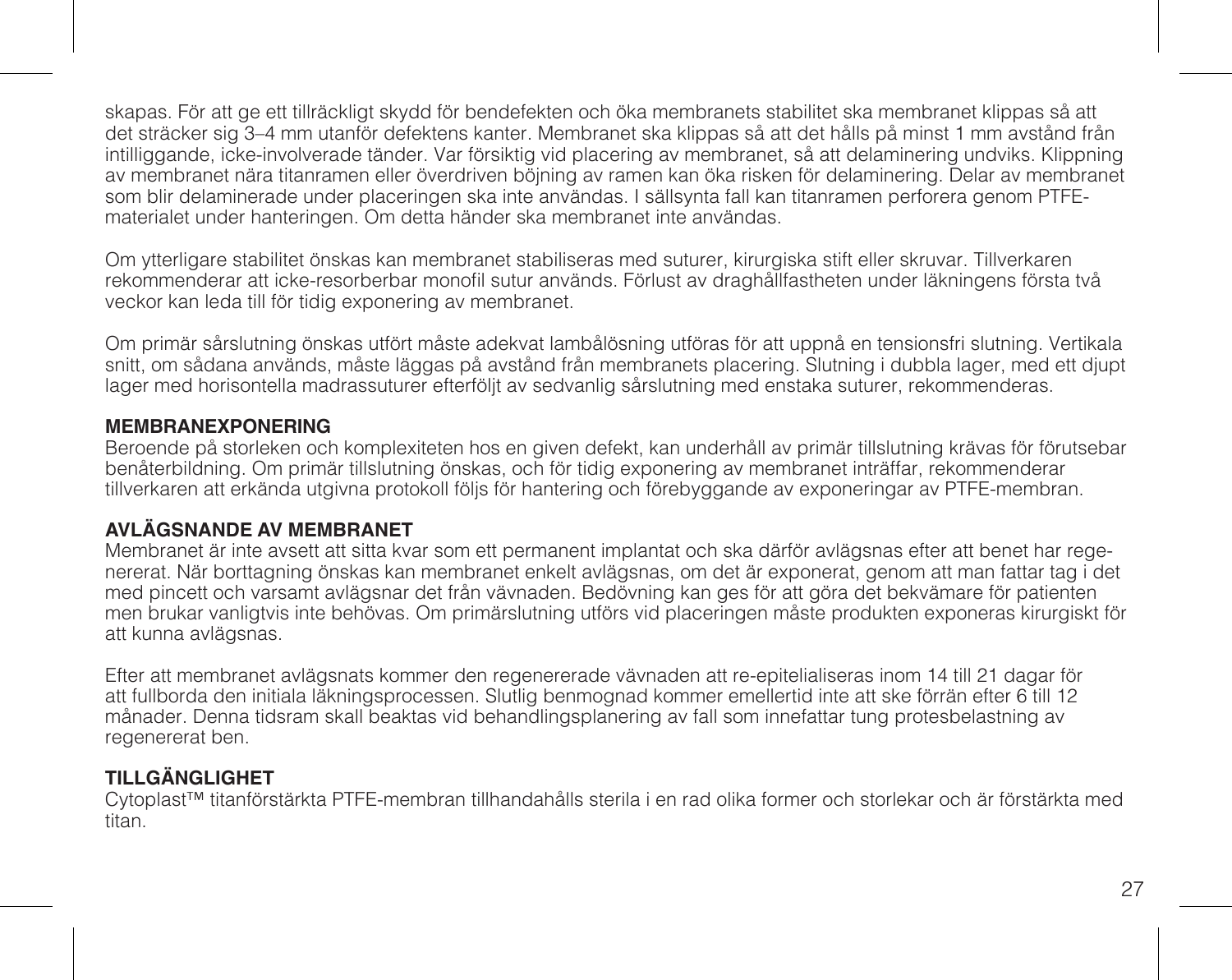skapas. För att ge ett tillräckligt skydd för bendefekten och öka membranets stabilitet ska membranet klippas så att det sträcker sig 3–4 mm utanför defektens kanter. Membranet ska klippas så att det hålls på minst 1 mm avstånd från intilliggande, icke-involverade tänder. Var försiktig vid placering av membranet, så att delaminering undviks. Klippning av membranet nära titanramen eller överdriven böjning av ramen kan öka risken för delaminering. Delar av membranet som blir delaminerade under placeringen ska inte användas. I sällsynta fall kan titanramen perforera genom PTFE-materialet under hanteringen. Om detta händer ska membranet inte användas.

Om ytterligare stabilitet önskas kan membranet stabiliseras med suturer, kirurgiska stift eller skruvar. Tillverkaren rekommenderar att icke-resorberbar monofil sutur används. Förlust av draghållfastheten under läkningens första två veckor kan leda till för tidig exponering av membranet.

Om primär sårslutning önskas utfört måste adekvat lambålösning utföras för att uppnå en tensionsfri slutning. Vertikala snitt, om sådana används, måste läggas på avstånd från membranets placering. Slutning i dubbla lager, med ett djupt lager med horisontella madrassuturer efterföljt av sedvanlig sårslutning med enstaka suturer, rekommenderas.

**MEMBRANEXPONERING**

Beroende på storleken och komplexiteten hos en given defekt, kan underhåll av primär tillslutning krävas för förutsebar benåterbildning. Om primär tillslutning önskas, och för tidig exponering av membranet inträffar, rekommenderar tillverkaren att erkända utgivna protokoll följs för hantering och förebyggande av exponeringar av PTFE-membran.

**AVLÄGSNANDE AV MEMBRANET**

Membranet är inte avsett att sitta kvar som ett permanent implantat och ska därför avlägsnas efter att benet har regenererat. När borttagning önskas kan membranet enkelt avlägsnas, om det är exponerat, genom att man fattar tag i det med pincett och varsamt avlägsnar det från vävnaden. Bedövning kan ges för att göra det bekvämare för patienten men brukar vanligtvis inte behövas. Om primärslutning utförs vid placeringen måste produkten exponeras kirurgiskt för att kunna avlägsnas.

Efter att membranet avlägsnats kommer den regenererade vävnaden att re-epitelialiseras inom 14 till 21 dagar för att fullborda den initiala läkningsprocessen. Slutlig benmognad kommer emellertid inte att ske förrän efter 6 till 12 månader. Denna tidsram skall beaktas vid behandlingsplanering av fall som innefattar tung protesbelastning av regenererat ben.

**TILLGÄNGLIGHET**

Cytoplast™ titanförstärkta PTFE-membran tillhandahålls sterila i en rad olika former och storlekar och är förstärkta med titan.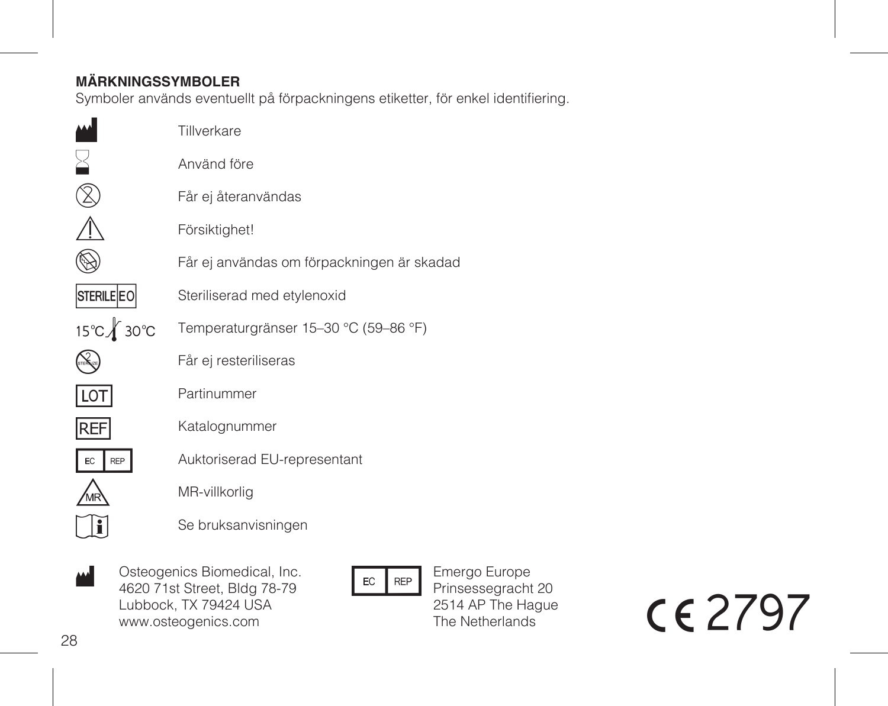## MÄRKNINGSSYMBOLER

Symboler används eventuellt på förpackningens etiketter, för enkel identifiering.

| Symbol | Betydelse |
|---|---|
| | Tillverkare |
| | Använd före |
| | Får ej återanvändas |
| | Försiktighet! |
| | Får ej användas om förpackningen är skadad |
| STERILE EO | Steriliserad med etylenoxid |
| 15°C 30°C | Temperaturgränser 15–30 °C (59–86 °F) |
| STERILIZE | Får ej resteriliseras |
| LOT | Partinummer |
| REF | Katalognummer |
| EC REP | Auktoriserad EU-representant |
| MR | MR-villkorlig |
| i | Se bruksanvisningen |

Osteogenics Biomedical, Inc.
4620 71st Street, Bldg 78-79
Lubbock, TX 79424 USA
www.osteogenics.com

EC REP
Emergo Europe
Prinsessegracht 20
2514 AP The Hague
The Netherlands

CE 2797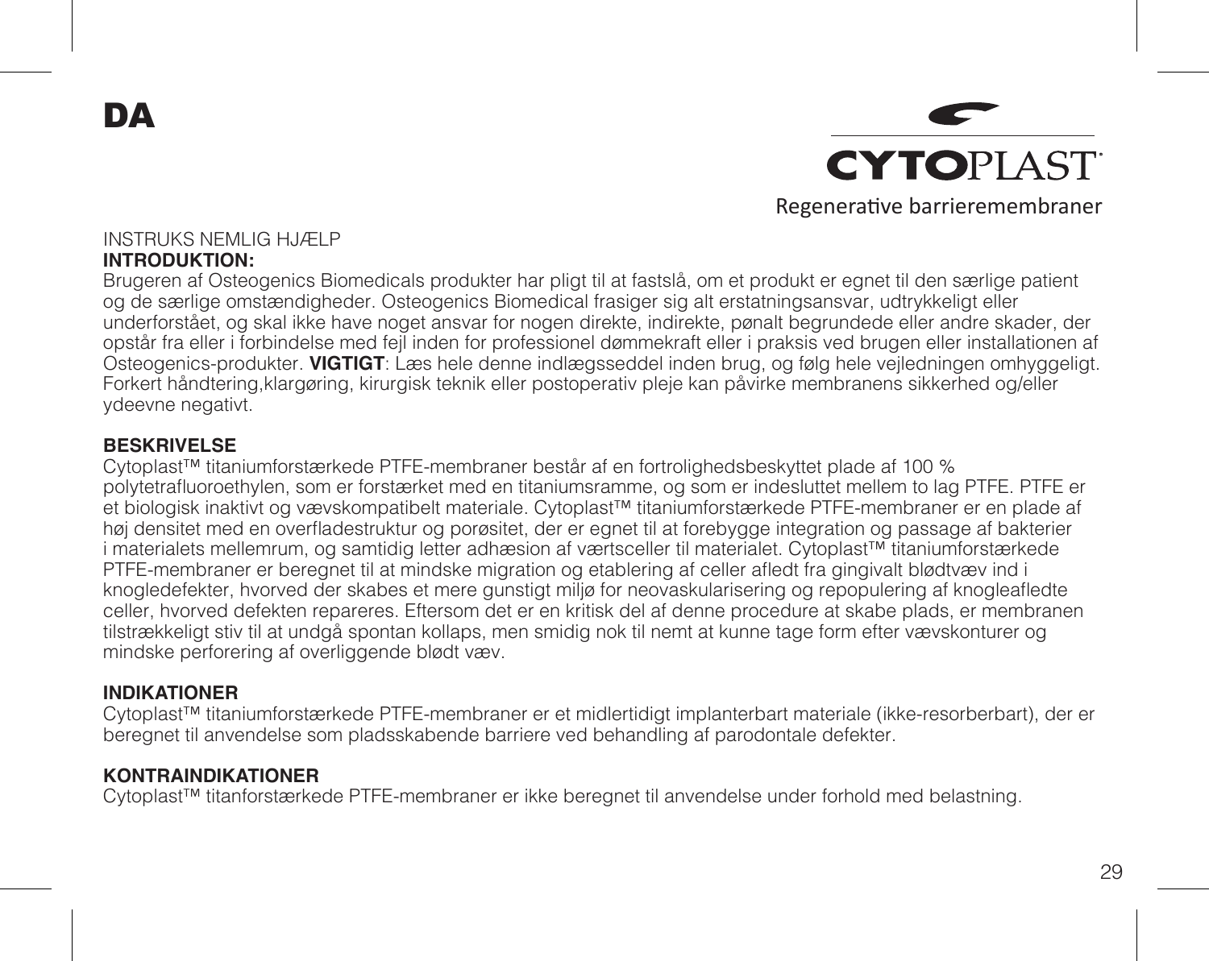# DA

**CYTOPLAST**

Regenerative barrieremembraner

INSTRUKS NEMLIG HJÆLP

**INTRODUKTION:**

Brugeren af Osteogenics Biomedicals produkter har pligt til at fastslå, om et produkt er egnet til den særlige patient og de særlige omstændigheder. Osteogenics Biomedical frasiger sig alt erstatningsansvar, udtrykkeligt eller underforstået, og skal ikke have noget ansvar for nogen direkte, indirekte, pønalt begrundede eller andre skader, der opstår fra eller i forbindelse med fejl inden for professionel dømmekraft eller i praksis ved brugen eller installationen af Osteogenics-produkter. **VIGTIGT**: Læs hele denne indlægsseddel inden brug, og følg hele vejledningen omhyggeligt. Forkert håndtering,klargøring, kirurgisk teknik eller postoperativ pleje kan påvirke membranens sikkerhed og/eller ydeevne negativt.

**BESKRIVELSE**

Cytoplast™ titaniumforstærkede PTFE-membraner består af en fortrolighedsbeskyttet plade af 100 % polytetrafluoroethylen, som er forstærket med en titaniumsramme, og som er indesluttet mellem to lag PTFE. PTFE er et biologisk inaktivt og vævskompatibelt materiale. Cytoplast™ titaniumforstærkede PTFE-membraner er en plade af høj densitet med en overfladestruktur og porøsitet, der er egnet til at forebygge integration og passage af bakterier i materialets mellemrum, og samtidig letter adhæsion af værtsceller til materialet. Cytoplast™ titaniumforstærkede PTFE-membraner er beregnet til at mindske migration og etablering af celler afledt fra gingivalt blødtvæv ind i knogledefekter, hvorved der skabes et mere gunstigt miljø for neovaskularisering og repopulering af knogleafledte celler, hvorved defekten repareres. Eftersom det er en kritisk del af denne procedure at skabe plads, er membranen tilstrækkeligt stiv til at undgå spontan kollaps, men smidig nok til nemt at kunne tage form efter vævskonturer og mindske perforering af overliggende blødt væv.

**INDIKATIONER**

Cytoplast™ titaniumforstærkede PTFE-membraner er et midlertidigt implanterbart materiale (ikke-resorberbart), der er beregnet til anvendelse som pladsskabende barriere ved behandling af parodontale defekter.

**KONTRAINDIKATIONER**

Cytoplast™ titanforstærkede PTFE-membraner er ikke beregnet til anvendelse under forhold med belastning.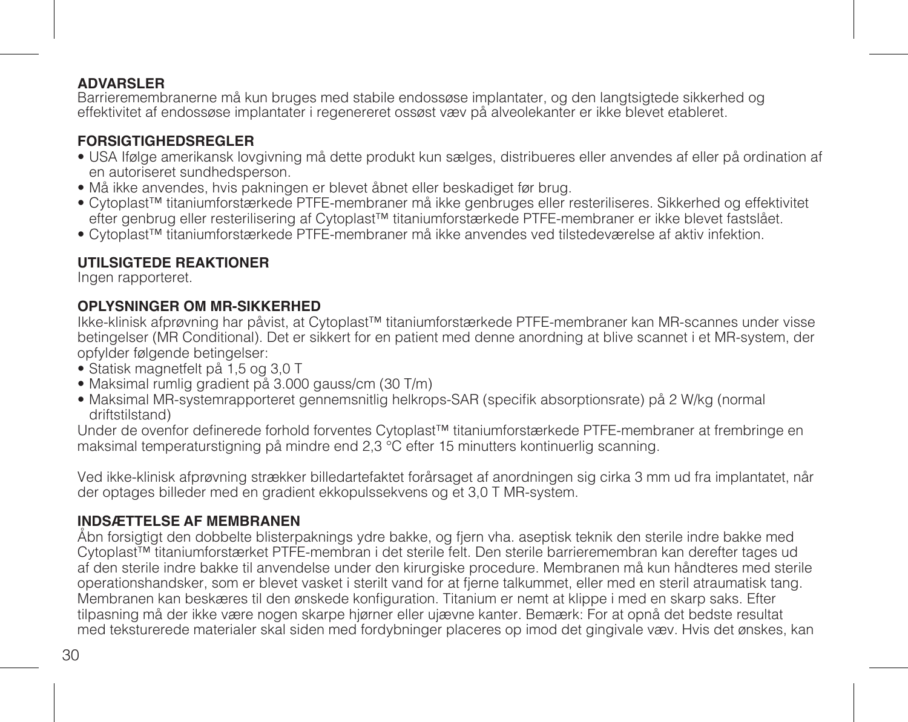**ADVARSLER**

Barrieremembranerne må kun bruges med stabile endossøse implantater, og den langtsigtede sikkerhed og effektivitet af endossøse implantater i regenereret ossøst væv på alveolekanter er ikke blevet etableret.

**FORSIGTIGHEDSREGLER**

- USA Ifølge amerikansk lovgivning må dette produkt kun sælges, distribueres eller anvendes af eller på ordination af en autoriseret sundhedsperson.
- Må ikke anvendes, hvis pakningen er blevet åbnet eller beskadiget før brug.
- Cytoplast™ titaniumforstærkede PTFE-membraner må ikke genbruges eller resteriliseres. Sikkerhed og effektivitet efter genbrug eller resterilisering af Cytoplast™ titaniumforstærkede PTFE-membraner er ikke blevet fastslået.
- Cytoplast™ titaniumforstærkede PTFE-membraner må ikke anvendes ved tilstedeværelse af aktiv infektion.

**UTILSIGTEDE REAKTIONER**

Ingen rapporteret.

**OPLYSNINGER OM MR-SIKKERHED**

Ikke-klinisk afprøvning har påvist, at Cytoplast™ titaniumforstærkede PTFE-membraner kan MR-scannes under visse betingelser (MR Conditional). Det er sikkert for en patient med denne anordning at blive scannet i et MR-system, der opfylder følgende betingelser:

- Statisk magnetfelt på 1,5 og 3,0 T
- Maksimal rumlig gradient på 3.000 gauss/cm (30 T/m)
- Maksimal MR-systemrapporteret gennemsnitlig helkrops-SAR (specifik absorptionsrate) på 2 W/kg (normal driftstilstand)

Under de ovenfor definerede forhold forventes Cytoplast™ titaniumforstærkede PTFE-membraner at frembringe en maksimal temperaturstigning på mindre end 2,3 °C efter 15 minutters kontinuerlig scanning.

Ved ikke-klinisk afprøvning strækker billedartefaktet forårsaget af anordningen sig cirka 3 mm ud fra implantatet, når der optages billeder med en gradient ekkopulssekvens og et 3,0 T MR-system.

**INDSÆTTELSE AF MEMBRANEN**

Åbn forsigtigt den dobbelte blisterpaknings ydre bakke, og fjern vha. aseptisk teknik den sterile indre bakke med Cytoplast™ titaniumforstærket PTFE-membran i det sterile felt. Den sterile barrieremembran kan derefter tages ud af den sterile indre bakke til anvendelse under den kirurgiske procedure. Membranen må kun håndteres med sterile operationshandsker, som er blevet vasket i sterilt vand for at fjerne talkummet, eller med en steril atraumatisk tang. Membranen kan beskæres til den ønskede konfiguration. Titanium er nemt at klippe i med en skarp saks. Efter tilpasning må der ikke være nogen skarpe hjørner eller ujævne kanter. Bemærk: For at opnå det bedste resultat med teksturerede materialer skal siden med fordybninger placeres op imod det gingivale væv. Hvis det ønskes, kan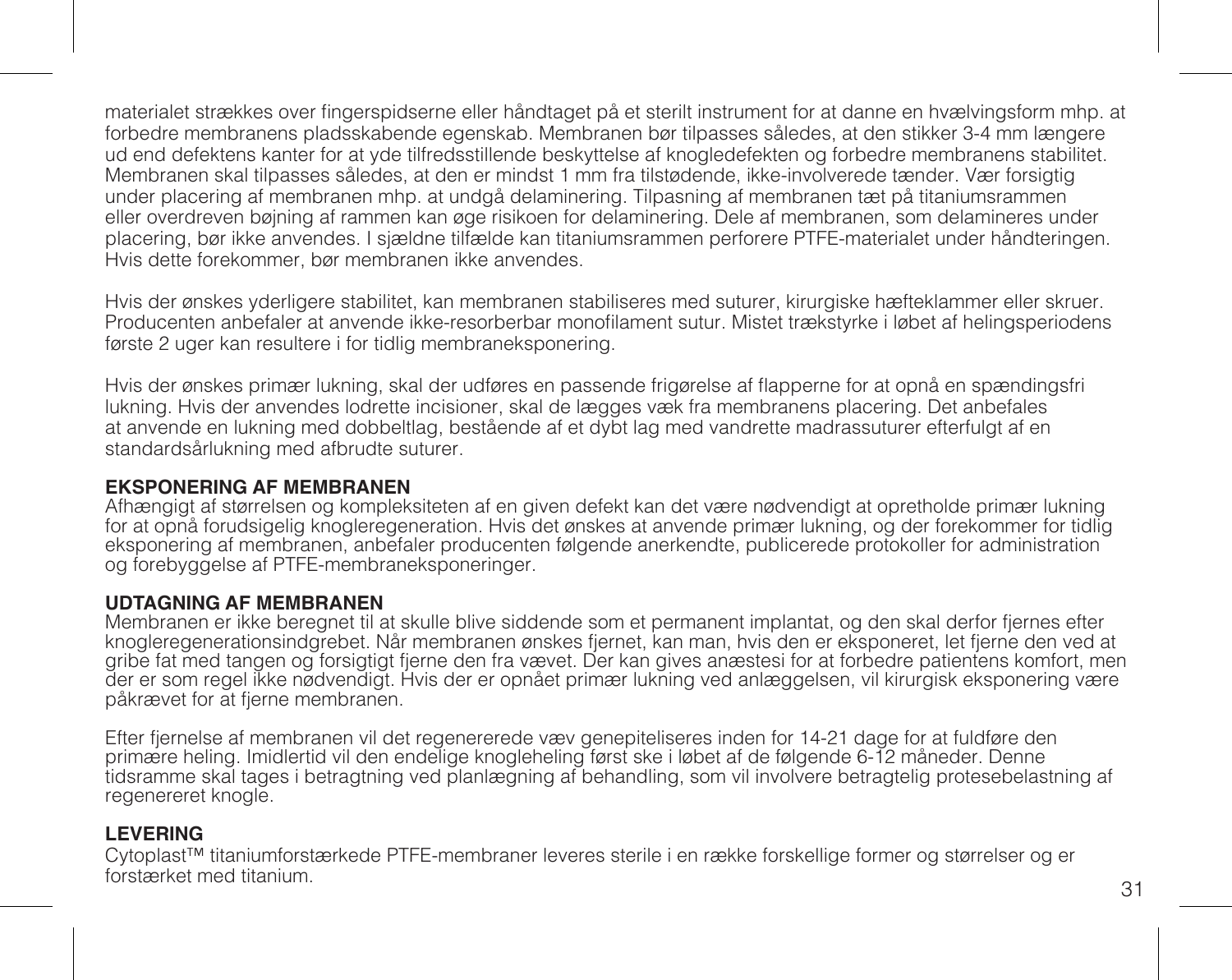materialet strækkes over fingerspidserne eller håndtaget på et sterilt instrument for at danne en hvælvingsform mhp. at forbedre membranens pladsskabende egenskab. Membranen bør tilpasses således, at den stikker 3-4 mm længere ud end defektens kanter for at yde tilfredsstillende beskyttelse af knogledefekten og forbedre membranens stabilitet. Membranen skal tilpasses således, at den er mindst 1 mm fra tilstødende, ikke-involverede tænder. Vær forsigtig under placering af membranen mhp. at undgå delaminering. Tilpasning af membranen tæt på titaniumsrammen eller overdreven bøjning af rammen kan øge risikoen for delaminering. Dele af membranen, som delamineres under placering, bør ikke anvendes. I sjældne tilfælde kan titaniumsrammen perforere PTFE-materialet under håndteringen. Hvis dette forekommer, bør membranen ikke anvendes.

Hvis der ønskes yderligere stabilitet, kan membranen stabiliseres med suturer, kirurgiske hæfteklammer eller skruer. Producenten anbefaler at anvende ikke-resorberbar monofilament sutur. Mistet trækstyrke i løbet af helingsperiodens første 2 uger kan resultere i for tidlig membraneksponering.

Hvis der ønskes primær lukning, skal der udføres en passende frigørelse af flapperne for at opnå en spændingsfri lukning. Hvis der anvendes lodrette incisioner, skal de lægges væk fra membranens placering. Det anbefales at anvende en lukning med dobbeltlag, bestående af et dybt lag med vandrette madrassuturer efterfulgt af en standardsårlukning med afbrudte suturer.

**EKSPONERING AF MEMBRANEN**
Afhængigt af størrelsen og kompleksiteten af en given defekt kan det være nødvendigt at opretholde primær lukning for at opnå forudsigelig knogleregeneration. Hvis det ønskes at anvende primær lukning, og der forekommer for tidlig eksponering af membranen, anbefaler producenten følgende anerkendte, publicerede protokoller for administration og forebyggelse af PTFE-membraneksponeringer.

**UDTAGNING AF MEMBRANEN**
Membranen er ikke beregnet til at skulle blive siddende som et permanent implantat, og den skal derfor fjernes efter knogleregenerationsindgrebet. Når membranen ønskes fjernet, kan man, hvis den er eksponeret, let fjerne den ved at gribe fat med tangen og forsigtigt fjerne den fra vævet. Der kan gives anæstesi for at forbedre patientens komfort, men der er som regel ikke nødvendigt. Hvis der er opnået primær lukning ved anlæggelsen, vil kirurgisk eksponering være påkrævet for at fjerne membranen.

Efter fjernelse af membranen vil det regenererede væv genepiteliseres inden for 14-21 dage for at fuldføre den primære heling. Imidlertid vil den endelige knogleheling først ske i løbet af de følgende 6-12 måneder. Denne tidsramme skal tages i betragtning ved planlægning af behandling, som vil involvere betragtelig protesebelastning af regenereret knogle.

**LEVERING**
Cytoplast™ titaniumforstærkede PTFE-membraner leveres sterile i en række forskellige former og størrelser og er forstærket med titanium.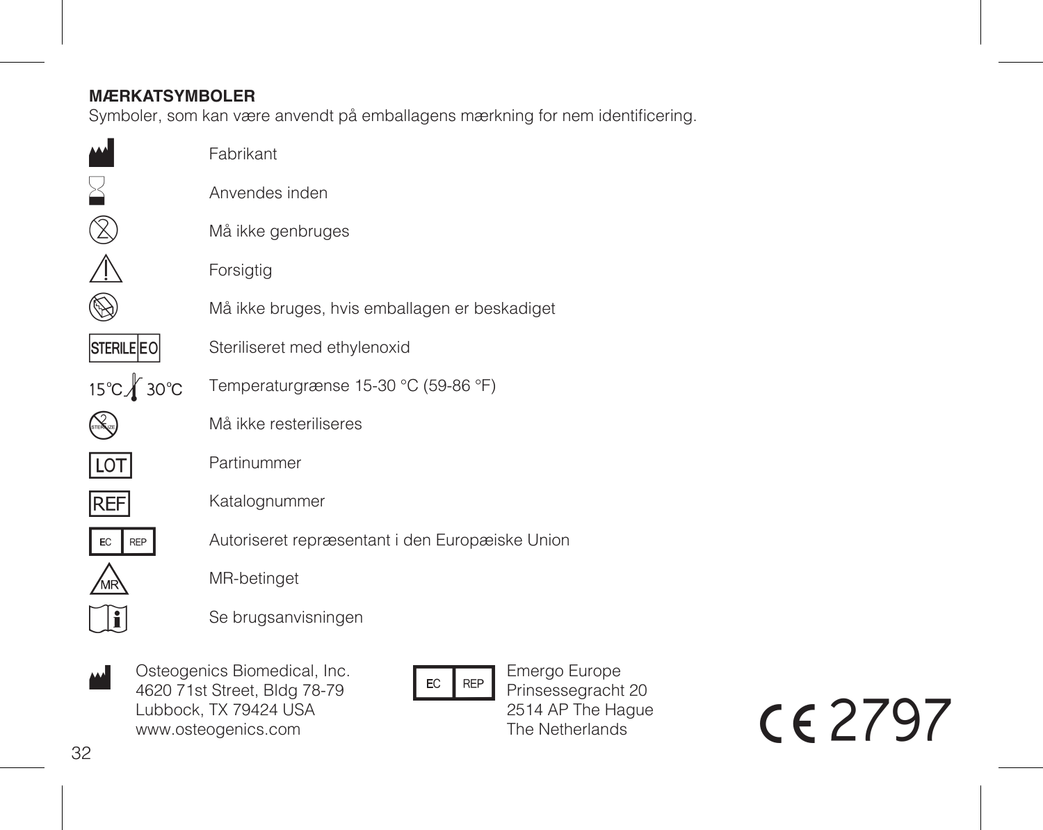**MÆRKATSYMBOLER**

Symboler, som kan være anvendt på emballagens mærkning for nem identificering.

| Symbol | Beskrivelse |
|---|---|
| | Fabrikant |
| | Anvendes inden |
| | Må ikke genbruges |
| | Forsigtig |
| | Må ikke bruges, hvis emballagen er beskadiget |
| STERILE EO | Steriliseret med ethylenoxid |
| 15°C 30°C | Temperaturgrænse 15-30 °C (59-86 °F) |
| STERILIZE | Må ikke resteriliseres |
| LOT | Partinummer |
| REF | Katalognummer |
| EC REP | Autoriseret repræsentant i den Europæiske Union |
| MR | MR-betinget |
| | Se brugsanvisningen |

Osteogenics Biomedical, Inc.
4620 71st Street, Bldg 78-79
Lubbock, TX 79424 USA
www.osteogenics.com

EC REP

Emergo Europe
Prinsessegracht 20
2514 AP The Hague
The Netherlands

CE 2797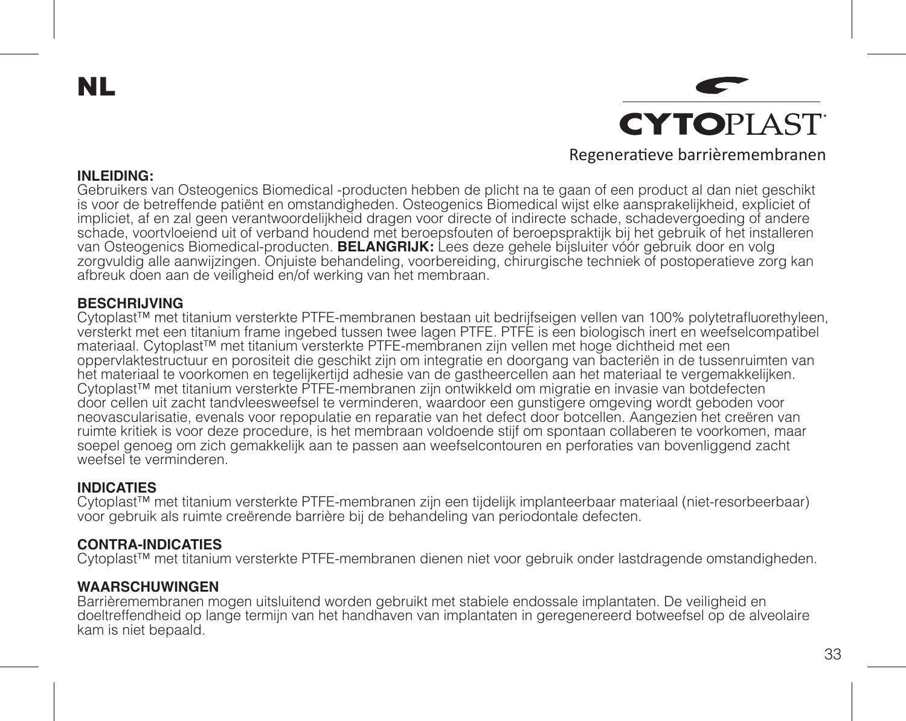NL

**CYTOPLAST**

Regeneratieve barrièremembranen

**INLEIDING:**
Gebruikers van Osteogenics Biomedical -producten hebben de plicht na te gaan of een product al dan niet geschikt is voor de betreffende patiënt en omstandigheden. Osteogenics Biomedical wijst elke aansprakelijkheid, expliciet of impliciet, af en zal geen verantwoordelijkheid dragen voor directe of indirecte schade, schadevergoeding of andere schade, voortvloeiend uit of verband houdend met beroepsfouten of beroepspraktijk bij het gebruik of het installeren van Osteogenics Biomedical-producten. **BELANGRIJK:** Lees deze gehele bijsluiter vóór gebruik door en volg zorgvuldig alle aanwijzingen. Onjuiste behandeling, voorbereiding, chirurgische techniek of postoperatieve zorg kan afbreuk doen aan de veiligheid en/of werking van het membraan.

**BESCHRIJVING**
Cytoplast™ met titanium versterkte PTFE-membranen bestaan uit bedrijfseigen vellen van 100% polytetrafluorethyleen, versterkt met een titanium frame ingebed tussen twee lagen PTFE. PTFE is een biologisch inert en weefselcompatibel materiaal. Cytoplast™ met titanium versterkte PTFE-membranen zijn vellen met hoge dichtheid met een oppervlaktestructuur en porositeit die geschikt zijn om integratie en doorgang van bacteriën in de tussenruimten van het materiaal te voorkomen en tegelijkertijd adhesie van de gastheercellen aan het materiaal te vergemakkelijken. Cytoplast™ met titanium versterkte PTFE-membranen zijn ontwikkeld om migratie en invasie van botdefecten door cellen uit zacht tandvleesweefsel te verminderen, waardoor een gunstigere omgeving wordt geboden voor neovascularisatie, evenals voor repopulatie en reparatie van het defect door botcellen. Aangezien het creëren van ruimte kritiek is voor deze procedure, is het membraan voldoende stijf om spontaan collaberen te voorkomen, maar soepel genoeg om zich gemakkelijk aan te passen aan weefselcontouren en perforaties van bovenliggend zacht weefsel te verminderen.

**INDICATIES**
Cytoplast™ met titanium versterkte PTFE-membranen zijn een tijdelijk implanteerbaar materiaal (niet-resorbeerbaar) voor gebruik als ruimte creërende barrière bij de behandeling van periodontale defecten.

**CONTRA-INDICATIES**
Cytoplast™ met titanium versterkte PTFE-membranen dienen niet voor gebruik onder lastdragende omstandigheden.

**WAARSCHUWINGEN**
Barrièremembranen mogen uitsluitend worden gebruikt met stabiele endossale implantaten. De veiligheid en doeltreffendheid op lange termijn van het handhaven van implantaten in geregenereerd botweefsel op de alveolaire kam is niet bepaald.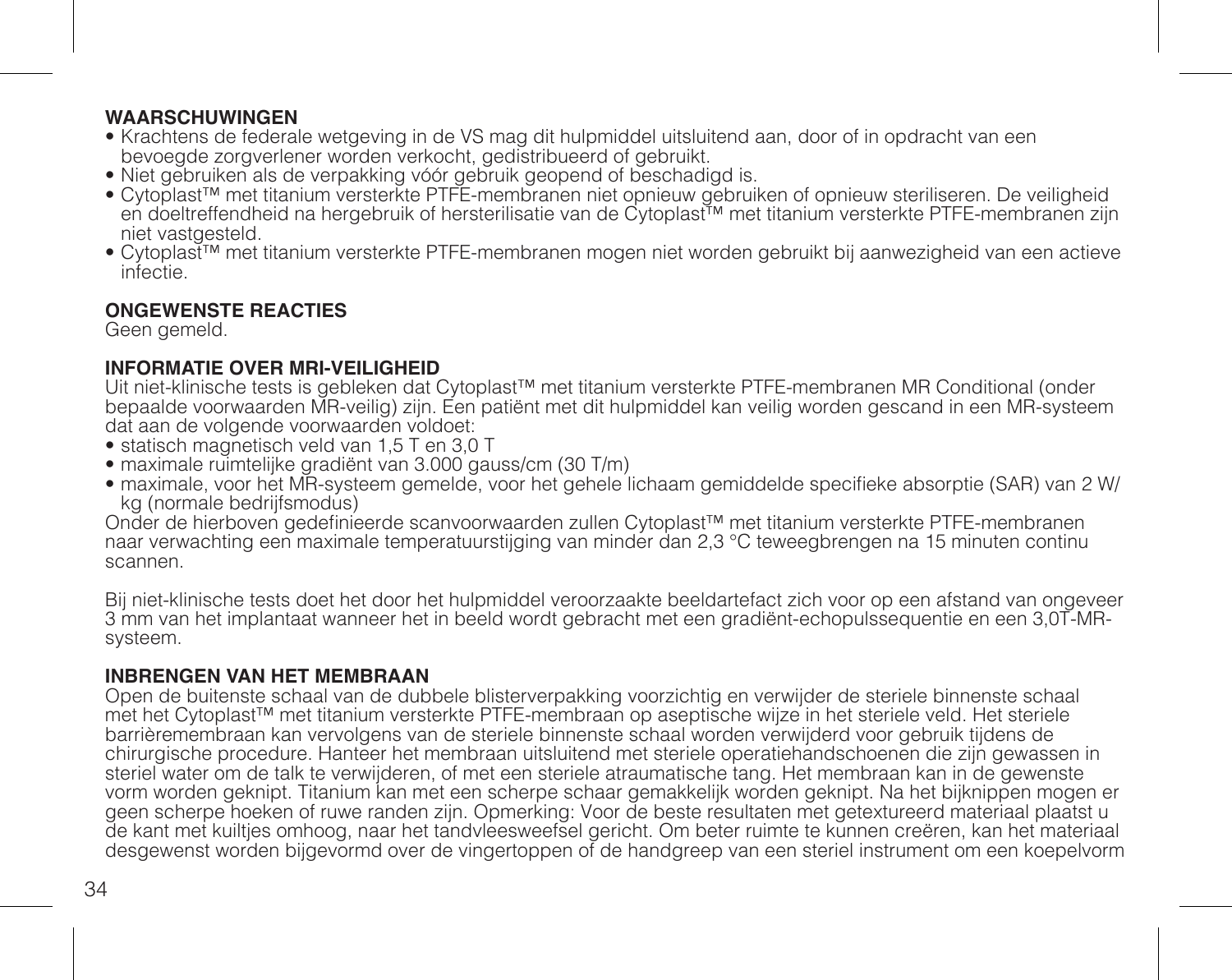**WAARSCHUWINGEN**

- Krachtens de federale wetgeving in de VS mag dit hulpmiddel uitsluitend aan, door of in opdracht van een bevoegde zorgverlener worden verkocht, gedistribueerd of gebruikt.
- Niet gebruiken als de verpakking vóór gebruik geopend of beschadigd is.
- Cytoplast™ met titanium versterkte PTFE-membranen niet opnieuw gebruiken of opnieuw steriliseren. De veiligheid en doeltreffendheid na hergebruik of hersterilisatie van de Cytoplast™ met titanium versterkte PTFE-membranen zijn niet vastgesteld.
- Cytoplast™ met titanium versterkte PTFE-membranen mogen niet worden gebruikt bij aanwezigheid van een actieve infectie.

**ONGEWENSTE REACTIES**

Geen gemeld.

**INFORMATIE OVER MRI-VEILIGHEID**

Uit niet-klinische tests is gebleken dat Cytoplast™ met titanium versterkte PTFE-membranen MR Conditional (onder bepaalde voorwaarden MR-veilig) zijn. Een patiënt met dit hulpmiddel kan veilig worden gescand in een MR-systeem dat aan de volgende voorwaarden voldoet:

- statisch magnetisch veld van 1,5 T en 3,0 T
- maximale ruimtelijke gradiënt van 3.000 gauss/cm (30 T/m)
- maximale, voor het MR-systeem gemelde, voor het gehele lichaam gemiddelde specifieke absorptie (SAR) van 2 W/kg (normale bedrijfsmodus)

Onder de hierboven gedefinieerde scanvoorwaarden zullen Cytoplast™ met titanium versterkte PTFE-membranen naar verwachting een maximale temperatuurstijging van minder dan 2,3 °C teweegbrengen na 15 minuten continu scannen.

Bij niet-klinische tests doet het door het hulpmiddel veroorzaakte beeldartefact zich voor op een afstand van ongeveer 3 mm van het implantaat wanneer het in beeld wordt gebracht met een gradiënt-echopulssequentie en een 3,0T-MR-systeem.

**INBRENGEN VAN HET MEMBRAAN**

Open de buitenste schaal van de dubbele blisterverpakking voorzichtig en verwijder de steriele binnenste schaal met het Cytoplast™ met titanium versterkte PTFE-membraan op aseptische wijze in het steriele veld. Het steriele barrièremembraan kan vervolgens van de steriele binnenste schaal worden verwijderd voor gebruik tijdens de chirurgische procedure. Hanteer het membraan uitsluitend met steriele operatiehandschoenen die zijn gewassen in steriel water om de talk te verwijderen, of met een steriele atraumatische tang. Het membraan kan in de gewenste vorm worden geknipt. Titanium kan met een scherpe schaar gemakkelijk worden geknipt. Na het bijknippen mogen er geen scherpe hoeken of ruwe randen zijn. Opmerking: Voor de beste resultaten met getextureerd materiaal plaatst u de kant met kuiltjes omhoog, naar het tandvleesweefsel gericht. Om beter ruimte te kunnen creëren, kan het materiaal desgewenst worden bijgevormd over de vingertoppen of de handgreep van een steriel instrument om een koepelvorm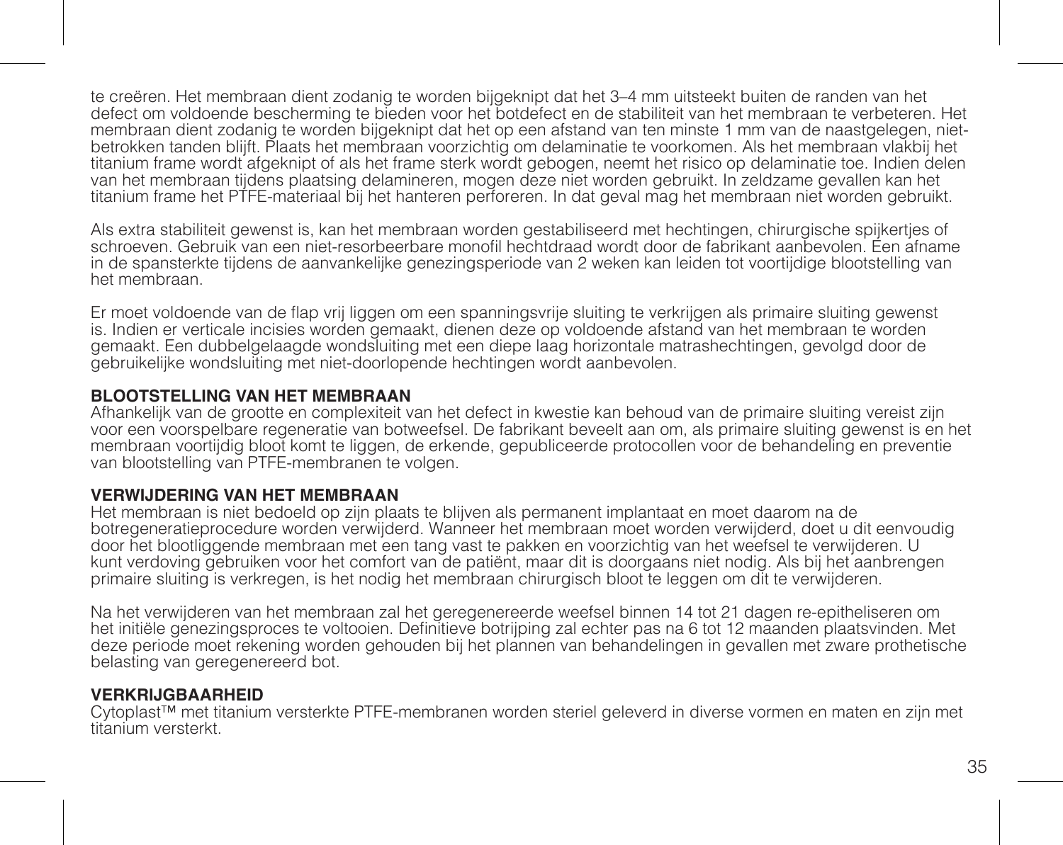te creëren. Het membraan dient zodanig te worden bijgeknipt dat het 3–4 mm uitsteekt buiten de randen van het defect om voldoende bescherming te bieden voor het botdefect en de stabiliteit van het membraan te verbeteren. Het membraan dient zodanig te worden bijgeknipt dat het op een afstand van ten minste 1 mm van de naastgelegen, niet-betrokken tanden blijft. Plaats het membraan voorzichtig om delaminatie te voorkomen. Als het membraan vlakbij het titanium frame wordt afgeknipt of als het frame sterk wordt gebogen, neemt het risico op delaminatie toe. Indien delen van het membraan tijdens plaatsing delamineren, mogen deze niet worden gebruikt. In zeldzame gevallen kan het titanium frame het PTFE-materiaal bij het hanteren perforeren. In dat geval mag het membraan niet worden gebruikt.

Als extra stabiliteit gewenst is, kan het membraan worden gestabiliseerd met hechtingen, chirurgische spijkertjes of schroeven. Gebruik van een niet-resorbeerbare monofil hechtdraad wordt door de fabrikant aanbevolen. Een afname in de spansterkte tijdens de aanvankelijke genezingsperiode van 2 weken kan leiden tot voortijdige blootstelling van het membraan.

Er moet voldoende van de flap vrij liggen om een spanningsvrije sluiting te verkrijgen als primaire sluiting gewenst is. Indien er verticale incisies worden gemaakt, dienen deze op voldoende afstand van het membraan te worden gemaakt. Een dubbelgelaagde wondsluiting met een diepe laag horizontale matrashechtingen, gevolgd door de gebruikelijke wondsluiting met niet-doorlopende hechtingen wordt aanbevolen.

**BLOOTSTELLING VAN HET MEMBRAAN**
Afhankelijk van de grootte en complexiteit van het defect in kwestie kan behoud van de primaire sluiting vereist zijn voor een voorspelbare regeneratie van botweefsel. De fabrikant beveelt aan om, als primaire sluiting gewenst is en het membraan voortijdig bloot komt te liggen, de erkende, gepubliceerde protocollen voor de behandeling en preventie van blootstelling van PTFE-membranen te volgen.

**VERWIJDERING VAN HET MEMBRAAN**
Het membraan is niet bedoeld op zijn plaats te blijven als permanent implantaat en moet daarom na de botregeneratieprocedure worden verwijderd. Wanneer het membraan moet worden verwijderd, doet u dit eenvoudig door het blootliggende membraan met een tang vast te pakken en voorzichtig van het weefsel te verwijderen. U kunt verdoving gebruiken voor het comfort van de patiënt, maar dit is doorgaans niet nodig. Als bij het aanbrengen primaire sluiting is verkregen, is het nodig het membraan chirurgisch bloot te leggen om dit te verwijderen.

Na het verwijderen van het membraan zal het geregenereerde weefsel binnen 14 tot 21 dagen re-epitheliseren om het initiële genezingsproces te voltooien. Definitieve botrijping zal echter pas na 6 tot 12 maanden plaatsvinden. Met deze periode moet rekening worden gehouden bij het plannen van behandelingen in gevallen met zware prothetische belasting van geregenereerd bot.

**VERKRIJGBAARHEID**
Cytoplast™ met titanium versterkte PTFE-membranen worden steriel geleverd in diverse vormen en maten en zijn met titanium versterkt.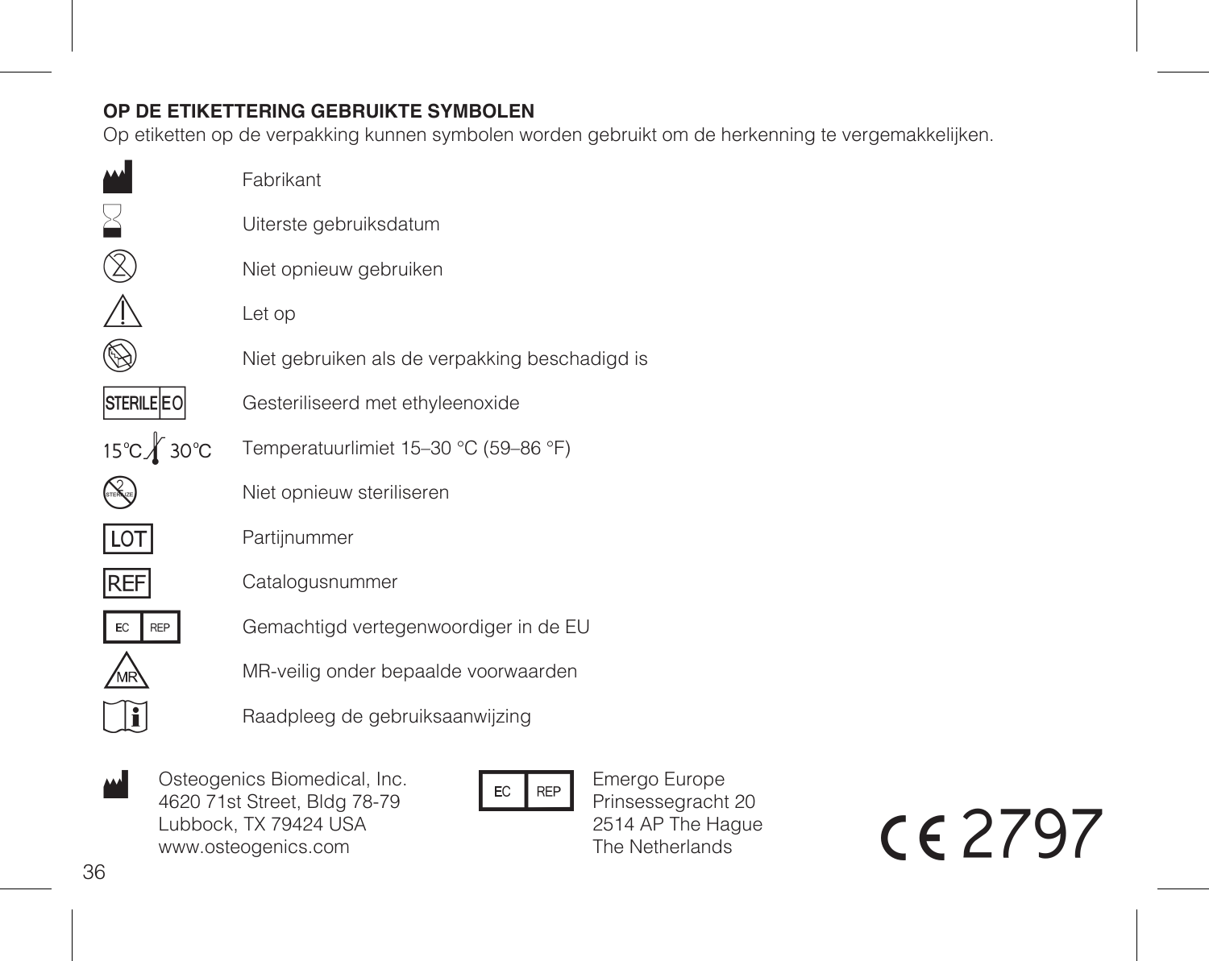**OP DE ETIKETTERING GEBRUIKTE SYMBOLEN**

Op etiketten op de verpakking kunnen symbolen worden gebruikt om de herkenning te vergemakkelijken.

| Symbool | Betekenis |
|---|---|
| | Fabrikant |
| | Uiterste gebruiksdatum |
| | Niet opnieuw gebruiken |
| | Let op |
| | Niet gebruiken als de verpakking beschadigd is |
| STERILE EO | Gesteriliseerd met ethyleenoxide |
| 15°C 30°C | Temperatuurlimiet 15–30 °C (59–86 °F) |
| STERILIZE | Niet opnieuw steriliseren |
| LOT | Partijnummer |
| REF | Catalogusnummer |
| EC REP | Gemachtigd vertegenwoordiger in de EU |
| MR | MR-veilig onder bepaalde voorwaarden |
| | Raadpleeg de gebruiksaanwijzing |

Osteogenics Biomedical, Inc.
4620 71st Street, Bldg 78-79
Lubbock, TX 79424 USA
www.osteogenics.com

EC REP
Emergo Europe
Prinsessegracht 20
2514 AP The Hague
The Netherlands

CE 2797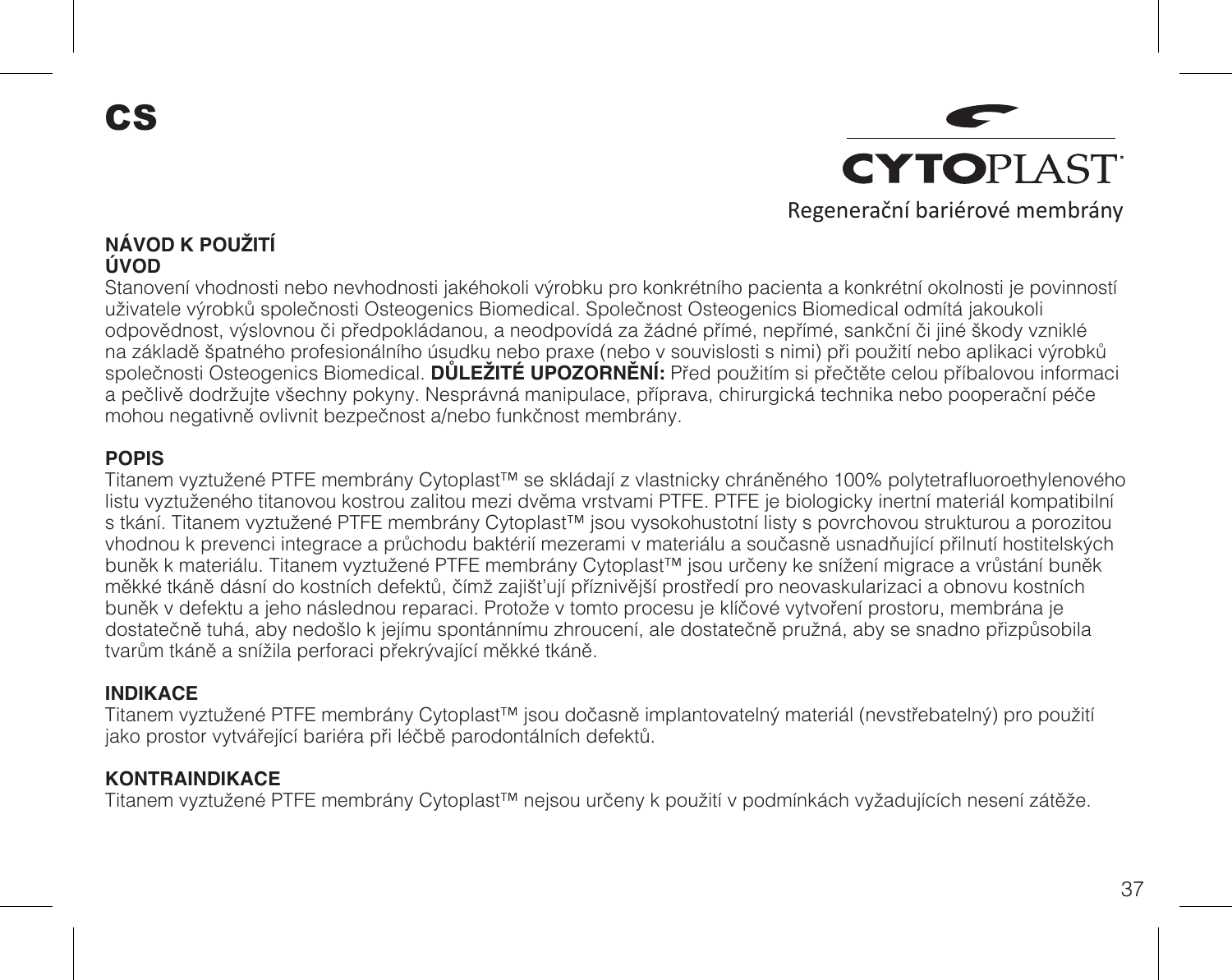# CS

**CYTOPLAST**®

Regenerační bariérové membrány

## NÁVOD K POUŽITÍ

### ÚVOD

Stanovení vhodnosti nebo nevhodnosti jakéhokoli výrobku pro konkrétního pacienta a konkrétní okolnosti je povinností uživatele výrobků společnosti Osteogenics Biomedical. Společnost Osteogenics Biomedical odmítá jakoukoli odpovědnost, výslovnou či předpokládanou, a neodpovídá za žádné přímé, nepřímé, sankční či jiné škody vzniklé na základě špatného profesionálního úsudku nebo praxe (nebo v souvislosti s nimi) při použití nebo aplikaci výrobků společnosti Osteogenics Biomedical. **DŮLEŽITÉ UPOZORNĚNÍ:** Před použitím si přečtěte celou příbalovou informaci a pečlivě dodržujte všechny pokyny. Nesprávná manipulace, příprava, chirurgická technika nebo pooperační péče mohou negativně ovlivnit bezpečnost a/nebo funkčnost membrány.

### POPIS

Titanem vyztužené PTFE membrány Cytoplast™ se skládají z vlastnicky chráněného 100% polytetrafluoroethylenového listu vyztuženého titanovou kostrou zalitou mezi dvěma vrstvami PTFE. PTFE je biologicky inertní materiál kompatibilní s tkání. Titanem vyztužené PTFE membrány Cytoplast™ jsou vysokohustotní listy s povrchovou strukturou a porozitou vhodnou k prevenci integrace a průchodu baktérií mezerami v materiálu a současně usnadňující přilnutí hostitelských buněk k materiálu. Titanem vyztužené PTFE membrány Cytoplast™ jsou určeny ke snížení migrace a vrůstání buněk měkké tkáně dásní do kostních defektů, čímž zajišťují příznivější prostředí pro neovaskularizaci a obnovu kostních buněk v defektu a jeho následnou reparaci. Protože v tomto procesu je klíčové vytvoření prostoru, membrána je dostatečně tuhá, aby nedošlo k jejímu spontánnímu zhroucení, ale dostatečně pružná, aby se snadno přizpůsobila tvarům tkáně a snížila perforaci překrývající měkké tkáně.

### INDIKACE

Titanem vyztužené PTFE membrány Cytoplast™ jsou dočasně implantovatelný materiál (nevstřebatelný) pro použití jako prostor vytvářející bariéra při léčbě parodontálních defektů.

### KONTRAINDIKACE

Titanem vyztužené PTFE membrány Cytoplast™ nejsou určeny k použití v podmínkách vyžadujících nesení zátěže.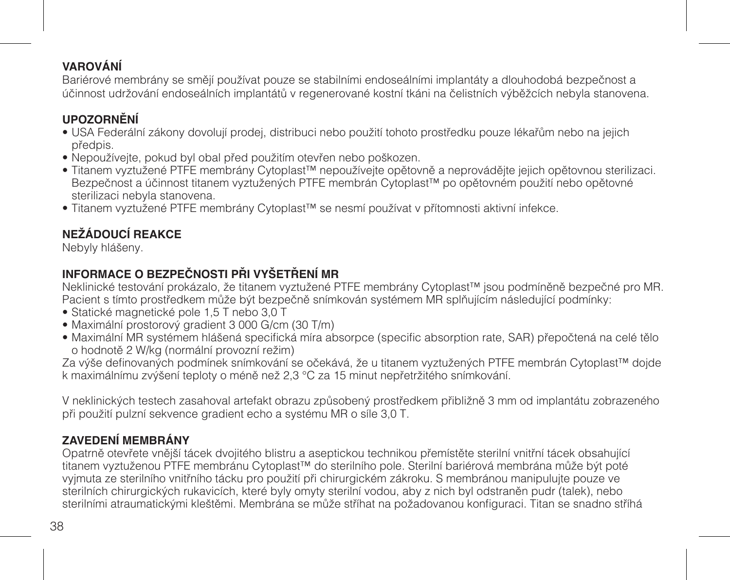## VAROVÁNÍ

Bariérové membrány se smějí používat pouze se stabilními endoseálními implantáty a dlouhodobá bezpečnost a účinnost udržování endoseálních implantátů v regenerované kostní tkáni na čelistních výběžcích nebyla stanovena.

## UPOZORNĚNÍ

- USA Federální zákony dovolují prodej, distribuci nebo použití tohoto prostředku pouze lékařům nebo na jejich předpis.
- Nepoužívejte, pokud byl obal před použitím otevřen nebo poškozen.
- Titanem vyztužené PTFE membrány Cytoplast™ nepoužívejte opětovně a neprovádějte jejich opětovnou sterilizaci. Bezpečnost a účinnost titanem vyztužených PTFE membrán Cytoplast™ po opětovném použití nebo opětovné sterilizaci nebyla stanovena.
- Titanem vyztužené PTFE membrány Cytoplast™ se nesmí používat v přítomnosti aktivní infekce.

## NEŽÁDOUCÍ REAKCE

Nebyly hlášeny.

## INFORMACE O BEZPEČNOSTI PŘI VYŠETŘENÍ MR

Neklinické testování prokázalo, že titanem vyztužené PTFE membrány Cytoplast™ jsou podmíněně bezpečné pro MR. Pacient s tímto prostředkem může být bezpečně snímkován systémem MR splňujícím následující podmínky:

- Statické magnetické pole 1,5 T nebo 3,0 T
- Maximální prostorový gradient 3 000 G/cm (30 T/m)
- Maximální MR systémem hlášená specifická míra absorpce (specific absorption rate, SAR) přepočtená na celé tělo o hodnotě 2 W/kg (normální provozní režim)

Za výše definovaných podmínek snímkování se očekává, že u titanem vyztužených PTFE membrán Cytoplast™ dojde k maximálnímu zvýšení teploty o méně než 2,3 °C za 15 minut nepřetržitého snímkování.

V neklinických testech zasahoval artefakt obrazu způsobený prostředkem přibližně 3 mm od implantátu zobrazeného při použití pulzní sekvence gradient echo a systému MR o síle 3,0 T.

## ZAVEDENÍ MEMBRÁNY

Opatrně otevřete vnější tácek dvojitého blistru a aseptickou technikou přemístěte sterilní vnitřní tácek obsahující titanem vyztuženou PTFE membránu Cytoplast™ do sterilního pole. Sterilní bariérová membrána může být poté vyjmuta ze sterilního vnitřního tácku pro použití při chirurgickém zákroku. S membránou manipulujte pouze ve sterilních chirurgických rukavicích, které byly omyty sterilní vodou, aby z nich byl odstraněn pudr (talek), nebo sterilními atraumatickými kleštěmi. Membrána se může stříhat na požadovanou konfiguraci. Titan se snadno stříhá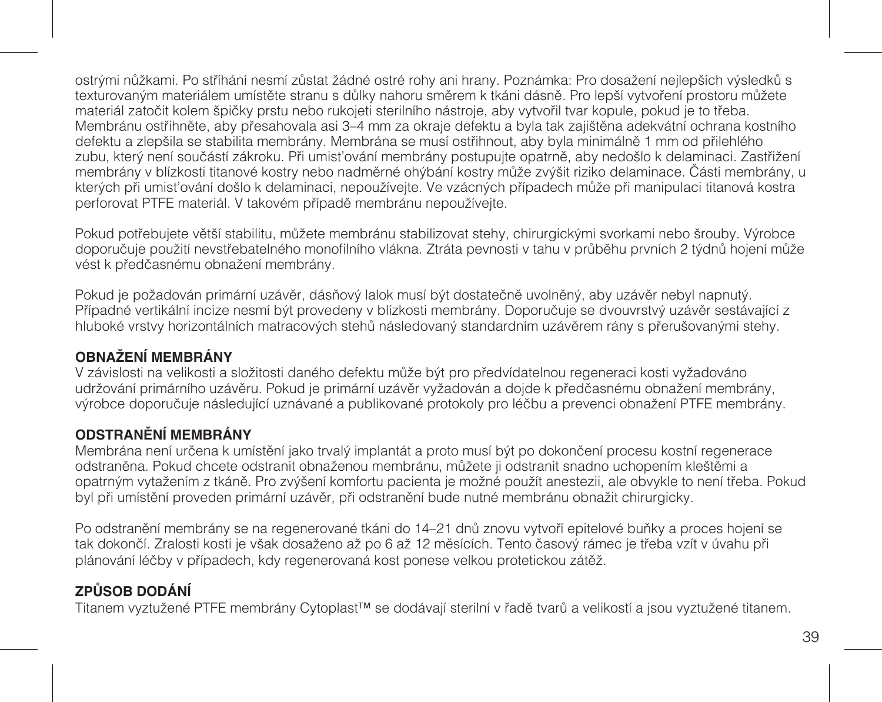ostrými nůžkami. Po stříhání nesmí zůstat žádné ostré rohy ani hrany. Poznámka: Pro dosažení nejlepších výsledků s texturovaným materiálem umístěte stranu s důlky nahoru směrem k tkáni dásně. Pro lepší vytvoření prostoru můžete materiál zatočit kolem špičky prstu nebo rukojeti sterilního nástroje, aby vytvořil tvar kopule, pokud je to třeba. Membránu ostřihněte, aby přesahovala asi 3–4 mm za okraje defektu a byla tak zajištěna adekvátní ochrana kostního defektu a zlepšila se stabilita membrány. Membrána se musí ostřihnout, aby byla minimálně 1 mm od přilehlého zubu, který není součástí zákroku. Při umisťování membrány postupujte opatrně, aby nedošlo k delaminaci. Zastřižení membrány v blízkosti titanové kostry nebo nadměrné ohýbání kostry může zvýšit riziko delaminace. Části membrány, u kterých při umisťování došlo k delaminaci, nepoužívejte. Ve vzácných případech může při manipulaci titanová kostra perforovat PTFE materiál. V takovém případě membránu nepoužívejte.

Pokud potřebujete větší stabilitu, můžete membránu stabilizovat stehy, chirurgickými svorkami nebo šrouby. Výrobce doporučuje použití nevstřebatelného monofilního vlákna. Ztráta pevnosti v tahu v průběhu prvních 2 týdnů hojení může vést k předčasnému obnažení membrány.

Pokud je požadován primární uzávěr, dásňový lalok musí být dostatečně uvolněný, aby uzávěr nebyl napnutý. Případné vertikální incize nesmí být provedeny v blízkosti membrány. Doporučuje se dvouvrstvý uzávěr sestávající z hluboké vrstvy horizontálních matracových stehů následovaný standardním uzávěrem rány s přerušovanými stehy.

**OBNAŽENÍ MEMBRÁNY**

V závislosti na velikosti a složitosti daného defektu může být pro předvídatelnou regeneraci kosti vyžadováno udržování primárního uzávěru. Pokud je primární uzávěr vyžadován a dojde k předčasnému obnažení membrány, výrobce doporučuje následující uznávané a publikované protokoly pro léčbu a prevenci obnažení PTFE membrány.

**ODSTRANĚNÍ MEMBRÁNY**

Membrána není určena k umístění jako trvalý implantát a proto musí být po dokončení procesu kostní regenerace odstraněna. Pokud chcete odstranit obnaženou membránu, můžete ji odstranit snadno uchopením kleštěmi a opatrným vytažením z tkáně. Pro zvýšení komfortu pacienta je možné použít anestezii, ale obvykle to není třeba. Pokud byl při umístění proveden primární uzávěr, při odstranění bude nutné membránu obnažit chirurgicky.

Po odstranění membrány se na regenerované tkáni do 14–21 dnů znovu vytvoří epitelové buňky a proces hojení se tak dokončí. Zralosti kosti je však dosaženo až po 6 až 12 měsících. Tento časový rámec je třeba vzít v úvahu při plánování léčby v případech, kdy regenerovaná kost ponese velkou protetickou zátěž.

**ZPŮSOB DODÁNÍ**

Titanem vyztužené PTFE membrány Cytoplast™ se dodávají sterilní v řadě tvarů a velikostí a jsou vyztužené titanem.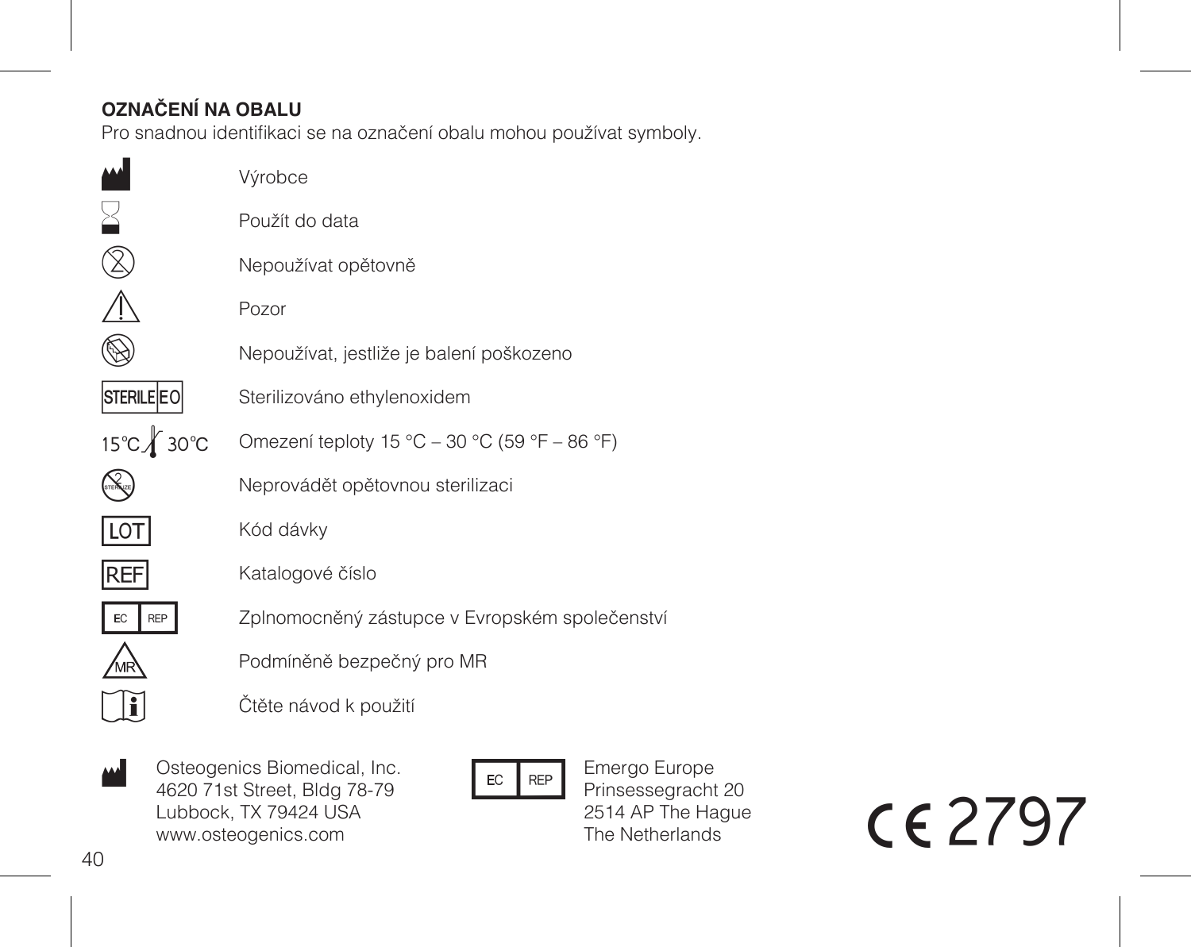**OZNAČENÍ NA OBALU**

Pro snadnou identifikaci se na označení obalu mohou používat symboly.

| Symbol | Význam |
|---|---|
| | Výrobce |
| | Použít do data |
| | Nepoužívat opětovně |
| | Pozor |
| | Nepoužívat, jestliže je balení poškozeno |
| STERILE EO | Sterilizováno ethylenoxidem |
| 15°C 30°C | Omezení teploty 15 °C – 30 °C (59 °F – 86 °F) |
| STERILIZE | Neprovádět opětovnou sterilizaci |
| LOT | Kód dávky |
| REF | Katalogové číslo |
| EC REP | Zplnomocněný zástupce v Evropském společenství |
| MR | Podmíněně bezpečný pro MR |
| | Čtěte návod k použití |

Osteogenics Biomedical, Inc.
4620 71st Street, Bldg 78-79
Lubbock, TX 79424 USA
www.osteogenics.com

EC REP
Emergo Europe
Prinsessegracht 20
2514 AP The Hague
The Netherlands

CE 2797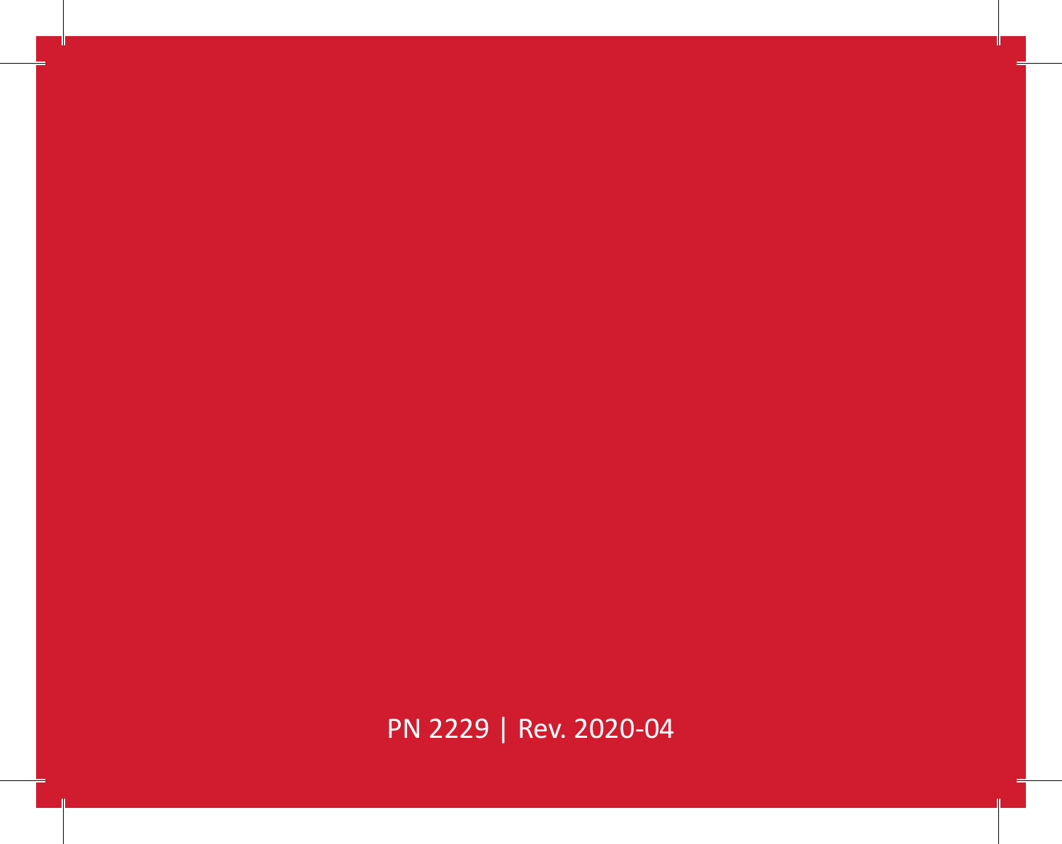PN 2229 | Rev. 2020-04